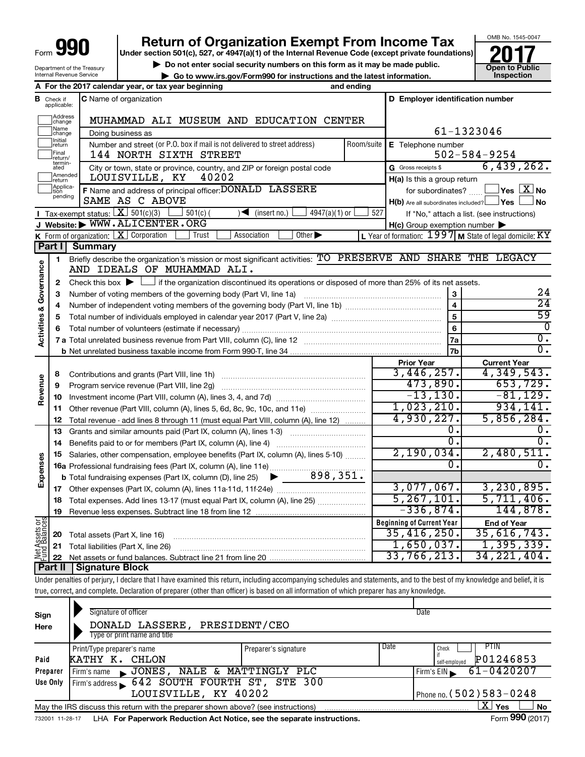Form **990**

# Return of Organization Exempt From Income Tax

**Under section 501(c), 527, or 4947(a)(1) of the Internal Revenue Code (except private foundations)**

▶ Do not enter social security numbers on this form as it may be made public.

▶ Go to www.irs.gov/Form990 for instructions and the latest information.

Department of the Treasury
Internal Revenue Service

OMB No. 1545-0047

**2017**

**Open to Public Inspection**

**A** For the 2017 calendar year, or tax year beginning and ending

**B** Check if applicable: Address change, Name change, Initial return, Final return/terminated, Amended return, Application pending

**C** Name of organization: MUHAMMAD ALI MUSEUM AND EDUCATION CENTER

Doing business as

Number and street (or P.O. box if mail is not delivered to street address) Room/suite: 144 NORTH SIXTH STREET

City or town, state or province, country, and ZIP or foreign postal code: LOUISVILLE, KY 40202

**D** Employer identification number: 61-1323046

**E** Telephone number: 502-584-9254

**G** Gross receipts $ 6,439,262.

**F** Name and address of principal officer: DONALD LASSERE
SAME AS C ABOVE

**H(a)** Is this a group return for subordinates? ☐ Yes ☒ No

**H(b)** Are all subordinates included? ☐ Yes ☐ No
If "No," attach a list. (see instructions)

**H(c)** Group exemption number ▶

**I** Tax-exempt status: ☒ 501(c)(3) ☐ 501(c) ( ) ◀ (insert no.) ☐ 4947(a)(1) or ☐ 527

**J** Website: ▶ WWW.ALICENTER.ORG

**K** Form of organization: ☒ Corporation ☐ Trust ☐ Association ☐ Other ▶

**L** Year of formation: 1997 **M** State of legal domicile: KY

## Part I Summary

**Activities & Governance**

1. Briefly describe the organization's mission or most significant activities: TO PRESERVE AND SHARE THE LEGACY AND IDEALS OF MUHAMMAD ALI.
2. Check this box ▶ ☐ if the organization discontinued its operations or disposed of more than 25% of its net assets.

| | | | |
|---|---|---|---|
| 3 | Number of voting members of the governing body (Part VI, line 1a) | 3 | 24 |
| 4 | Number of independent voting members of the governing body (Part VI, line 1b) | 4 | 24 |
| 5 | Total number of individuals employed in calendar year 2017 (Part V, line 2a) | 5 | 59 |
| 6 | Total number of volunteers (estimate if necessary) | 6 | 0 |
| 7a | Total unrelated business revenue from Part VIII, column (C), line 12 | 7a | 0. |
| b | Net unrelated business taxable income from Form 990-T, line 34 | 7b | 0. |

| | | | Prior Year | Current Year |
|---|---|---|---|---|
| **Revenue** | 8 | Contributions and grants (Part VIII, line 1h) | 3,446,257. | 4,349,543. |
| | 9 | Program service revenue (Part VIII, line 2g) | 473,890. | 653,729. |
| | 10 | Investment income (Part VIII, column (A), lines 3, 4, and 7d) | -13,130. | -81,129. |
| | 11 | Other revenue (Part VIII, column (A), lines 5, 6d, 8c, 9c, 10c, and 11e) | 1,023,210. | 934,141. |
| | 12 | Total revenue - add lines 8 through 11 (must equal Part VIII, column (A), line 12) | 4,930,227. | 5,856,284. |
| **Expenses** | 13 | Grants and similar amounts paid (Part IX, column (A), lines 1-3) | 0. | 0. |
| | 14 | Benefits paid to or for members (Part IX, column (A), line 4) | 0. | 0. |
| | 15 | Salaries, other compensation, employee benefits (Part IX, column (A), lines 5-10) | 2,190,034. | 2,480,511. |
| | 16a | Professional fundraising fees (Part IX, column (A), line 11e) | 0. | 0. |
| | b | Total fundraising expenses (Part IX, column (D), line 25) ▶ 898,351. | | |
| | 17 | Other expenses (Part IX, column (A), lines 11a-11d, 11f-24e) | 3,077,067. | 3,230,895. |
| | 18 | Total expenses. Add lines 13-17 (must equal Part IX, column (A), line 25) | 5,267,101. | 5,711,406. |
| | 19 | Revenue less expenses. Subtract line 18 from line 12 | -336,874. | 144,878. |
| | | | **Beginning of Current Year** | **End of Year** |
| **Net Assets or Fund Balances** | 20 | Total assets (Part X, line 16) | 35,416,250. | 35,616,743. |
| | 21 | Total liabilities (Part X, line 26) | 1,650,037. | 1,395,339. |
| | 22 | Net assets or fund balances. Subtract line 21 from line 20 | 33,766,213. | 34,221,404. |

## Part II Signature Block

Under penalties of perjury, I declare that I have examined this return, including accompanying schedules and statements, and to the best of my knowledge and belief, it is true, correct, and complete. Declaration of preparer (other than officer) is based on all information of which preparer has any knowledge.

**Sign Here**

Signature of officer ▶ Date

DONALD LASSERE, PRESIDENT/CEO
Type or print name and title

**Paid Preparer Use Only**

| Print/Type preparer's name | Preparer's signature | Date | Check ☐ if self-employed | PTIN |
|---|---|---|---|---|
| KATHY K. CHLON | | | | P01246853 |

Firm's name ▶ JONES, NALE & MATTINGLY PLC — Firm's EIN ▶ 61-0420207

Firm's address ▶ 642 SOUTH FOURTH ST, STE 300, LOUISVILLE, KY 40202 — Phone no. (502)583-0248

May the IRS discuss this return with the preparer shown above? (see instructions) ☒ Yes ☐ No

732001 11-28-17 LHA **For Paperwork Reduction Act Notice, see the separate instructions.** Form **990** (2017)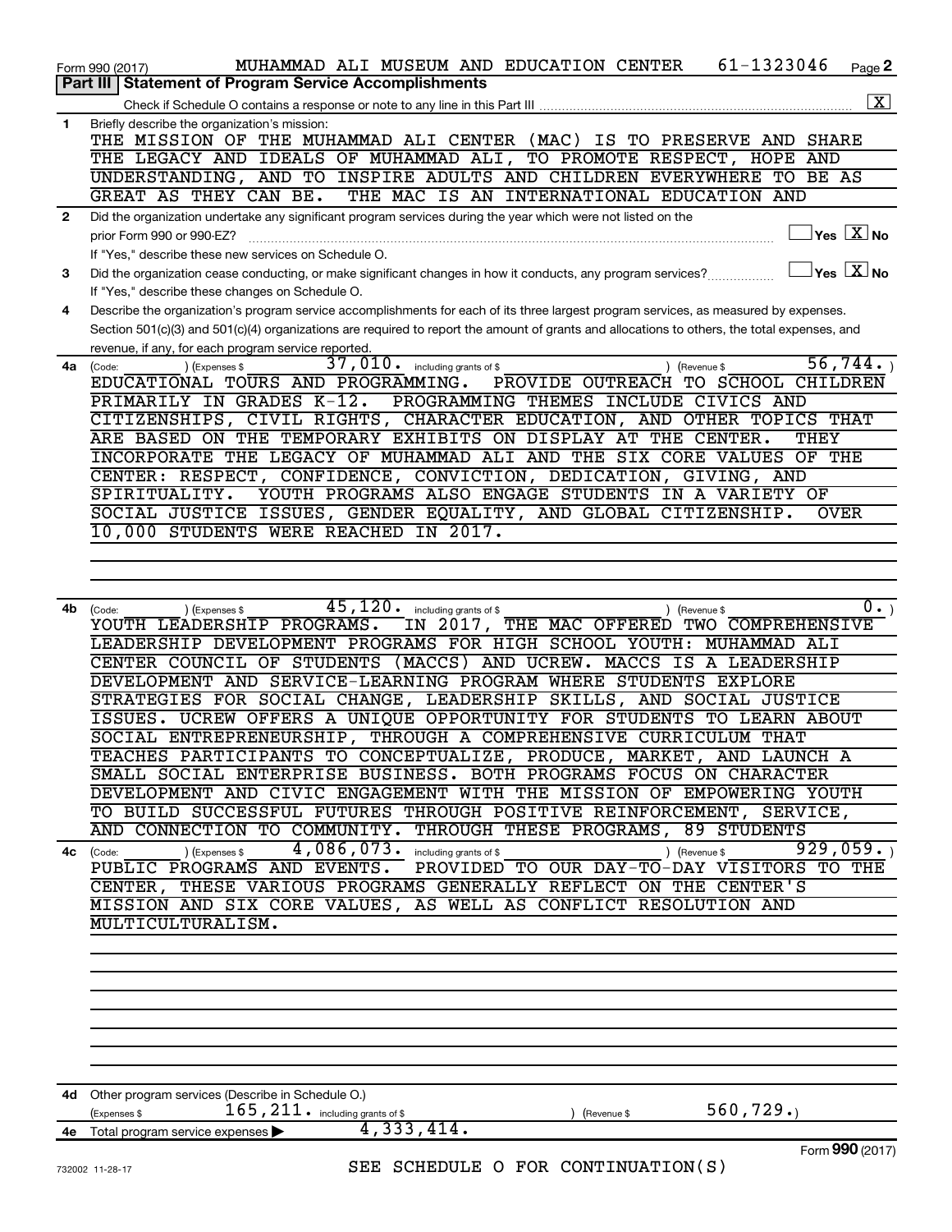Form 990 (2017) MUHAMMAD ALI MUSEUM AND EDUCATION CENTER 61-1323046 Page **2**

## Part III | Statement of Program Service Accomplishments

Check if Schedule O contains a response or note to any line in this Part III ..... [X]

**1** Briefly describe the organization's mission:

THE MISSION OF THE MUHAMMAD ALI CENTER (MAC) IS TO PRESERVE AND SHARE THE LEGACY AND IDEALS OF MUHAMMAD ALI, TO PROMOTE RESPECT, HOPE AND UNDERSTANDING, AND TO INSPIRE ADULTS AND CHILDREN EVERYWHERE TO BE AS GREAT AS THEY CAN BE. THE MAC IS AN INTERNATIONAL EDUCATION AND

**2** Did the organization undertake any significant program services during the year which were not listed on the prior Form 990 or 990-EZ? ..... [ ] Yes [X] No

If "Yes," describe these new services on Schedule O.

**3** Did the organization cease conducting, or make significant changes in how it conducts, any program services? ..... [ ] Yes [X] No

If "Yes," describe these changes on Schedule O.

**4** Describe the organization's program service accomplishments for each of its three largest program services, as measured by expenses. Section 501(c)(3) and 501(c)(4) organizations are required to report the amount of grants and allocations to others, the total expenses, and revenue, if any, for each program service reported.

**4a** (Code: ) (Expenses $ 37,010. including grants of $ ) (Revenue $ 56,744. )

EDUCATIONAL TOURS AND PROGRAMMING. PROVIDE OUTREACH TO SCHOOL CHILDREN PRIMARILY IN GRADES K-12. PROGRAMMING THEMES INCLUDE CIVICS AND CITIZENSHIPS, CIVIL RIGHTS, CHARACTER EDUCATION, AND OTHER TOPICS THAT ARE BASED ON THE TEMPORARY EXHIBITS ON DISPLAY AT THE CENTER. THEY INCORPORATE THE LEGACY OF MUHAMMAD ALI AND THE SIX CORE VALUES OF THE CENTER: RESPECT, CONFIDENCE, CONVICTION, DEDICATION, GIVING, AND SPIRITUALITY. YOUTH PROGRAMS ALSO ENGAGE STUDENTS IN A VARIETY OF SOCIAL JUSTICE ISSUES, GENDER EQUALITY, AND GLOBAL CITIZENSHIP. OVER 10,000 STUDENTS WERE REACHED IN 2017.

**4b** (Code: ) (Expenses $ 45,120. including grants of $ ) (Revenue $ 0. )

YOUTH LEADERSHIP PROGRAMS. IN 2017, THE MAC OFFERED TWO COMPREHENSIVE LEADERSHIP DEVELOPMENT PROGRAMS FOR HIGH SCHOOL YOUTH: MUHAMMAD ALI CENTER COUNCIL OF STUDENTS (MACCS) AND UCREW. MACCS IS A LEADERSHIP DEVELOPMENT AND SERVICE-LEARNING PROGRAM WHERE STUDENTS EXPLORE STRATEGIES FOR SOCIAL CHANGE, LEADERSHIP SKILLS, AND SOCIAL JUSTICE ISSUES. UCREW OFFERS A UNIQUE OPPORTUNITY FOR STUDENTS TO LEARN ABOUT SOCIAL ENTREPRENEURSHIP, THROUGH A COMPREHENSIVE CURRICULUM THAT TEACHES PARTICIPANTS TO CONCEPTUALIZE, PRODUCE, MARKET, AND LAUNCH A SMALL SOCIAL ENTERPRISE BUSINESS. BOTH PROGRAMS FOCUS ON CHARACTER DEVELOPMENT AND CIVIC ENGAGEMENT WITH THE MISSION OF EMPOWERING YOUTH TO BUILD SUCCESSFUL FUTURES THROUGH POSITIVE REINFORCEMENT, SERVICE, AND CONNECTION TO COMMUNITY. THROUGH THESE PROGRAMS, 89 STUDENTS

**4c** (Code: ) (Expenses $ 4,086,073. including grants of $ ) (Revenue $ 929,059. )

PUBLIC PROGRAMS AND EVENTS. PROVIDED TO OUR DAY-TO-DAY VISITORS TO THE CENTER, THESE VARIOUS PROGRAMS GENERALLY REFLECT ON THE CENTER'S MISSION AND SIX CORE VALUES, AS WELL AS CONFLICT RESOLUTION AND MULTICULTURALISM.

**4d** Other program services (Describe in Schedule O.)

(Expenses $ 165,211. including grants of $ ) (Revenue $ 560,729.)

**4e** Total program service expenses ▶ 4,333,414.

Form **990** (2017)

SEE SCHEDULE O FOR CONTINUATION(S)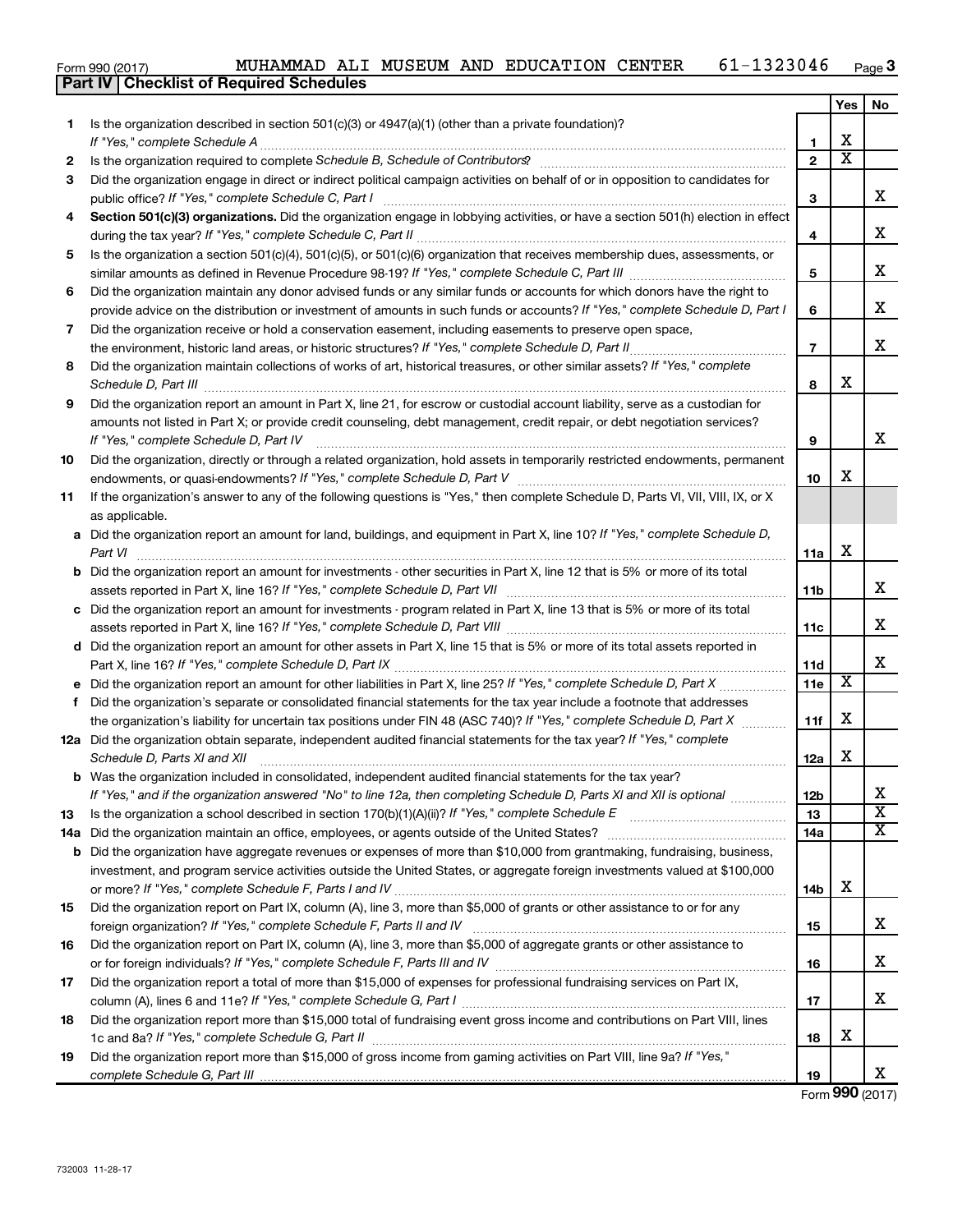Form 990 (2017) MUHAMMAD ALI MUSEUM AND EDUCATION CENTER 61-1323046 Page 3

**Part IV | Checklist of Required Schedules**

| | | | Yes | No |
|---|---|---|---|---|
| **1** | Is the organization described in section 501(c)(3) or 4947(a)(1) (other than a private foundation)? *If "Yes," complete Schedule A* | 1 | X | |
| **2** | Is the organization required to complete *Schedule B, Schedule of Contributors*? | 2 | X | |
| **3** | Did the organization engage in direct or indirect political campaign activities on behalf of or in opposition to candidates for public office? *If "Yes," complete Schedule C, Part I* | 3 | | X |
| **4** | **Section 501(c)(3) organizations.** Did the organization engage in lobbying activities, or have a section 501(h) election in effect during the tax year? *If "Yes," complete Schedule C, Part II* | 4 | | X |
| **5** | Is the organization a section 501(c)(4), 501(c)(5), or 501(c)(6) organization that receives membership dues, assessments, or similar amounts as defined in Revenue Procedure 98-19? *If "Yes," complete Schedule C, Part III* | 5 | | X |
| **6** | Did the organization maintain any donor advised funds or any similar funds or accounts for which donors have the right to provide advice on the distribution or investment of amounts in such funds or accounts? *If "Yes," complete Schedule D, Part I* | 6 | | X |
| **7** | Did the organization receive or hold a conservation easement, including easements to preserve open space, the environment, historic land areas, or historic structures? *If "Yes," complete Schedule D, Part II* | 7 | | X |
| **8** | Did the organization maintain collections of works of art, historical treasures, or other similar assets? *If "Yes," complete Schedule D, Part III* | 8 | X | |
| **9** | Did the organization report an amount in Part X, line 21, for escrow or custodial account liability, serve as a custodian for amounts not listed in Part X; or provide credit counseling, debt management, credit repair, or debt negotiation services? *If "Yes," complete Schedule D, Part IV* | 9 | | X |
| **10** | Did the organization, directly or through a related organization, hold assets in temporarily restricted endowments, permanent endowments, or quasi-endowments? *If "Yes," complete Schedule D, Part V* | 10 | X | |
| **11** | If the organization's answer to any of the following questions is "Yes," then complete Schedule D, Parts VI, VII, VIII, IX, or X as applicable. | | | |
| **a** | Did the organization report an amount for land, buildings, and equipment in Part X, line 10? *If "Yes," complete Schedule D, Part VI* | 11a | X | |
| **b** | Did the organization report an amount for investments - other securities in Part X, line 12 that is 5% or more of its total assets reported in Part X, line 16? *If "Yes," complete Schedule D, Part VII* | 11b | | X |
| **c** | Did the organization report an amount for investments - program related in Part X, line 13 that is 5% or more of its total assets reported in Part X, line 16? *If "Yes," complete Schedule D, Part VIII* | 11c | | X |
| **d** | Did the organization report an amount for other assets in Part X, line 15 that is 5% or more of its total assets reported in Part X, line 16? *If "Yes," complete Schedule D, Part IX* | 11d | | X |
| **e** | Did the organization report an amount for other liabilities in Part X, line 25? *If "Yes," complete Schedule D, Part X* | 11e | X | |
| **f** | Did the organization's separate or consolidated financial statements for the tax year include a footnote that addresses the organization's liability for uncertain tax positions under FIN 48 (ASC 740)? *If "Yes," complete Schedule D, Part X* | 11f | X | |
| **12a** | Did the organization obtain separate, independent audited financial statements for the tax year? *If "Yes," complete Schedule D, Parts XI and XII* | 12a | X | |
| **b** | Was the organization included in consolidated, independent audited financial statements for the tax year? *If "Yes," and if the organization answered "No" to line 12a, then completing Schedule D, Parts XI and XII is optional* | 12b | | X |
| **13** | Is the organization a school described in section 170(b)(1)(A)(ii)? *If "Yes," complete Schedule E* | 13 | | X |
| **14a** | Did the organization maintain an office, employees, or agents outside of the United States? | 14a | | X |
| **b** | Did the organization have aggregate revenues or expenses of more than $10,000 from grantmaking, fundraising, business, investment, and program service activities outside the United States, or aggregate foreign investments valued at $100,000 or more? *If "Yes," complete Schedule F, Parts I and IV* | 14b | X | |
| **15** | Did the organization report on Part IX, column (A), line 3, more than $5,000 of grants or other assistance to or for any foreign organization? *If "Yes," complete Schedule F, Parts II and IV* | 15 | | X |
| **16** | Did the organization report on Part IX, column (A), line 3, more than $5,000 of aggregate grants or other assistance to or for foreign individuals? *If "Yes," complete Schedule F, Parts III and IV* | 16 | | X |
| **17** | Did the organization report a total of more than $15,000 of expenses for professional fundraising services on Part IX, column (A), lines 6 and 11e? *If "Yes," complete Schedule G, Part I* | 17 | | X |
| **18** | Did the organization report more than $15,000 total of fundraising event gross income and contributions on Part VIII, lines 1c and 8a? *If "Yes," complete Schedule G, Part II* | 18 | X | |
| **19** | Did the organization report more than $15,000 of gross income from gaming activities on Part VIII, line 9a? *If "Yes," complete Schedule G, Part III* | 19 | | X |

Form **990** (2017)

732003 11-28-17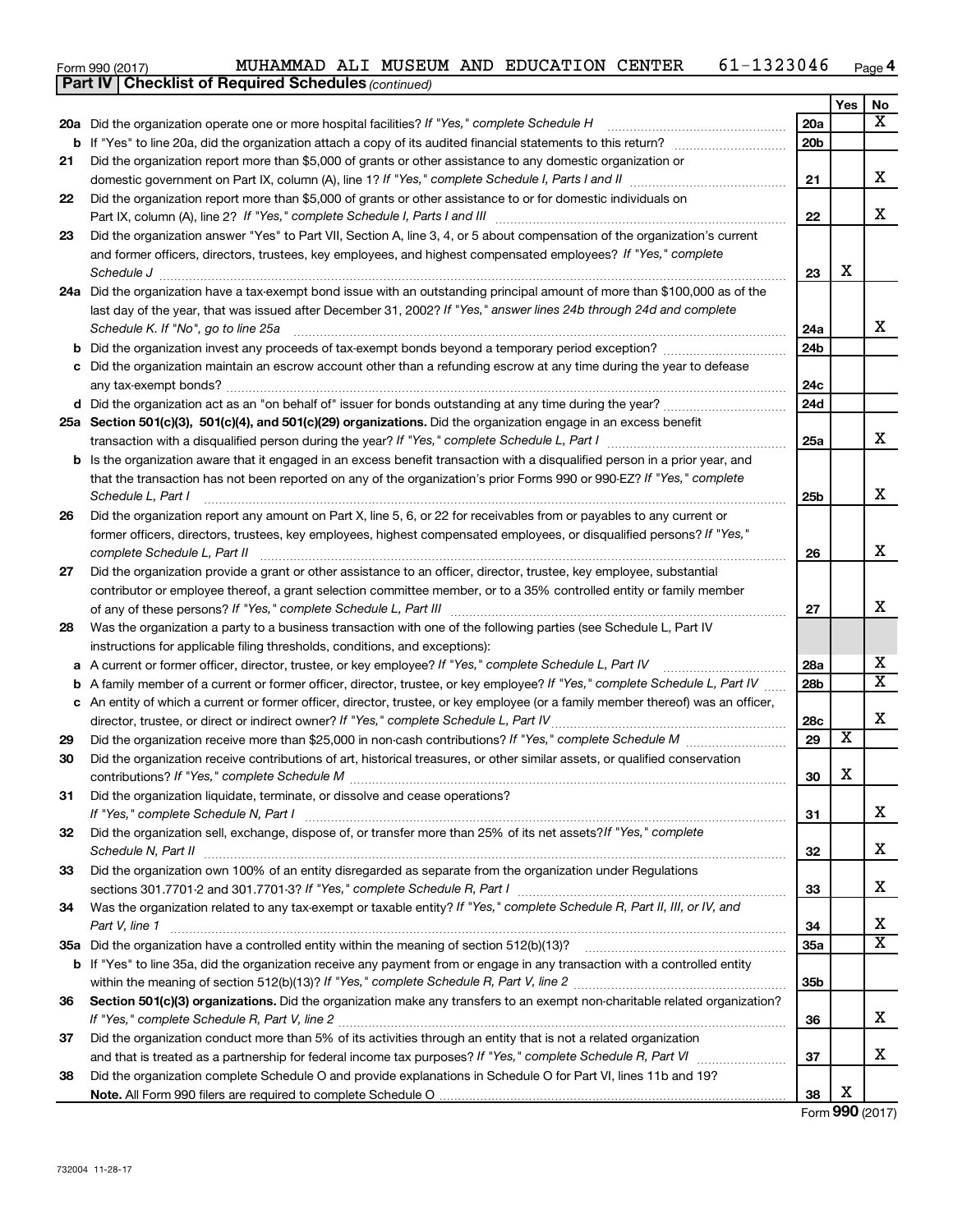Form 990 (2017) MUHAMMAD ALI MUSEUM AND EDUCATION CENTER 61-1323046 Page 4

**Part IV | Checklist of Required Schedules** *(continued)*

| | | | Yes | No |
|---|---|---|---|---|
| **20a** | Did the organization operate one or more hospital facilities? *If "Yes," complete Schedule H* | **20a** | | X |
| **b** | If "Yes" to line 20a, did the organization attach a copy of its audited financial statements to this return? | **20b** | | |
| **21** | Did the organization report more than $5,000 of grants or other assistance to any domestic organization or domestic government on Part IX, column (A), line 1? *If "Yes," complete Schedule I, Parts I and II* | **21** | | X |
| **22** | Did the organization report more than $5,000 of grants or other assistance to or for domestic individuals on Part IX, column (A), line 2? *If "Yes," complete Schedule I, Parts I and III* | **22** | | X |
| **23** | Did the organization answer "Yes" to Part VII, Section A, line 3, 4, or 5 about compensation of the organization's current and former officers, directors, trustees, key employees, and highest compensated employees? *If "Yes," complete Schedule J* | **23** | X | |
| **24a** | Did the organization have a tax-exempt bond issue with an outstanding principal amount of more than $100,000 as of the last day of the year, that was issued after December 31, 2002? *If "Yes," answer lines 24b through 24d and complete Schedule K. If "No", go to line 25a* | **24a** | | X |
| **b** | Did the organization invest any proceeds of tax-exempt bonds beyond a temporary period exception? | **24b** | | |
| **c** | Did the organization maintain an escrow account other than a refunding escrow at any time during the year to defease any tax-exempt bonds? | **24c** | | |
| **d** | Did the organization act as an "on behalf of" issuer for bonds outstanding at any time during the year? | **24d** | | |
| **25a** | **Section 501(c)(3), 501(c)(4), and 501(c)(29) organizations.** Did the organization engage in an excess benefit transaction with a disqualified person during the year? *If "Yes," complete Schedule L, Part I* | **25a** | | X |
| **b** | Is the organization aware that it engaged in an excess benefit transaction with a disqualified person in a prior year, and that the transaction has not been reported on any of the organization's prior Forms 990 or 990-EZ? *If "Yes," complete Schedule L, Part I* | **25b** | | X |
| **26** | Did the organization report any amount on Part X, line 5, 6, or 22 for receivables from or payables to any current or former officers, directors, trustees, key employees, highest compensated employees, or disqualified persons? *If "Yes," complete Schedule L, Part II* | **26** | | X |
| **27** | Did the organization provide a grant or other assistance to an officer, director, trustee, key employee, substantial contributor or employee thereof, a grant selection committee member, or to a 35% controlled entity or family member of any of these persons? *If "Yes," complete Schedule L, Part III* | **27** | | X |
| **28** | Was the organization a party to a business transaction with one of the following parties (see Schedule L, Part IV instructions for applicable filing thresholds, conditions, and exceptions): | | | |
| **a** | A current or former officer, director, trustee, or key employee? *If "Yes," complete Schedule L, Part IV* | **28a** | | X |
| **b** | A family member of a current or former officer, director, trustee, or key employee? *If "Yes," complete Schedule L, Part IV* | **28b** | | X |
| **c** | An entity of which a current or former officer, director, trustee, or key employee (or a family member thereof) was an officer, director, trustee, or direct or indirect owner? *If "Yes," complete Schedule L, Part IV* | **28c** | | X |
| **29** | Did the organization receive more than $25,000 in non-cash contributions? *If "Yes," complete Schedule M* | **29** | X | |
| **30** | Did the organization receive contributions of art, historical treasures, or other similar assets, or qualified conservation contributions? *If "Yes," complete Schedule M* | **30** | X | |
| **31** | Did the organization liquidate, terminate, or dissolve and cease operations? *If "Yes," complete Schedule N, Part I* | **31** | | X |
| **32** | Did the organization sell, exchange, dispose of, or transfer more than 25% of its net assets? *If "Yes," complete Schedule N, Part II* | **32** | | X |
| **33** | Did the organization own 100% of an entity disregarded as separate from the organization under Regulations sections 301.7701-2 and 301.7701-3? *If "Yes," complete Schedule R, Part I* | **33** | | X |
| **34** | Was the organization related to any tax-exempt or taxable entity? *If "Yes," complete Schedule R, Part II, III, or IV, and Part V, line 1* | **34** | | X |
| **35a** | Did the organization have a controlled entity within the meaning of section 512(b)(13)? | **35a** | | X |
| **b** | If "Yes" to line 35a, did the organization receive any payment from or engage in any transaction with a controlled entity within the meaning of section 512(b)(13)? *If "Yes," complete Schedule R, Part V, line 2* | **35b** | | |
| **36** | **Section 501(c)(3) organizations.** Did the organization make any transfers to an exempt non-charitable related organization? *If "Yes," complete Schedule R, Part V, line 2* | **36** | | X |
| **37** | Did the organization conduct more than 5% of its activities through an entity that is not a related organization and that is treated as a partnership for federal income tax purposes? *If "Yes," complete Schedule R, Part VI* | **37** | | X |
| **38** | Did the organization complete Schedule O and provide explanations in Schedule O for Part VI, lines 11b and 19? **Note.** All Form 990 filers are required to complete Schedule O | **38** | X | |

Form **990** (2017)

732004 11-28-17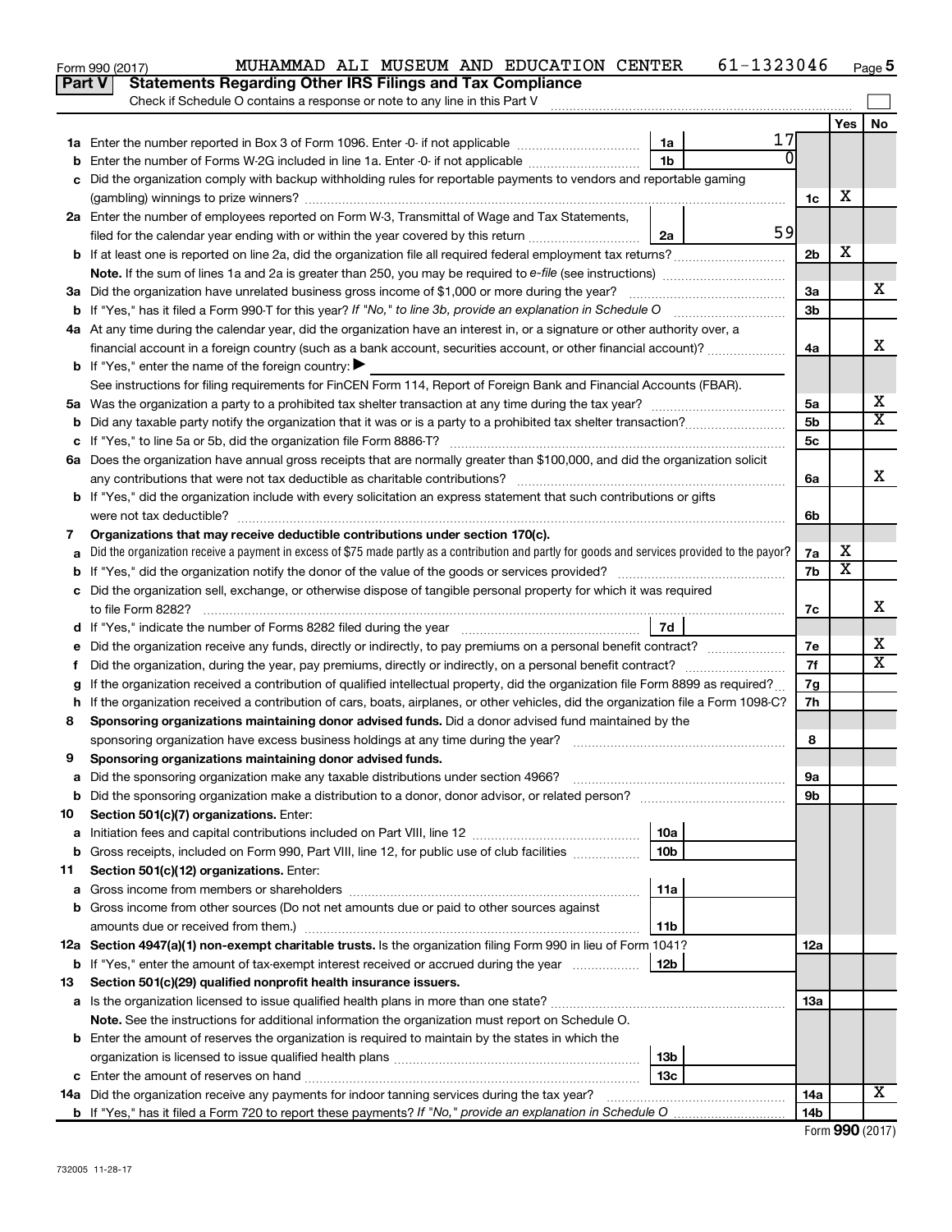Form 990 (2017) MUHAMMAD ALI MUSEUM AND EDUCATION CENTER 61-1323046 Page 5

**Part V Statements Regarding Other IRS Filings and Tax Compliance**

Check if Schedule O contains a response or note to any line in this Part V

| | | | | | Yes | No |
|---|---|---|---|---|---|---|
| 1a | Enter the number reported in Box 3 of Form 1096. Enter -0- if not applicable | 1a | 17 | | | |
| b | Enter the number of Forms W-2G included in line 1a. Enter -0- if not applicable | 1b | 0 | | | |
| c | Did the organization comply with backup withholding rules for reportable payments to vendors and reportable gaming (gambling) winnings to prize winners? | | | 1c | X | |
| 2a | Enter the number of employees reported on Form W-3, Transmittal of Wage and Tax Statements, filed for the calendar year ending with or within the year covered by this return | 2a | 59 | | | |
| b | If at least one is reported on line 2a, did the organization file all required federal employment tax returns? | | | 2b | X | |
| | Note. If the sum of lines 1a and 2a is greater than 250, you may be required to e-file (see instructions) | | | | | |
| 3a | Did the organization have unrelated business gross income of $1,000 or more during the year? | | | 3a | | X |
| b | If "Yes," has it filed a Form 990-T for this year? If "No," to line 3b, provide an explanation in Schedule O | | | 3b | | |
| 4a | At any time during the calendar year, did the organization have an interest in, or a signature or other authority over, a financial account in a foreign country (such as a bank account, securities account, or other financial account)? | | | 4a | | X |
| b | If "Yes," enter the name of the foreign country: ▶ | | | | | |
| | See instructions for filing requirements for FinCEN Form 114, Report of Foreign Bank and Financial Accounts (FBAR). | | | | | |
| 5a | Was the organization a party to a prohibited tax shelter transaction at any time during the tax year? | | | 5a | | X |
| b | Did any taxable party notify the organization that it was or is a party to a prohibited tax shelter transaction? | | | 5b | | X |
| c | If "Yes," to line 5a or 5b, did the organization file Form 8886-T? | | | 5c | | |
| 6a | Does the organization have annual gross receipts that are normally greater than $100,000, and did the organization solicit any contributions that were not tax deductible as charitable contributions? | | | 6a | | X |
| b | If "Yes," did the organization include with every solicitation an express statement that such contributions or gifts were not tax deductible? | | | 6b | | |
| 7 | **Organizations that may receive deductible contributions under section 170(c).** | | | | | |
| a | Did the organization receive a payment in excess of $75 made partly as a contribution and partly for goods and services provided to the payor? | | | 7a | X | |
| b | If "Yes," did the organization notify the donor of the value of the goods or services provided? | | | 7b | X | |
| c | Did the organization sell, exchange, or otherwise dispose of tangible personal property for which it was required to file Form 8282? | | | 7c | | X |
| d | If "Yes," indicate the number of Forms 8282 filed during the year | 7d | | | | |
| e | Did the organization receive any funds, directly or indirectly, to pay premiums on a personal benefit contract? | | | 7e | | X |
| f | Did the organization, during the year, pay premiums, directly or indirectly, on a personal benefit contract? | | | 7f | | X |
| g | If the organization received a contribution of qualified intellectual property, did the organization file Form 8899 as required? | | | 7g | | |
| h | If the organization received a contribution of cars, boats, airplanes, or other vehicles, did the organization file a Form 1098-C? | | | 7h | | |
| 8 | **Sponsoring organizations maintaining donor advised funds.** Did a donor advised fund maintained by the sponsoring organization have excess business holdings at any time during the year? | | | 8 | | |
| 9 | **Sponsoring organizations maintaining donor advised funds.** | | | | | |
| a | Did the sponsoring organization make any taxable distributions under section 4966? | | | 9a | | |
| b | Did the sponsoring organization make a distribution to a donor, donor advisor, or related person? | | | 9b | | |
| 10 | **Section 501(c)(7) organizations.** Enter: | | | | | |
| a | Initiation fees and capital contributions included on Part VIII, line 12 | 10a | | | | |
| b | Gross receipts, included on Form 990, Part VIII, line 12, for public use of club facilities | 10b | | | | |
| 11 | **Section 501(c)(12) organizations.** Enter: | | | | | |
| a | Gross income from members or shareholders | 11a | | | | |
| b | Gross income from other sources (Do not net amounts due or paid to other sources against amounts due or received from them.) | 11b | | | | |
| 12a | **Section 4947(a)(1) non-exempt charitable trusts.** Is the organization filing Form 990 in lieu of Form 1041? | | | 12a | | |
| b | If "Yes," enter the amount of tax-exempt interest received or accrued during the year | 12b | | | | |
| 13 | **Section 501(c)(29) qualified nonprofit health insurance issuers.** | | | | | |
| a | Is the organization licensed to issue qualified health plans in more than one state? | | | 13a | | |
| | **Note.** See the instructions for additional information the organization must report on Schedule O. | | | | | |
| b | Enter the amount of reserves the organization is required to maintain by the states in which the organization is licensed to issue qualified health plans | 13b | | | | |
| c | Enter the amount of reserves on hand | 13c | | | | |
| 14a | Did the organization receive any payments for indoor tanning services during the tax year? | | | 14a | | X |
| b | If "Yes," has it filed a Form 720 to report these payments? If "No," provide an explanation in Schedule O | | | 14b | | |

Form **990** (2017)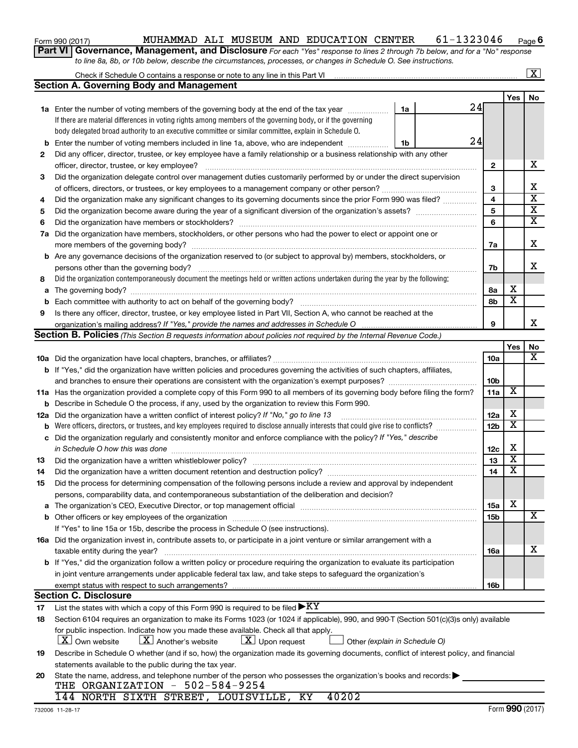Form 990 (2017) MUHAMMAD ALI MUSEUM AND EDUCATION CENTER 61-1323046 Page 6

**Part VI Governance, Management, and Disclosure** *For each "Yes" response to lines 2 through 7b below, and for a "No" response to line 8a, 8b, or 10b below, describe the circumstances, processes, or changes in Schedule O. See instructions.*

Check if Schedule O contains a response or note to any line in this Part VI ..... [X]

## Section A. Governing Body and Management

| | | | | Yes | No |
|---|---|---|---|---|---|
| **1a** | Enter the number of voting members of the governing body at the end of the tax year ..... If there are material differences in voting rights among members of the governing body, or if the governing body delegated broad authority to an executive committee or similar committee, explain in Schedule O. | 1a 24 | | | |
| **b** | Enter the number of voting members included in line 1a, above, who are independent ..... | 1b 24 | | | |
| **2** | Did any officer, director, trustee, or key employee have a family relationship or a business relationship with any other officer, director, trustee, or key employee? ..... | | 2 | | X |
| **3** | Did the organization delegate control over management duties customarily performed by or under the direct supervision of officers, directors, or trustees, or key employees to a management company or other person? ..... | | 3 | | X |
| **4** | Did the organization make any significant changes to its governing documents since the prior Form 990 was filed? ..... | | 4 | | X |
| **5** | Did the organization become aware during the year of a significant diversion of the organization's assets? ..... | | 5 | | X |
| **6** | Did the organization have members or stockholders? ..... | | 6 | | X |
| **7a** | Did the organization have members, stockholders, or other persons who had the power to elect or appoint one or more members of the governing body? ..... | | 7a | | X |
| **b** | Are any governance decisions of the organization reserved to (or subject to approval by) members, stockholders, or persons other than the governing body? ..... | | 7b | | X |
| **8** | Did the organization contemporaneously document the meetings held or written actions undertaken during the year by the following: | | | | |
| **a** | The governing body? ..... | | 8a | X | |
| **b** | Each committee with authority to act on behalf of the governing body? ..... | | 8b | X | |
| **9** | Is there any officer, director, trustee, or key employee listed in Part VII, Section A, who cannot be reached at the organization's mailing address? *If "Yes," provide the names and addresses in Schedule O* ..... | | 9 | | X |

## Section B. Policies *(This Section B requests information about policies not required by the Internal Revenue Code.)*

| | | | Yes | No |
|---|---|---|---|---|
| **10a** | Did the organization have local chapters, branches, or affiliates? ..... | 10a | | X |
| **b** | If "Yes," did the organization have written policies and procedures governing the activities of such chapters, affiliates, and branches to ensure their operations are consistent with the organization's exempt purposes? ..... | 10b | | |
| **11a** | Has the organization provided a complete copy of this Form 990 to all members of its governing body before filing the form? | 11a | X | |
| **b** | Describe in Schedule O the process, if any, used by the organization to review this Form 990. | | | |
| **12a** | Did the organization have a written conflict of interest policy? *If "No," go to line 13* ..... | 12a | X | |
| **b** | Were officers, directors, or trustees, and key employees required to disclose annually interests that could give rise to conflicts? ..... | 12b | X | |
| **c** | Did the organization regularly and consistently monitor and enforce compliance with the policy? *If "Yes," describe in Schedule O how this was done* ..... | 12c | X | |
| **13** | Did the organization have a written whistleblower policy? ..... | 13 | X | |
| **14** | Did the organization have a written document retention and destruction policy? ..... | 14 | X | |
| **15** | Did the process for determining compensation of the following persons include a review and approval by independent persons, comparability data, and contemporaneous substantiation of the deliberation and decision? | | | |
| **a** | The organization's CEO, Executive Director, or top management official ..... | 15a | X | |
| **b** | Other officers or key employees of the organization ..... If "Yes" to line 15a or 15b, describe the process in Schedule O (see instructions). | 15b | | X |
| **16a** | Did the organization invest in, contribute assets to, or participate in a joint venture or similar arrangement with a taxable entity during the year? ..... | 16a | | X |
| **b** | If "Yes," did the organization follow a written policy or procedure requiring the organization to evaluate its participation in joint venture arrangements under applicable federal tax law, and take steps to safeguard the organization's exempt status with respect to such arrangements? ..... | 16b | | |

## Section C. Disclosure

**17** List the states with which a copy of this Form 990 is required to be filed ▶ KY

**18** Section 6104 requires an organization to make its Forms 1023 (or 1024 if applicable), 990, and 990-T (Section 501(c)(3)s only) available for public inspection. Indicate how you made these available. Check all that apply.

[X] Own website [X] Another's website [X] Upon request [ ] Other *(explain in Schedule O)*

**19** Describe in Schedule O whether (and if so, how) the organization made its governing documents, conflict of interest policy, and financial statements available to the public during the tax year.

**20** State the name, address, and telephone number of the person who possesses the organization's books and records: ▶

THE ORGANIZATION - 502-584-9254
144 NORTH SIXTH STREET, LOUISVILLE, KY 40202

732006 11-28-17 Form **990** (2017)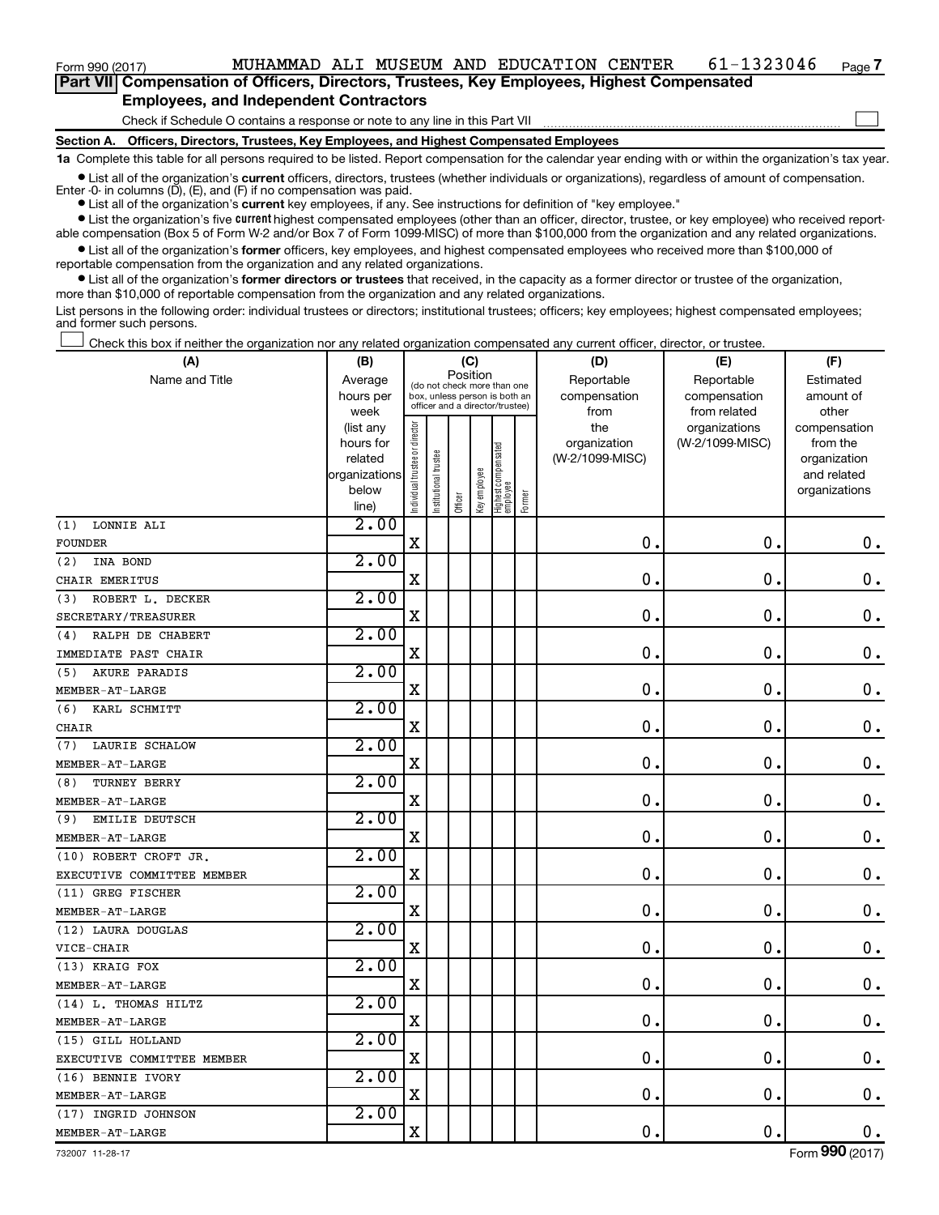Form 990 (2017) MUHAMMAD ALI MUSEUM AND EDUCATION CENTER 61-1323046

**Part VII Compensation of Officers, Directors, Trustees, Key Employees, Highest Compensated Employees, and Independent Contractors**

Check if Schedule O contains a response or note to any line in this Part VII

**Section A. Officers, Directors, Trustees, Key Employees, and Highest Compensated Employees**

**1a** Complete this table for all persons required to be listed. Report compensation for the calendar year ending with or within the organization's tax year.

- List all of the organization's **current** officers, directors, trustees (whether individuals or organizations), regardless of amount of compensation. Enter -0- in columns (D), (E), and (F) if no compensation was paid.
- List all of the organization's **current** key employees, if any. See instructions for definition of "key employee."
- List the organization's five **current** highest compensated employees (other than an officer, director, trustee, or key employee) who received reportable compensation (Box 5 of Form W-2 and/or Box 7 of Form 1099-MISC) of more than $100,000 from the organization and any related organizations.
- List all of the organization's **former** officers, key employees, and highest compensated employees who received more than $100,000 of reportable compensation from the organization and any related organizations.
- List all of the organization's **former directors or trustees** that received, in the capacity as a former director or trustee of the organization, more than $10,000 of reportable compensation from the organization and any related organizations.

List persons in the following order: individual trustees or directors; institutional trustees; officers; key employees; highest compensated employees; and former such persons.

Check this box if neither the organization nor any related organization compensated any current officer, director, or trustee.

| (A) Name and Title | (B) Average hours per week (list any hours for related organizations below line) | (C) Position: Individual trustee or director | Institutional trustee | Officer | Key employee | Highest compensated employee | Former | (D) Reportable compensation from the organization (W-2/1099-MISC) | (E) Reportable compensation from related organizations (W-2/1099-MISC) | (F) Estimated amount of other compensation from the organization and related organizations |
|---|---|---|---|---|---|---|---|---|---|---|
| (1) LONNIE ALI<br>FOUNDER | 2.00 | X | | | | | | 0. | 0. | 0. |
| (2) INA BOND<br>CHAIR EMERITUS | 2.00 | X | | | | | | 0. | 0. | 0. |
| (3) ROBERT L. DECKER<br>SECRETARY/TREASURER | 2.00 | X | | | | | | 0. | 0. | 0. |
| (4) RALPH DE CHABERT<br>IMMEDIATE PAST CHAIR | 2.00 | X | | | | | | 0. | 0. | 0. |
| (5) AKURE PARADIS<br>MEMBER-AT-LARGE | 2.00 | X | | | | | | 0. | 0. | 0. |
| (6) KARL SCHMITT<br>CHAIR | 2.00 | X | | | | | | 0. | 0. | 0. |
| (7) LAURIE SCHALOW<br>MEMBER-AT-LARGE | 2.00 | X | | | | | | 0. | 0. | 0. |
| (8) TURNEY BERRY<br>MEMBER-AT-LARGE | 2.00 | X | | | | | | 0. | 0. | 0. |
| (9) EMILIE DEUTSCH<br>MEMBER-AT-LARGE | 2.00 | X | | | | | | 0. | 0. | 0. |
| (10) ROBERT CROFT JR.<br>EXECUTIVE COMMITTEE MEMBER | 2.00 | X | | | | | | 0. | 0. | 0. |
| (11) GREG FISCHER<br>MEMBER-AT-LARGE | 2.00 | X | | | | | | 0. | 0. | 0. |
| (12) LAURA DOUGLAS<br>VICE-CHAIR | 2.00 | X | | | | | | 0. | 0. | 0. |
| (13) KRAIG FOX<br>MEMBER-AT-LARGE | 2.00 | X | | | | | | 0. | 0. | 0. |
| (14) L. THOMAS HILTZ<br>MEMBER-AT-LARGE | 2.00 | X | | | | | | 0. | 0. | 0. |
| (15) GILL HOLLAND<br>EXECUTIVE COMMITTEE MEMBER | 2.00 | X | | | | | | 0. | 0. | 0. |
| (16) BENNIE IVORY<br>MEMBER-AT-LARGE | 2.00 | X | | | | | | 0. | 0. | 0. |
| (17) INGRID JOHNSON<br>MEMBER-AT-LARGE | 2.00 | X | | | | | | 0. | 0. | 0. |

732007 11-28-17 Form 990 (2017)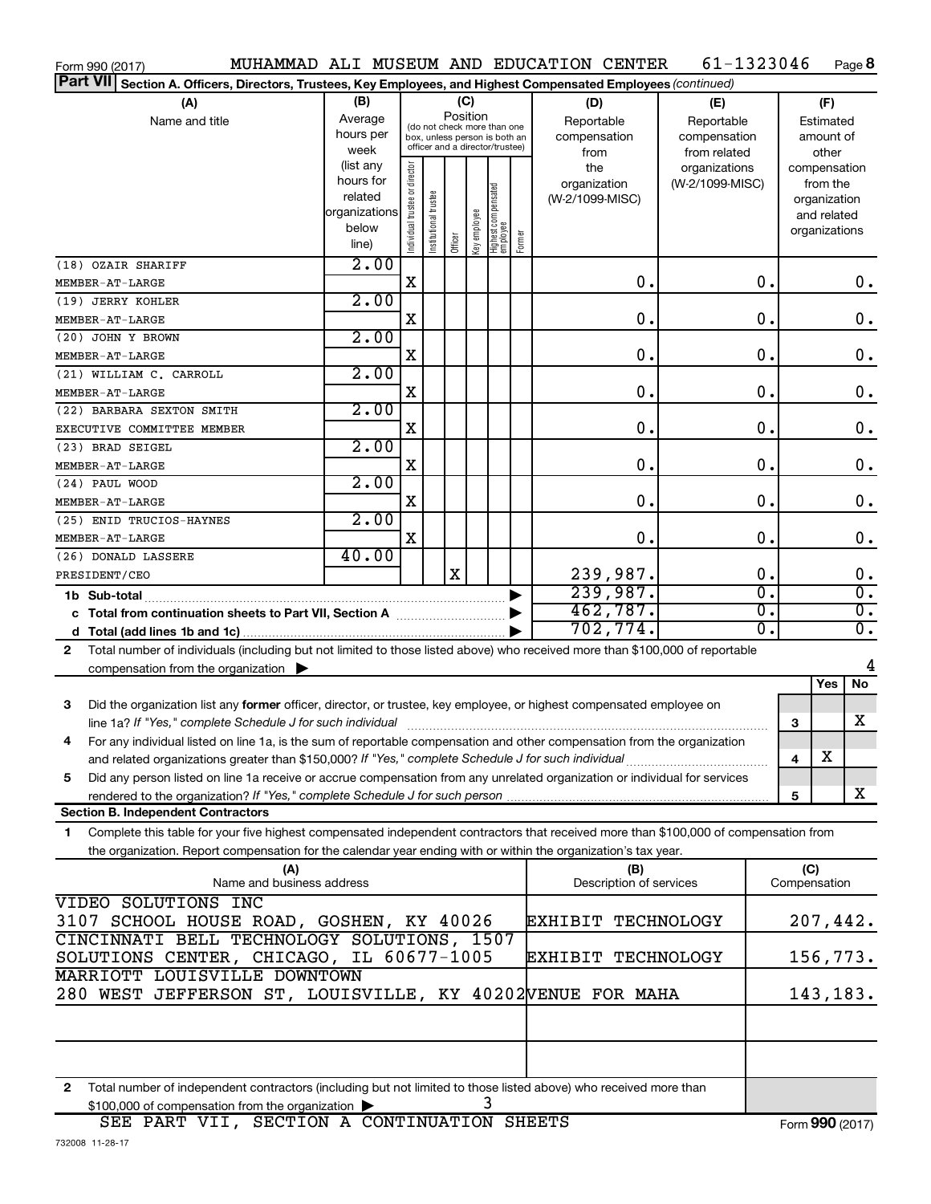Form 990 (2017) MUHAMMAD ALI MUSEUM AND EDUCATION CENTER 61-1323046 Page **8**

**Part VII Section A. Officers, Directors, Trustees, Key Employees, and Highest Compensated Employees** *(continued)*

| (A) Name and title | (B) Average hours per week (list any hours for related organizations below line) | (C) Position: Individual trustee or director | Institutional trustee | Officer | Key employee | Highest compensated employee | Former | (D) Reportable compensation from the organization (W-2/1099-MISC) | (E) Reportable compensation from related organizations (W-2/1099-MISC) | (F) Estimated amount of other compensation from the organization and related organizations |
|---|---|---|---|---|---|---|---|---|---|---|
| (18) OZAIR SHARIFF<br>MEMBER-AT-LARGE | 2.00 | X | | | | | | 0. | 0. | 0. |
| (19) JERRY KOHLER<br>MEMBER-AT-LARGE | 2.00 | X | | | | | | 0. | 0. | 0. |
| (20) JOHN Y BROWN<br>MEMBER-AT-LARGE | 2.00 | X | | | | | | 0. | 0. | 0. |
| (21) WILLIAM C. CARROLL<br>MEMBER-AT-LARGE | 2.00 | X | | | | | | 0. | 0. | 0. |
| (22) BARBARA SEXTON SMITH<br>EXECUTIVE COMMITTEE MEMBER | 2.00 | X | | | | | | 0. | 0. | 0. |
| (23) BRAD SEIGEL<br>MEMBER-AT-LARGE | 2.00 | X | | | | | | 0. | 0. | 0. |
| (24) PAUL WOOD<br>MEMBER-AT-LARGE | 2.00 | X | | | | | | 0. | 0. | 0. |
| (25) ENID TRUCIOS-HAYNES<br>MEMBER-AT-LARGE | 2.00 | X | | | | | | 0. | 0. | 0. |
| (26) DONALD LASSERE<br>PRESIDENT/CEO | 40.00 | | | X | | | | 239,987. | 0. | 0. |
| **1b Sub-total** | | | | | | | | 239,987. | 0. | 0. |
| **c Total from continuation sheets to Part VII, Section A** | | | | | | | | 462,787. | 0. | 0. |
| **d Total (add lines 1b and 1c)** | | | | | | | | 702,774. | 0. | 0. |

**2** Total number of individuals (including but not limited to those listed above) who received more than $100,000 of reportable compensation from the organization ▶ 4

| | | Yes | No |
|---|---|---|---|
| **3** Did the organization list any **former** officer, director, or trustee, key employee, or highest compensated employee on line 1a? *If "Yes," complete Schedule J for such individual* | 3 | | X |
| **4** For any individual listed on line 1a, is the sum of reportable compensation and other compensation from the organization and related organizations greater than $150,000? *If "Yes," complete Schedule J for such individual* | 4 | X | |
| **5** Did any person listed on line 1a receive or accrue compensation from any unrelated organization or individual for services rendered to the organization? *If "Yes," complete Schedule J for such person* | 5 | | X |

**Section B. Independent Contractors**

**1** Complete this table for your five highest compensated independent contractors that received more than $100,000 of compensation from the organization. Report compensation for the calendar year ending with or within the organization's tax year.

| (A) Name and business address | (B) Description of services | (C) Compensation |
|---|---|---|
| VIDEO SOLUTIONS INC<br>3107 SCHOOL HOUSE ROAD, GOSHEN, KY 40026 | EXHIBIT TECHNOLOGY | 207,442. |
| CINCINNATI BELL TECHNOLOGY SOLUTIONS, 1507<br>SOLUTIONS CENTER, CHICAGO, IL 60677-1005 | EXHIBIT TECHNOLOGY | 156,773. |
| MARRIOTT LOUISVILLE DOWNTOWN<br>280 WEST JEFFERSON ST, LOUISVILLE, KY 40202 | VENUE FOR MAHA | 143,183. |
| | | |
| | | |

**2** Total number of independent contractors (including but not limited to those listed above) who received more than $100,000 of compensation from the organization ▶ 3

SEE PART VII, SECTION A CONTINUATION SHEETS

732008 11-28-17 Form **990** (2017)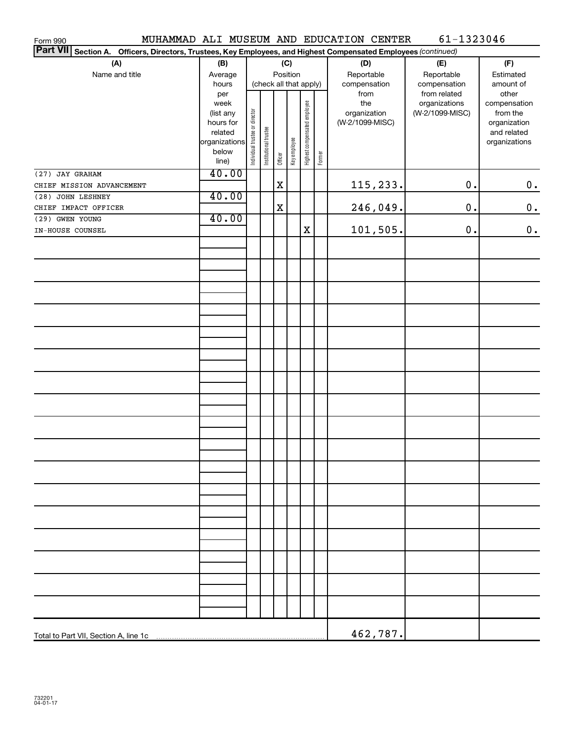Form 990 MUHAMMAD ALI MUSEUM AND EDUCATION CENTER 61-1323046

**Part VII Section A. Officers, Directors, Trustees, Key Employees, and Highest Compensated Employees** *(continued)*

| (A) Name and title | (B) Average hours per week (list any hours for related organizations below line) | (C) Position (check all that apply): Individual trustee or director | Institutional trustee | Officer | Key employee | Highest compensated employee | Former | (D) Reportable compensation from the organization (W-2/1099-MISC) | (E) Reportable compensation from related organizations (W-2/1099-MISC) | (F) Estimated amount of other compensation from the organization and related organizations |
|---|---|---|---|---|---|---|---|---|---|---|
| (27) JAY GRAHAM<br>CHIEF MISSION ADVANCEMENT | 40.00 | | | X | | | | 115,233. | 0. | 0. |
| (28) JOHN LESHNEY<br>CHIEF IMPACT OFFICER | 40.00 | | | X | | | | 246,049. | 0. | 0. |
| (29) GWEN YOUNG<br>IN-HOUSE COUNSEL | 40.00 | | | | | X | | 101,505. | 0. | 0. |
| Total to Part VII, Section A, line 1c | | | | | | | | 462,787. | | |

732201 04-01-17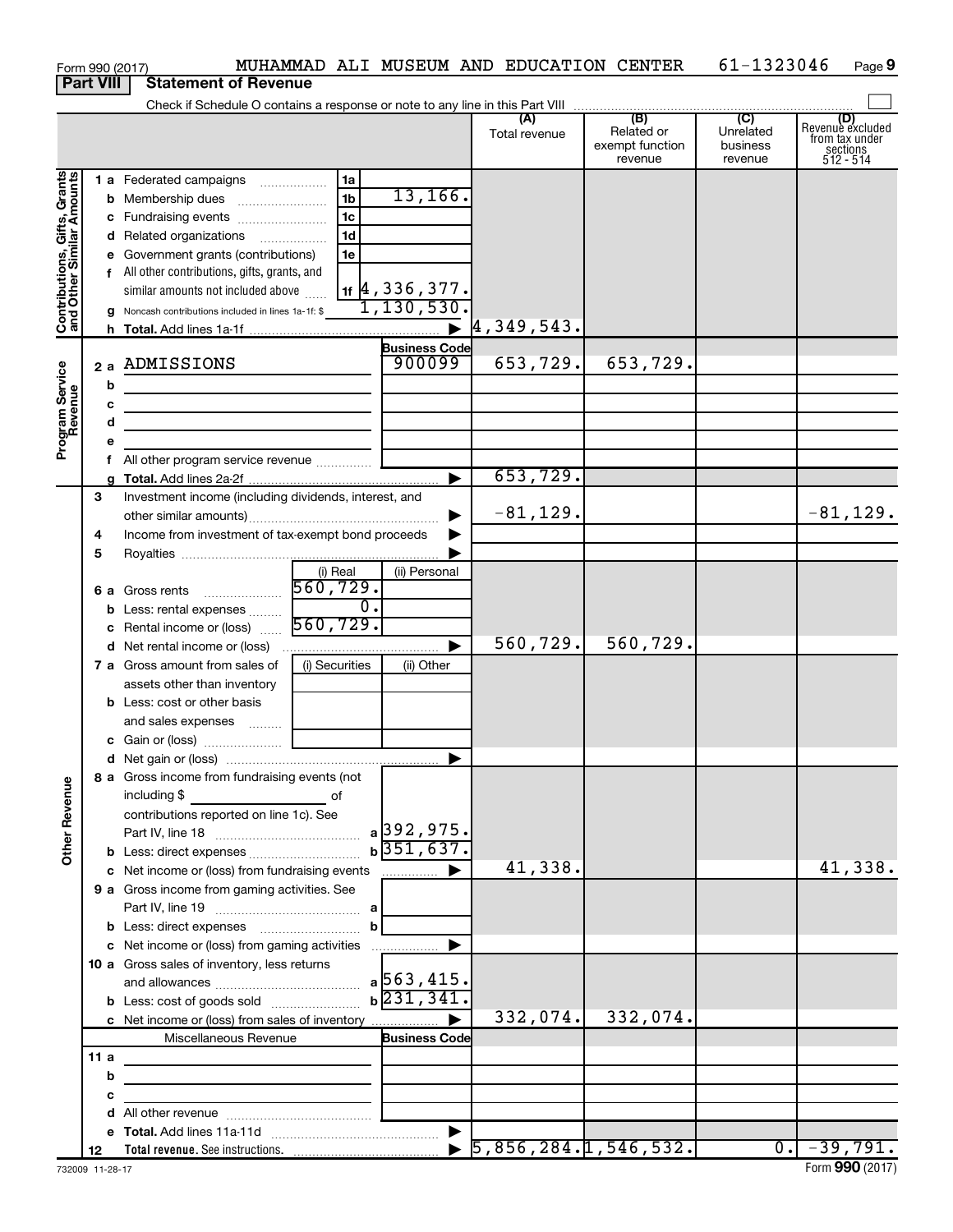Form 990 (2017) MUHAMMAD ALI MUSEUM AND EDUCATION CENTER 61-1323046 Page 9

**Part VIII Statement of Revenue**

Check if Schedule O contains a response or note to any line in this Part VIII

| | | | | (A) Total revenue | (B) Related or exempt function revenue | (C) Unrelated business revenue | (D) Revenue excluded from tax under sections 512 - 514 |
|---|---|---|---|---|---|---|---|
| **Contributions, Gifts, Grants and Other Similar Amounts** | 1a Federated campaigns | 1a | | | | | |
| | b Membership dues | 1b | 13,166. | | | | |
| | c Fundraising events | 1c | | | | | |
| | d Related organizations | 1d | | | | | |
| | e Government grants (contributions) | 1e | | | | | |
| | f All other contributions, gifts, grants, and similar amounts not included above | 1f | 4,336,377. | | | | |
| | g Noncash contributions included in lines 1a-1f: $ | | 1,130,530. | | | | |
| | h Total. Add lines 1a-1f | | | 4,349,543. | | | |
| **Program Service Revenue** | | | Business Code | | | | |
| | 2a ADMISSIONS | | 900099 | 653,729. | 653,729. | | |
| | b | | | | | | |
| | c | | | | | | |
| | d | | | | | | |
| | e | | | | | | |
| | f All other program service revenue | | | | | | |
| | g Total. Add lines 2a-2f | | | 653,729. | | | |
| **Other Revenue** | 3 Investment income (including dividends, interest, and other similar amounts) | | | -81,129. | | | -81,129. |
| | 4 Income from investment of tax-exempt bond proceeds | | | | | | |
| | 5 Royalties | | | | | | |
| | | (i) Real | (ii) Personal | | | | |
| | 6a Gross rents | 560,729. | | | | | |
| | b Less: rental expenses | 0. | | | | | |
| | c Rental income or (loss) | 560,729. | | | | | |
| | d Net rental income or (loss) | | | 560,729. | 560,729. | | |
| | 7a Gross amount from sales of assets other than inventory | (i) Securities | (ii) Other | | | | |
| | b Less: cost or other basis and sales expenses | | | | | | |
| | c Gain or (loss) | | | | | | |
| | d Net gain or (loss) | | | | | | |
| | 8a Gross income from fundraising events (not including $ ___ of contributions reported on line 1c). See Part IV, line 18 | a | 392,975. | | | | |
| | b Less: direct expenses | b | 351,637. | | | | |
| | c Net income or (loss) from fundraising events | | | 41,338. | | | 41,338. |
| | 9a Gross income from gaming activities. See Part IV, line 19 | a | | | | | |
| | b Less: direct expenses | b | | | | | |
| | c Net income or (loss) from gaming activities | | | | | | |
| | 10a Gross sales of inventory, less returns and allowances | a | 563,415. | | | | |
| | b Less: cost of goods sold | b | 231,341. | | | | |
| | c Net income or (loss) from sales of inventory | | | 332,074. | 332,074. | | |
| | Miscellaneous Revenue | | Business Code | | | | |
| | 11a | | | | | | |
| | b | | | | | | |
| | c | | | | | | |
| | d All other revenue | | | | | | |
| | e Total. Add lines 11a-11d | | | | | | |
| | 12 Total revenue. See instructions. | | | 5,856,284. | 1,546,532. | 0. | -39,791. |

732009 11-28-17 Form **990** (2017)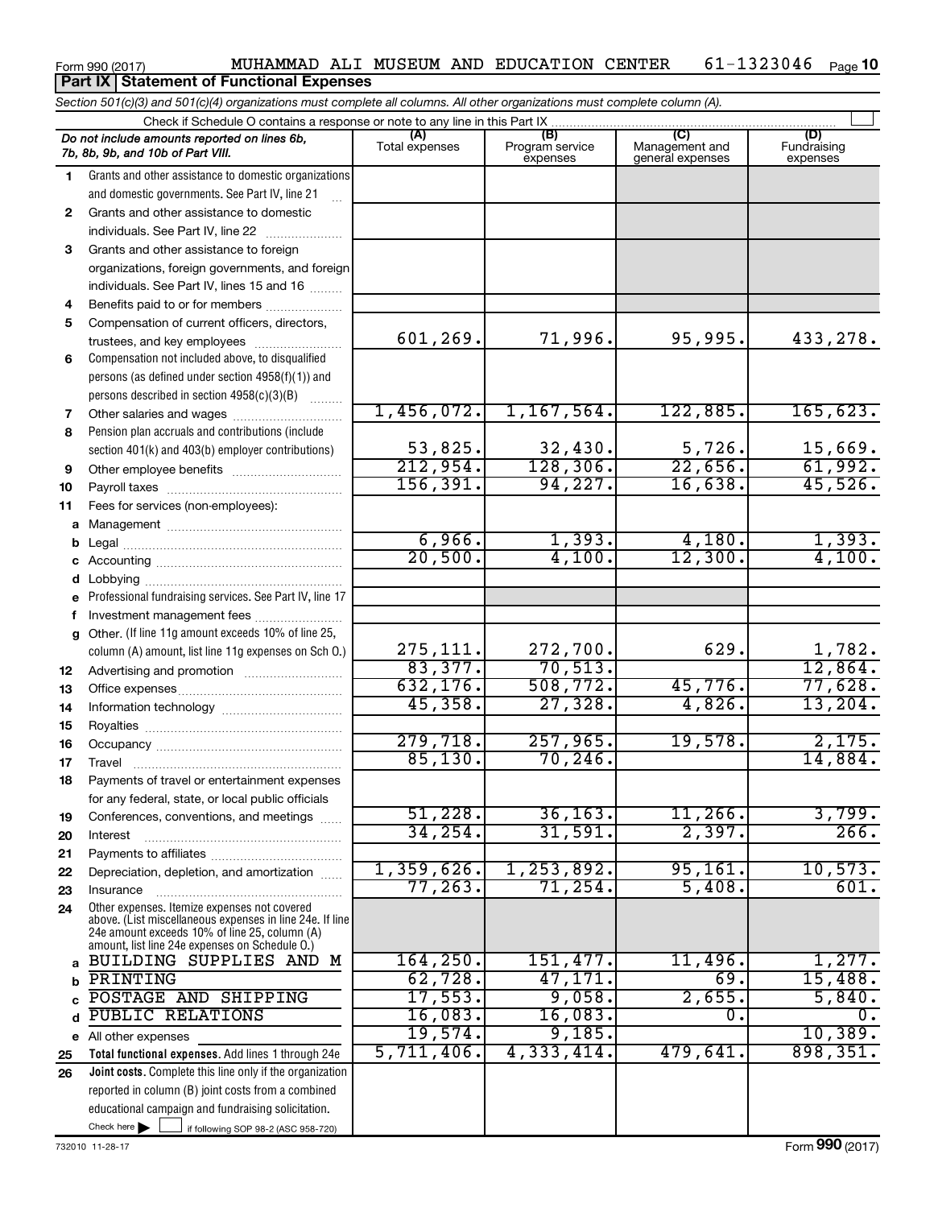Form 990 (2017) MUHAMMAD ALI MUSEUM AND EDUCATION CENTER 61-1323046 Page 10

## Part IX Statement of Functional Expenses

*Section 501(c)(3) and 501(c)(4) organizations must complete all columns. All other organizations must complete column (A).*

Check if Schedule O contains a response or note to any line in this Part IX

| | *Do not include amounts reported on lines 6b, 7b, 8b, 9b, and 10b of Part VIII.* | (A) Total expenses | (B) Program service expenses | (C) Management and general expenses | (D) Fundraising expenses |
|---|---|---|---|---|---|
| 1 | Grants and other assistance to domestic organizations and domestic governments. See Part IV, line 21 | | | | |
| 2 | Grants and other assistance to domestic individuals. See Part IV, line 22 | | | | |
| 3 | Grants and other assistance to foreign organizations, foreign governments, and foreign individuals. See Part IV, lines 15 and 16 | | | | |
| 4 | Benefits paid to or for members | | | | |
| 5 | Compensation of current officers, directors, trustees, and key employees | 601,269. | 71,996. | 95,995. | 433,278. |
| 6 | Compensation not included above, to disqualified persons (as defined under section 4958(f)(1)) and persons described in section 4958(c)(3)(B) | | | | |
| 7 | Other salaries and wages | 1,456,072. | 1,167,564. | 122,885. | 165,623. |
| 8 | Pension plan accruals and contributions (include section 401(k) and 403(b) employer contributions) | 53,825. | 32,430. | 5,726. | 15,669. |
| 9 | Other employee benefits | 212,954. | 128,306. | 22,656. | 61,992. |
| 10 | Payroll taxes | 156,391. | 94,227. | 16,638. | 45,526. |
| 11 | Fees for services (non-employees): | | | | |
| a | Management | | | | |
| b | Legal | 6,966. | 1,393. | 4,180. | 1,393. |
| c | Accounting | 20,500. | 4,100. | 12,300. | 4,100. |
| d | Lobbying | | | | |
| e | Professional fundraising services. See Part IV, line 17 | | | | |
| f | Investment management fees | | | | |
| g | Other. (If line 11g amount exceeds 10% of line 25, column (A) amount, list line 11g expenses on Sch O.) | 275,111. | 272,700. | 629. | 1,782. |
| 12 | Advertising and promotion | 83,377. | 70,513. | | 12,864. |
| 13 | Office expenses | 632,176. | 508,772. | 45,776. | 77,628. |
| 14 | Information technology | 45,358. | 27,328. | 4,826. | 13,204. |
| 15 | Royalties | | | | |
| 16 | Occupancy | 279,718. | 257,965. | 19,578. | 2,175. |
| 17 | Travel | 85,130. | 70,246. | | 14,884. |
| 18 | Payments of travel or entertainment expenses for any federal, state, or local public officials | | | | |
| 19 | Conferences, conventions, and meetings | 51,228. | 36,163. | 11,266. | 3,799. |
| 20 | Interest | 34,254. | 31,591. | 2,397. | 266. |
| 21 | Payments to affiliates | | | | |
| 22 | Depreciation, depletion, and amortization | 1,359,626. | 1,253,892. | 95,161. | 10,573. |
| 23 | Insurance | 77,263. | 71,254. | 5,408. | 601. |
| 24 | Other expenses. Itemize expenses not covered above. (List miscellaneous expenses in line 24e. If line 24e amount exceeds 10% of line 25, column (A) amount, list line 24e expenses on Schedule O.) | | | | |
| a | BUILDING SUPPLIES AND M | 164,250. | 151,477. | 11,496. | 1,277. |
| b | PRINTING | 62,728. | 47,171. | 69. | 15,488. |
| c | POSTAGE AND SHIPPING | 17,553. | 9,058. | 2,655. | 5,840. |
| d | PUBLIC RELATIONS | 16,083. | 16,083. | 0. | 0. |
| e | All other expenses | 19,574. | 9,185. | | 10,389. |
| 25 | **Total functional expenses.** Add lines 1 through 24e | 5,711,406. | 4,333,414. | 479,641. | 898,351. |
| 26 | **Joint costs.** Complete this line only if the organization reported in column (B) joint costs from a combined educational campaign and fundraising solicitation. Check here ☐ if following SOP 98-2 (ASC 958-720) | | | | |

732010 11-28-17 Form 990 (2017)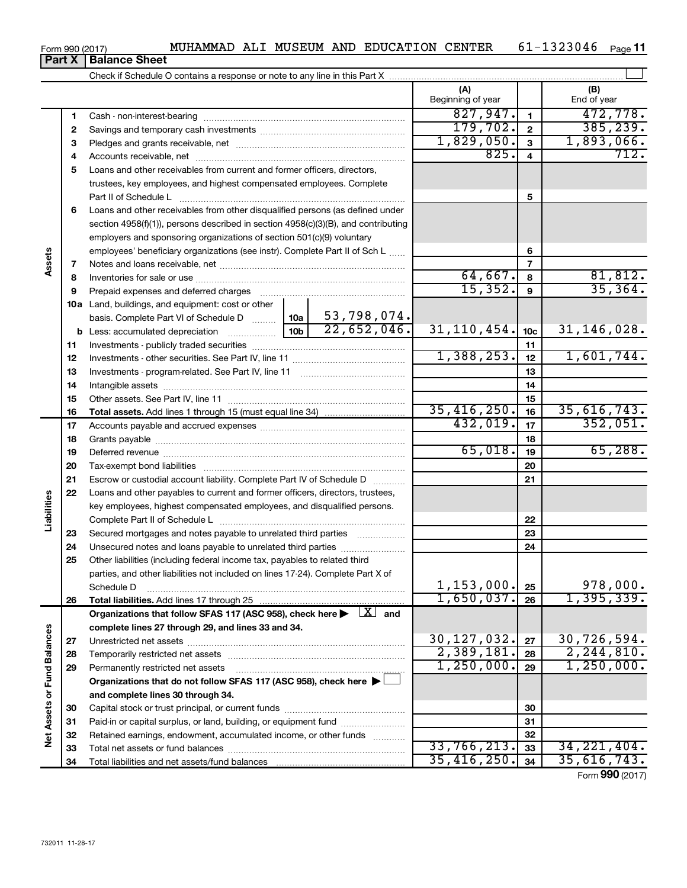Form 990 (2017) MUHAMMAD ALI MUSEUM AND EDUCATION CENTER 61-1323046 Page 11

## Part X | Balance Sheet

Check if Schedule O contains a response or note to any line in this Part X

| | | | | (A) Beginning of year | | (B) End of year |
|---|---|---|---|---|---|---|
| **Assets** | 1 | Cash - non-interest-bearing | | 827,947. | 1 | 472,778. |
| | 2 | Savings and temporary cash investments | | 179,702. | 2 | 385,239. |
| | 3 | Pledges and grants receivable, net | | 1,829,050. | 3 | 1,893,066. |
| | 4 | Accounts receivable, net | | 825. | 4 | 712. |
| | 5 | Loans and other receivables from current and former officers, directors, trustees, key employees, and highest compensated employees. Complete Part II of Schedule L | | | 5 | |
| | 6 | Loans and other receivables from other disqualified persons (as defined under section 4958(f)(1)), persons described in section 4958(c)(3)(B), and contributing employers and sponsoring organizations of section 501(c)(9) voluntary employees' beneficiary organizations (see instr). Complete Part II of Sch L | | | 6 | |
| | 7 | Notes and loans receivable, net | | | 7 | |
| | 8 | Inventories for sale or use | | 64,667. | 8 | 81,812. |
| | 9 | Prepaid expenses and deferred charges | | 15,352. | 9 | 35,364. |
| | 10a | Land, buildings, and equipment: cost or other basis. Complete Part VI of Schedule D | 10a 53,798,074. | | | |
| | b | Less: accumulated depreciation | 10b 22,652,046. | 31,110,454. | 10c | 31,146,028. |
| | 11 | Investments - publicly traded securities | | | 11 | |
| | 12 | Investments - other securities. See Part IV, line 11 | | 1,388,253. | 12 | 1,601,744. |
| | 13 | Investments - program-related. See Part IV, line 11 | | | 13 | |
| | 14 | Intangible assets | | | 14 | |
| | 15 | Other assets. See Part IV, line 11 | | | 15 | |
| | 16 | **Total assets.** Add lines 1 through 15 (must equal line 34) | | 35,416,250. | 16 | 35,616,743. |
| **Liabilities** | 17 | Accounts payable and accrued expenses | | 432,019. | 17 | 352,051. |
| | 18 | Grants payable | | | 18 | |
| | 19 | Deferred revenue | | 65,018. | 19 | 65,288. |
| | 20 | Tax-exempt bond liabilities | | | 20 | |
| | 21 | Escrow or custodial account liability. Complete Part IV of Schedule D | | | 21 | |
| | 22 | Loans and other payables to current and former officers, directors, trustees, key employees, highest compensated employees, and disqualified persons. Complete Part II of Schedule L | | | 22 | |
| | 23 | Secured mortgages and notes payable to unrelated third parties | | | 23 | |
| | 24 | Unsecured notes and loans payable to unrelated third parties | | | 24 | |
| | 25 | Other liabilities (including federal income tax, payables to related third parties, and other liabilities not included on lines 17-24). Complete Part X of Schedule D | | 1,153,000. | 25 | 978,000. |
| | 26 | **Total liabilities.** Add lines 17 through 25 | | 1,650,037. | 26 | 1,395,339. |
| **Net Assets or Fund Balances** | | **Organizations that follow SFAS 117 (ASC 958), check here ▶ [X] and complete lines 27 through 29, and lines 33 and 34.** | | | | |
| | 27 | Unrestricted net assets | | 30,127,032. | 27 | 30,726,594. |
| | 28 | Temporarily restricted net assets | | 2,389,181. | 28 | 2,244,810. |
| | 29 | Permanently restricted net assets | | 1,250,000. | 29 | 1,250,000. |
| | | **Organizations that do not follow SFAS 117 (ASC 958), check here ▶ [ ] and complete lines 30 through 34.** | | | | |
| | 30 | Capital stock or trust principal, or current funds | | | 30 | |
| | 31 | Paid-in or capital surplus, or land, building, or equipment fund | | | 31 | |
| | 32 | Retained earnings, endowment, accumulated income, or other funds | | | 32 | |
| | 33 | Total net assets or fund balances | | 33,766,213. | 33 | 34,221,404. |
| | 34 | Total liabilities and net assets/fund balances | | 35,416,250. | 34 | 35,616,743. |

Form **990** (2017)

732011 11-28-17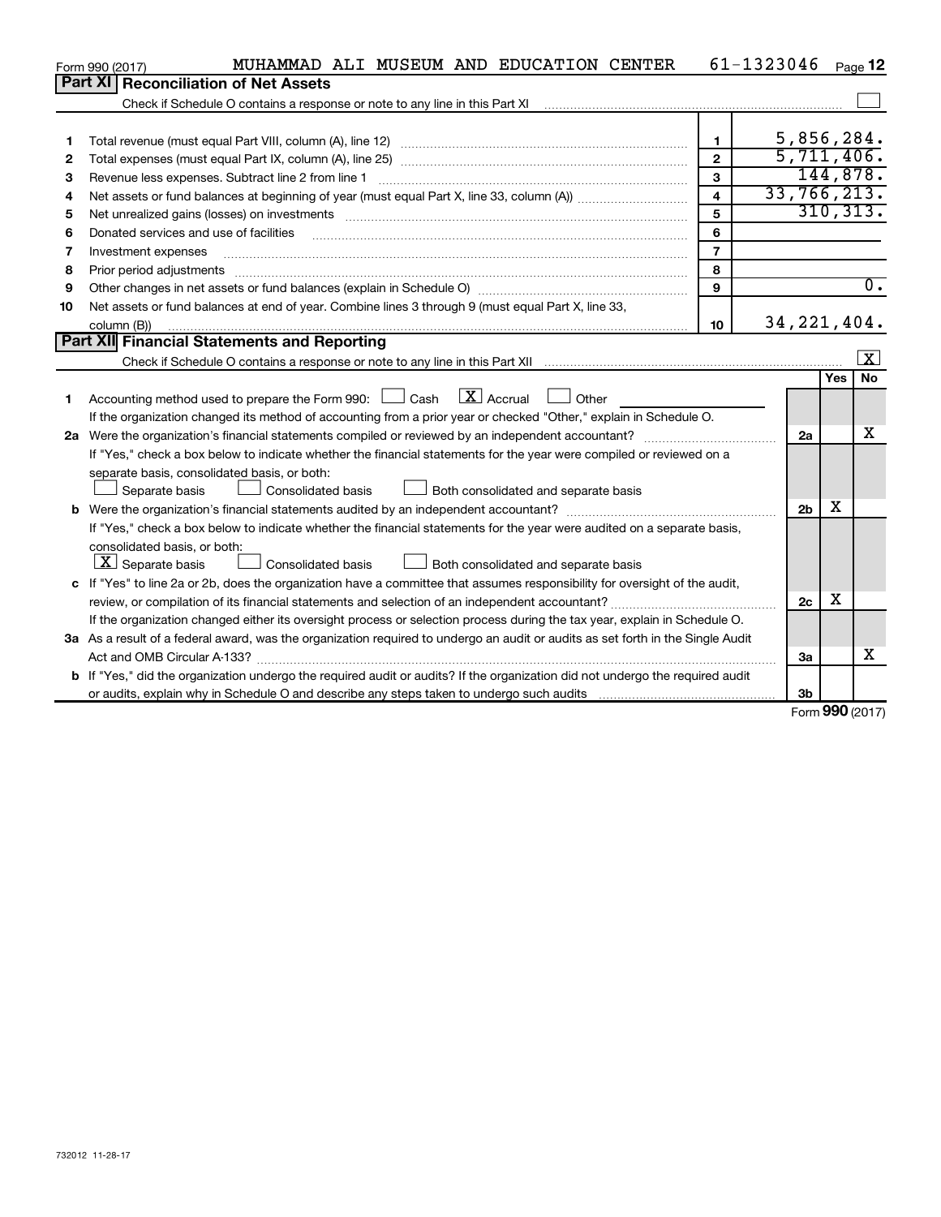Form 990 (2017) MUHAMMAD ALI MUSEUM AND EDUCATION CENTER 61-1323046 Page 12

## Part XI Reconciliation of Net Assets

Check if Schedule O contains a response or note to any line in this Part XI ☐

| | | | |
|---|---|---|---|
| 1 | Total revenue (must equal Part VIII, column (A), line 12) | 1 | 5,856,284. |
| 2 | Total expenses (must equal Part IX, column (A), line 25) | 2 | 5,711,406. |
| 3 | Revenue less expenses. Subtract line 2 from line 1 | 3 | 144,878. |
| 4 | Net assets or fund balances at beginning of year (must equal Part X, line 33, column (A)) | 4 | 33,766,213. |
| 5 | Net unrealized gains (losses) on investments | 5 | 310,313. |
| 6 | Donated services and use of facilities | 6 | |
| 7 | Investment expenses | 7 | |
| 8 | Prior period adjustments | 8 | |
| 9 | Other changes in net assets or fund balances (explain in Schedule O) | 9 | 0. |
| 10 | Net assets or fund balances at end of year. Combine lines 3 through 9 (must equal Part X, line 33, column (B)) | 10 | 34,221,404. |

## Part XII Financial Statements and Reporting

Check if Schedule O contains a response or note to any line in this Part XII ☒

| | | | Yes | No |
|---|---|---|---|---|
| 1 | Accounting method used to prepare the Form 990: ☐ Cash ☒ Accrual ☐ Other | | | |
| | If the organization changed its method of accounting from a prior year or checked "Other," explain in Schedule O. | | | |
| 2a | Were the organization's financial statements compiled or reviewed by an independent accountant? | 2a | | X |
| | If "Yes," check a box below to indicate whether the financial statements for the year were compiled or reviewed on a separate basis, consolidated basis, or both: ☐ Separate basis ☐ Consolidated basis ☐ Both consolidated and separate basis | | | |
| b | Were the organization's financial statements audited by an independent accountant? | 2b | X | |
| | If "Yes," check a box below to indicate whether the financial statements for the year were audited on a separate basis, consolidated basis, or both: ☒ Separate basis ☐ Consolidated basis ☐ Both consolidated and separate basis | | | |
| c | If "Yes" to line 2a or 2b, does the organization have a committee that assumes responsibility for oversight of the audit, review, or compilation of its financial statements and selection of an independent accountant? | 2c | X | |
| | If the organization changed either its oversight process or selection process during the tax year, explain in Schedule O. | | | |
| 3a | As a result of a federal award, was the organization required to undergo an audit or audits as set forth in the Single Audit Act and OMB Circular A-133? | 3a | | X |
| b | If "Yes," did the organization undergo the required audit or audits? If the organization did not undergo the required audit or audits, explain why in Schedule O and describe any steps taken to undergo such audits | 3b | | |

Form 990 (2017)

732012 11-28-17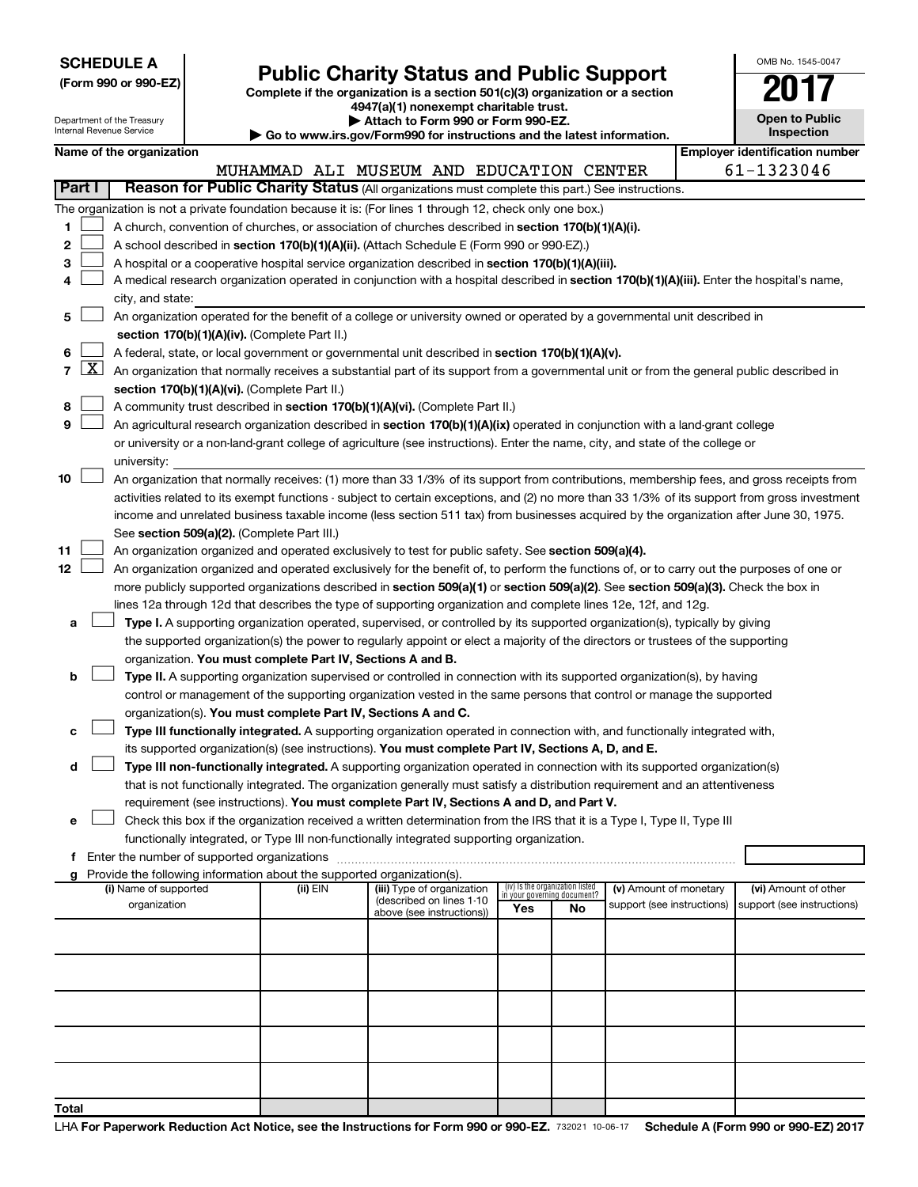**SCHEDULE A**
**(Form 990 or 990-EZ)**

Department of the Treasury
Internal Revenue Service

# Public Charity Status and Public Support

**Complete if the organization is a section 501(c)(3) organization or a section 4947(a)(1) nonexempt charitable trust.**
**▶ Attach to Form 990 or Form 990-EZ.**
**▶ Go to www.irs.gov/Form990 for instructions and the latest information.**

OMB No. 1545-0047

**2017**

**Open to Public Inspection**

**Name of the organization**
MUHAMMAD ALI MUSEUM AND EDUCATION CENTER

**Employer identification number**
61-1323046

## Part I — Reason for Public Charity Status (All organizations must complete this part.) See instructions.

The organization is not a private foundation because it is: (For lines 1 through 12, check only one box.)

1. ☐ A church, convention of churches, or association of churches described in **section 170(b)(1)(A)(i).**
2. ☐ A school described in **section 170(b)(1)(A)(ii).** (Attach Schedule E (Form 990 or 990-EZ).)
3. ☐ A hospital or a cooperative hospital service organization described in **section 170(b)(1)(A)(iii).**
4. ☐ A medical research organization operated in conjunction with a hospital described in **section 170(b)(1)(A)(iii).** Enter the hospital's name, city, and state:
5. ☐ An organization operated for the benefit of a college or university owned or operated by a governmental unit described in **section 170(b)(1)(A)(iv).** (Complete Part II.)
6. ☐ A federal, state, or local government or governmental unit described in **section 170(b)(1)(A)(v).**
7. ☒ An organization that normally receives a substantial part of its support from a governmental unit or from the general public described in **section 170(b)(1)(A)(vi).** (Complete Part II.)
8. ☐ A community trust described in **section 170(b)(1)(A)(vi).** (Complete Part II.)
9. ☐ An agricultural research organization described in **section 170(b)(1)(A)(ix)** operated in conjunction with a land-grant college or university or a non-land-grant college of agriculture (see instructions). Enter the name, city, and state of the college or university:
10. ☐ An organization that normally receives: (1) more than 33 1/3% of its support from contributions, membership fees, and gross receipts from activities related to its exempt functions - subject to certain exceptions, and (2) no more than 33 1/3% of its support from gross investment income and unrelated business taxable income (less section 511 tax) from businesses acquired by the organization after June 30, 1975. See **section 509(a)(2).** (Complete Part III.)
11. ☐ An organization organized and operated exclusively to test for public safety. See **section 509(a)(4).**
12. ☐ An organization organized and operated exclusively for the benefit of, to perform the functions of, or to carry out the purposes of one or more publicly supported organizations described in **section 509(a)(1)** or **section 509(a)(2).** See **section 509(a)(3).** Check the box in lines 12a through 12d that describes the type of supporting organization and complete lines 12e, 12f, and 12g.
   - **a** ☐ **Type I.** A supporting organization operated, supervised, or controlled by its supported organization(s), typically by giving the supported organization(s) the power to regularly appoint or elect a majority of the directors or trustees of the supporting organization. **You must complete Part IV, Sections A and B.**
   - **b** ☐ **Type II.** A supporting organization supervised or controlled in connection with its supported organization(s), by having control or management of the supporting organization vested in the same persons that control or manage the supported organization(s). **You must complete Part IV, Sections A and C.**
   - **c** ☐ **Type III functionally integrated.** A supporting organization operated in connection with, and functionally integrated with, its supported organization(s) (see instructions). **You must complete Part IV, Sections A, D, and E.**
   - **d** ☐ **Type III non-functionally integrated.** A supporting organization operated in connection with its supported organization(s) that is not functionally integrated. The organization generally must satisfy a distribution requirement and an attentiveness requirement (see instructions). **You must complete Part IV, Sections A and D, and Part V.**
   - **e** ☐ Check this box if the organization received a written determination from the IRS that it is a Type I, Type II, Type III functionally integrated, or Type III non-functionally integrated supporting organization.
   - **f** Enter the number of supported organizations
   - **g** Provide the following information about the supported organization(s).

| (i) Name of supported organization | (ii) EIN | (iii) Type of organization (described on lines 1-10 above (see instructions)) | (iv) Is the organization listed in your governing document? Yes | No | (v) Amount of monetary support (see instructions) | (vi) Amount of other support (see instructions) |
|---|---|---|---|---|---|---|
| | | | | | | |
| | | | | | | |
| | | | | | | |
| | | | | | | |
| | | | | | | |
| **Total** | | | | | | |

LHA **For Paperwork Reduction Act Notice, see the Instructions for Form 990 or 990-EZ.** 732021 10-06-17 **Schedule A (Form 990 or 990-EZ) 2017**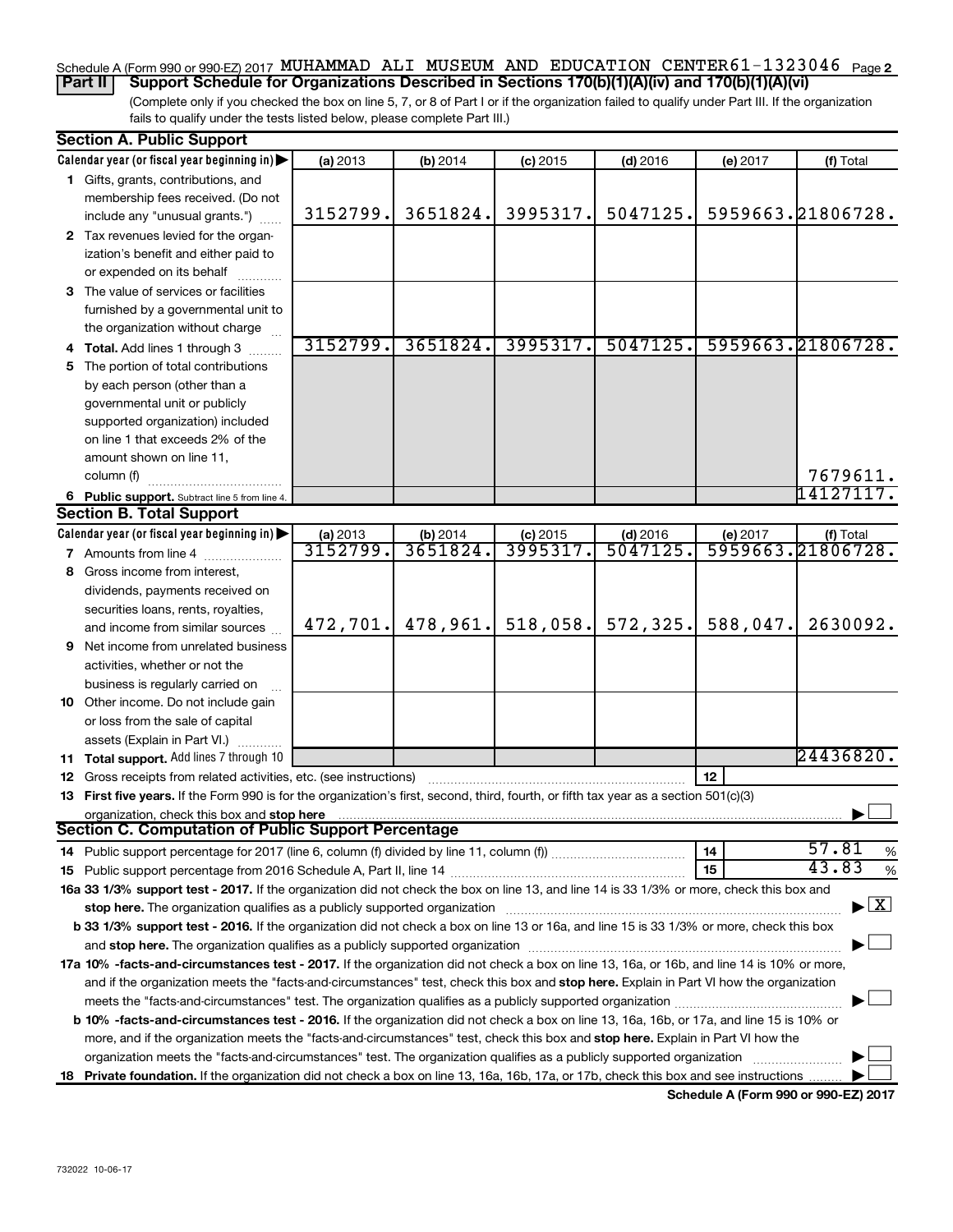Schedule A (Form 990 or 990-EZ) 2017 MUHAMMAD ALI MUSEUM AND EDUCATION CENTER 61-1323046 Page **2**

**Part II** **Support Schedule for Organizations Described in Sections 170(b)(1)(A)(iv) and 170(b)(1)(A)(vi)**

(Complete only if you checked the box on line 5, 7, or 8 of Part I or if the organization failed to qualify under Part III. If the organization fails to qualify under the tests listed below, please complete Part III.)

**Section A. Public Support**

| Calendar year (or fiscal year beginning in) | (a) 2013 | (b) 2014 | (c) 2015 | (d) 2016 | (e) 2017 | (f) Total |
|---|---|---|---|---|---|---|
| **1** Gifts, grants, contributions, and membership fees received. (Do not include any "unusual grants.") | 3152799. | 3651824. | 3995317. | 5047125. | 5959663. | 21806728. |
| **2** Tax revenues levied for the organization's benefit and either paid to or expended on its behalf | | | | | | |
| **3** The value of services or facilities furnished by a governmental unit to the organization without charge | | | | | | |
| **4 Total.** Add lines 1 through 3 | 3152799. | 3651824. | 3995317. | 5047125. | 5959663. | 21806728. |
| **5** The portion of total contributions by each person (other than a governmental unit or publicly supported organization) included on line 1 that exceeds 2% of the amount shown on line 11, column (f) | | | | | | 7679611. |
| **6 Public support.** Subtract line 5 from line 4. | | | | | | 14127117. |

**Section B. Total Support**

| Calendar year (or fiscal year beginning in) | (a) 2013 | (b) 2014 | (c) 2015 | (d) 2016 | (e) 2017 | (f) Total |
|---|---|---|---|---|---|---|
| **7** Amounts from line 4 | 3152799. | 3651824. | 3995317. | 5047125. | 5959663. | 21806728. |
| **8** Gross income from interest, dividends, payments received on securities loans, rents, royalties, and income from similar sources | 472,701. | 478,961. | 518,058. | 572,325. | 588,047. | 2630092. |
| **9** Net income from unrelated business activities, whether or not the business is regularly carried on | | | | | | |
| **10** Other income. Do not include gain or loss from the sale of capital assets (Explain in Part VI.) | | | | | | |
| **11 Total support.** Add lines 7 through 10 | | | | | | 24436820. |

**12** Gross receipts from related activities, etc. (see instructions) | **12** |

**13 First five years.** If the Form 990 is for the organization's first, second, third, fourth, or fifth tax year as a section 501(c)(3) organization, check this box and **stop here** ☐

**Section C. Computation of Public Support Percentage**

**14** Public support percentage for 2017 (line 6, column (f) divided by line 11, column (f)) | **14** | 57.81 %

**15** Public support percentage from 2016 Schedule A, Part II, line 14 | **15** | 43.83 %

**16a 33 1/3% support test - 2017.** If the organization did not check the box on line 13, and line 14 is 33 1/3% or more, check this box and **stop here.** The organization qualifies as a publicly supported organization ☒

**b 33 1/3% support test - 2016.** If the organization did not check a box on line 13 or 16a, and line 15 is 33 1/3% or more, check this box and **stop here.** The organization qualifies as a publicly supported organization ☐

**17a 10% -facts-and-circumstances test - 2017.** If the organization did not check a box on line 13, 16a, or 16b, and line 14 is 10% or more, and if the organization meets the "facts-and-circumstances" test, check this box and **stop here.** Explain in Part VI how the organization meets the "facts-and-circumstances" test. The organization qualifies as a publicly supported organization ☐

**b 10% -facts-and-circumstances test - 2016.** If the organization did not check a box on line 13, 16a, 16b, or 17a, and line 15 is 10% or more, and if the organization meets the "facts-and-circumstances" test, check this box and **stop here.** Explain in Part VI how the organization meets the "facts-and-circumstances" test. The organization qualifies as a publicly supported organization ☐

**18 Private foundation.** If the organization did not check a box on line 13, 16a, 16b, 17a, or 17b, check this box and see instructions ☐

**Schedule A (Form 990 or 990-EZ) 2017**

732022 10-06-17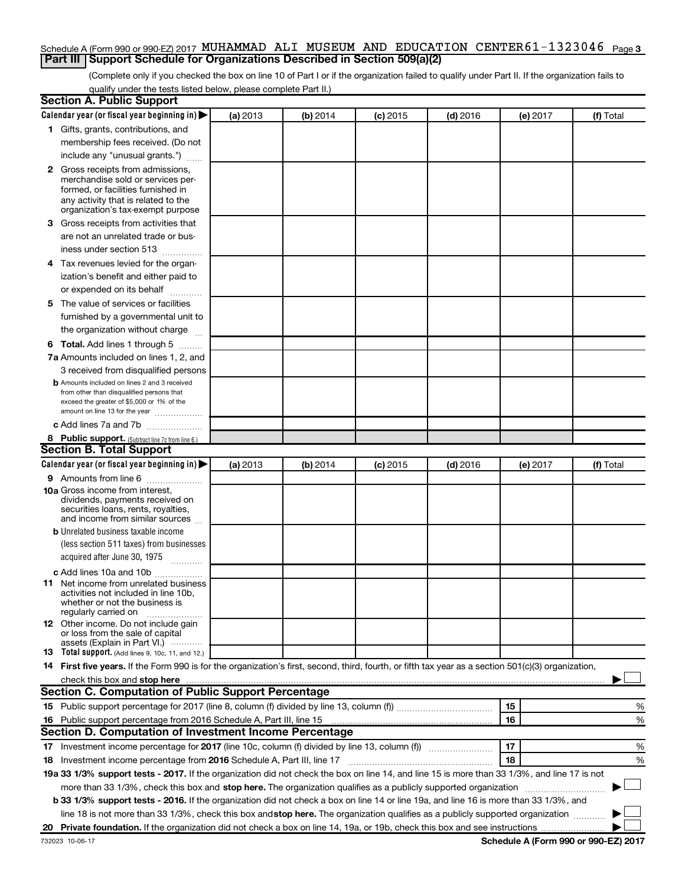Schedule A (Form 990 or 990-EZ) 2017 MUHAMMAD ALI MUSEUM AND EDUCATION CENTER 61-1323046 Page 3

## Part III | Support Schedule for Organizations Described in Section 509(a)(2)

(Complete only if you checked the box on line 10 of Part I or if the organization failed to qualify under Part II. If the organization fails to qualify under the tests listed below, please complete Part II.)

### Section A. Public Support

| Calendar year (or fiscal year beginning in) ▶ | (a) 2013 | (b) 2014 | (c) 2015 | (d) 2016 | (e) 2017 | (f) Total |
|---|---|---|---|---|---|---|
| **1** Gifts, grants, contributions, and membership fees received. (Do not include any "unusual grants.") | | | | | | |
| **2** Gross receipts from admissions, merchandise sold or services performed, or facilities furnished in any activity that is related to the organization's tax-exempt purpose | | | | | | |
| **3** Gross receipts from activities that are not an unrelated trade or business under section 513 | | | | | | |
| **4** Tax revenues levied for the organization's benefit and either paid to or expended on its behalf | | | | | | |
| **5** The value of services or facilities furnished by a governmental unit to the organization without charge | | | | | | |
| **6 Total.** Add lines 1 through 5 | | | | | | |
| **7a** Amounts included on lines 1, 2, and 3 received from disqualified persons | | | | | | |
| **b** Amounts included on lines 2 and 3 received from other than disqualified persons that exceed the greater of $5,000 or 1% of the amount on line 13 for the year | | | | | | |
| **c** Add lines 7a and 7b | | | | | | |
| **8 Public support.** (Subtract line 7c from line 6.) | | | | | | |

### Section B. Total Support

| Calendar year (or fiscal year beginning in) ▶ | (a) 2013 | (b) 2014 | (c) 2015 | (d) 2016 | (e) 2017 | (f) Total |
|---|---|---|---|---|---|---|
| **9** Amounts from line 6 | | | | | | |
| **10a** Gross income from interest, dividends, payments received on securities loans, rents, royalties, and income from similar sources | | | | | | |
| **b** Unrelated business taxable income (less section 511 taxes) from businesses acquired after June 30, 1975 | | | | | | |
| **c** Add lines 10a and 10b | | | | | | |
| **11** Net income from unrelated business activities not included in line 10b, whether or not the business is regularly carried on | | | | | | |
| **12** Other income. Do not include gain or loss from the sale of capital assets (Explain in Part VI.) | | | | | | |
| **13 Total support.** (Add lines 9, 10c, 11, and 12.) | | | | | | |

**14 First five years.** If the Form 990 is for the organization's first, second, third, fourth, or fifth tax year as a section 501(c)(3) organization, check this box and **stop here** ▶ ☐

### Section C. Computation of Public Support Percentage

| | | | |
|---|---|---|---|
| **15** Public support percentage for 2017 (line 8, column (f) divided by line 13, column (f)) | 15 | | % |
| **16** Public support percentage from 2016 Schedule A, Part III, line 15 | 16 | | % |

### Section D. Computation of Investment Income Percentage

| | | | |
|---|---|---|---|
| **17** Investment income percentage for **2017** (line 10c, column (f) divided by line 13, column (f)) | 17 | | % |
| **18** Investment income percentage from **2016** Schedule A, Part III, line 17 | 18 | | % |

**19a 33 1/3% support tests - 2017.** If the organization did not check the box on line 14, and line 15 is more than 33 1/3%, and line 17 is not more than 33 1/3%, check this box and **stop here.** The organization qualifies as a publicly supported organization ▶ ☐

**b 33 1/3% support tests - 2016.** If the organization did not check a box on line 14 or line 19a, and line 16 is more than 33 1/3%, and line 18 is not more than 33 1/3%, check this box and **stop here.** The organization qualifies as a publicly supported organization ▶ ☐

**20 Private foundation.** If the organization did not check a box on line 14, 19a, or 19b, check this box and see instructions ▶ ☐

732023 10-06-17 **Schedule A (Form 990 or 990-EZ) 2017**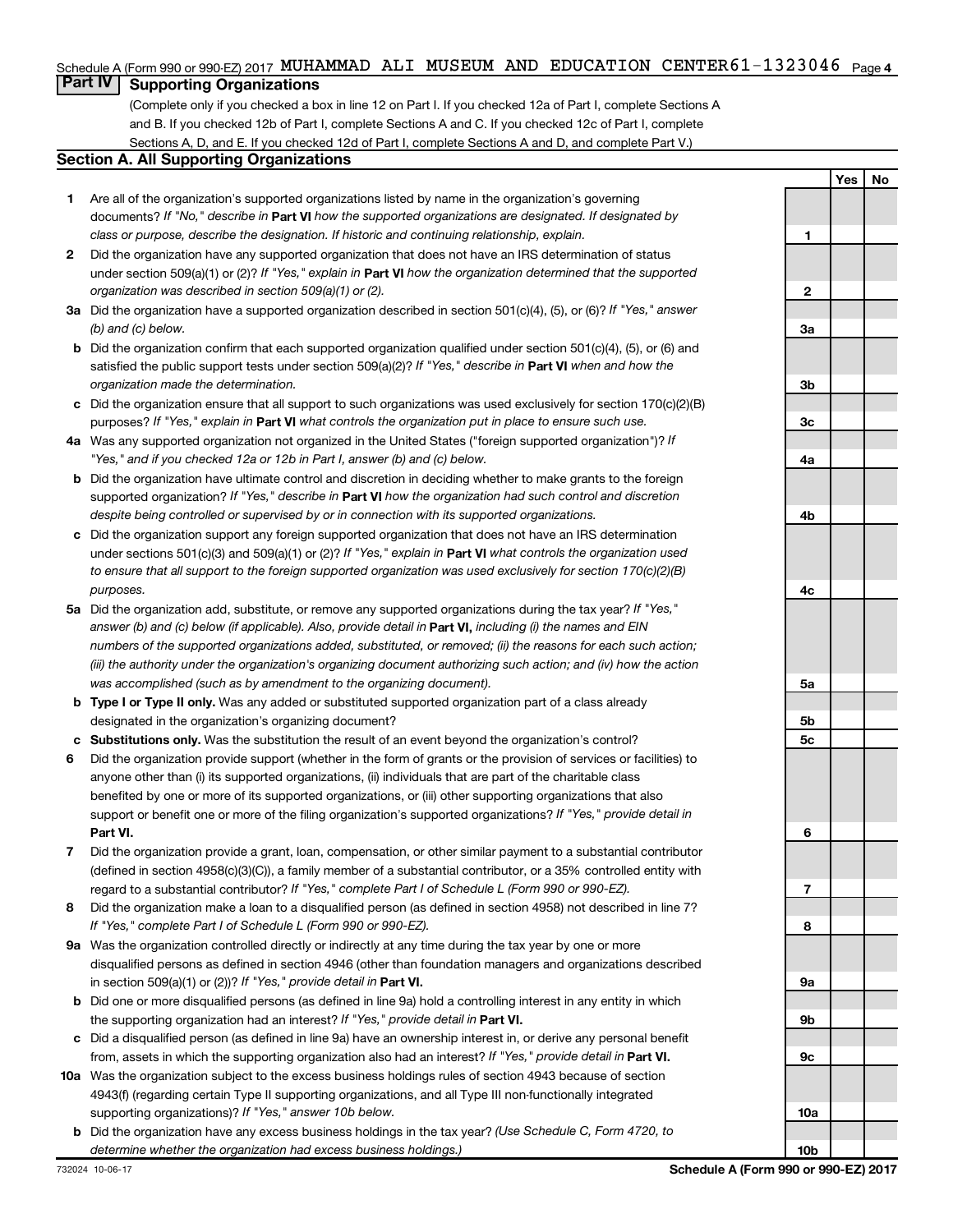Schedule A (Form 990 or 990-EZ) 2017 MUHAMMAD ALI MUSEUM AND EDUCATION CENTER 61-1323046 Page 4

## Part IV Supporting Organizations

(Complete only if you checked a box in line 12 on Part I. If you checked 12a of Part I, complete Sections A and B. If you checked 12b of Part I, complete Sections A and C. If you checked 12c of Part I, complete Sections A, D, and E. If you checked 12d of Part I, complete Sections A and D, and complete Part V.)

### Section A. All Supporting Organizations

| | Question | Line | Yes | No |
|---|---|---|---|---|
| 1 | Are all of the organization's supported organizations listed by name in the organization's governing documents? *If "No," describe in* **Part VI** *how the supported organizations are designated. If designated by class or purpose, describe the designation. If historic and continuing relationship, explain.* | 1 | | |
| 2 | Did the organization have any supported organization that does not have an IRS determination of status under section 509(a)(1) or (2)? *If "Yes," explain in* **Part VI** *how the organization determined that the supported organization was described in section 509(a)(1) or (2).* | 2 | | |
| 3a | Did the organization have a supported organization described in section 501(c)(4), (5), or (6)? *If "Yes," answer (b) and (c) below.* | 3a | | |
| b | Did the organization confirm that each supported organization qualified under section 501(c)(4), (5), or (6) and satisfied the public support tests under section 509(a)(2)? *If "Yes," describe in* **Part VI** *when and how the organization made the determination.* | 3b | | |
| c | Did the organization ensure that all support to such organizations was used exclusively for section 170(c)(2)(B) purposes? *If "Yes," explain in* **Part VI** *what controls the organization put in place to ensure such use.* | 3c | | |
| 4a | Was any supported organization not organized in the United States ("foreign supported organization")? *If "Yes," and if you checked 12a or 12b in Part I, answer (b) and (c) below.* | 4a | | |
| b | Did the organization have ultimate control and discretion in deciding whether to make grants to the foreign supported organization? *If "Yes," describe in* **Part VI** *how the organization had such control and discretion despite being controlled or supervised by or in connection with its supported organizations.* | 4b | | |
| c | Did the organization support any foreign supported organization that does not have an IRS determination under sections 501(c)(3) and 509(a)(1) or (2)? *If "Yes," explain in* **Part VI** *what controls the organization used to ensure that all support to the foreign supported organization was used exclusively for section 170(c)(2)(B) purposes.* | 4c | | |
| 5a | Did the organization add, substitute, or remove any supported organizations during the tax year? *If "Yes," answer (b) and (c) below (if applicable). Also, provide detail in* **Part VI,** *including (i) the names and EIN numbers of the supported organizations added, substituted, or removed; (ii) the reasons for each such action; (iii) the authority under the organization's organizing document authorizing such action; and (iv) how the action was accomplished (such as by amendment to the organizing document).* | 5a | | |
| b | **Type I or Type II only.** Was any added or substituted supported organization part of a class already designated in the organization's organizing document? | 5b | | |
| c | **Substitutions only.** Was the substitution the result of an event beyond the organization's control? | 5c | | |
| 6 | Did the organization provide support (whether in the form of grants or the provision of services or facilities) to anyone other than (i) its supported organizations, (ii) individuals that are part of the charitable class benefited by one or more of its supported organizations, or (iii) other supporting organizations that also support or benefit one or more of the filing organization's supported organizations? *If "Yes," provide detail in* **Part VI.** | 6 | | |
| 7 | Did the organization provide a grant, loan, compensation, or other similar payment to a substantial contributor (defined in section 4958(c)(3)(C)), a family member of a substantial contributor, or a 35% controlled entity with regard to a substantial contributor? *If "Yes," complete Part I of Schedule L (Form 990 or 990-EZ).* | 7 | | |
| 8 | Did the organization make a loan to a disqualified person (as defined in section 4958) not described in line 7? *If "Yes," complete Part I of Schedule L (Form 990 or 990-EZ).* | 8 | | |
| 9a | Was the organization controlled directly or indirectly at any time during the tax year by one or more disqualified persons as defined in section 4946 (other than foundation managers and organizations described in section 509(a)(1) or (2))? *If "Yes," provide detail in* **Part VI.** | 9a | | |
| b | Did one or more disqualified persons (as defined in line 9a) hold a controlling interest in any entity in which the supporting organization had an interest? *If "Yes," provide detail in* **Part VI.** | 9b | | |
| c | Did a disqualified person (as defined in line 9a) have an ownership interest in, or derive any personal benefit from, assets in which the supporting organization also had an interest? *If "Yes," provide detail in* **Part VI.** | 9c | | |
| 10a | Was the organization subject to the excess business holdings rules of section 4943 because of section 4943(f) (regarding certain Type II supporting organizations, and all Type III non-functionally integrated supporting organizations)? *If "Yes," answer 10b below.* | 10a | | |
| b | Did the organization have any excess business holdings in the tax year? *(Use Schedule C, Form 4720, to determine whether the organization had excess business holdings.)* | 10b | | |

732024 10-06-17 **Schedule A (Form 990 or 990-EZ) 2017**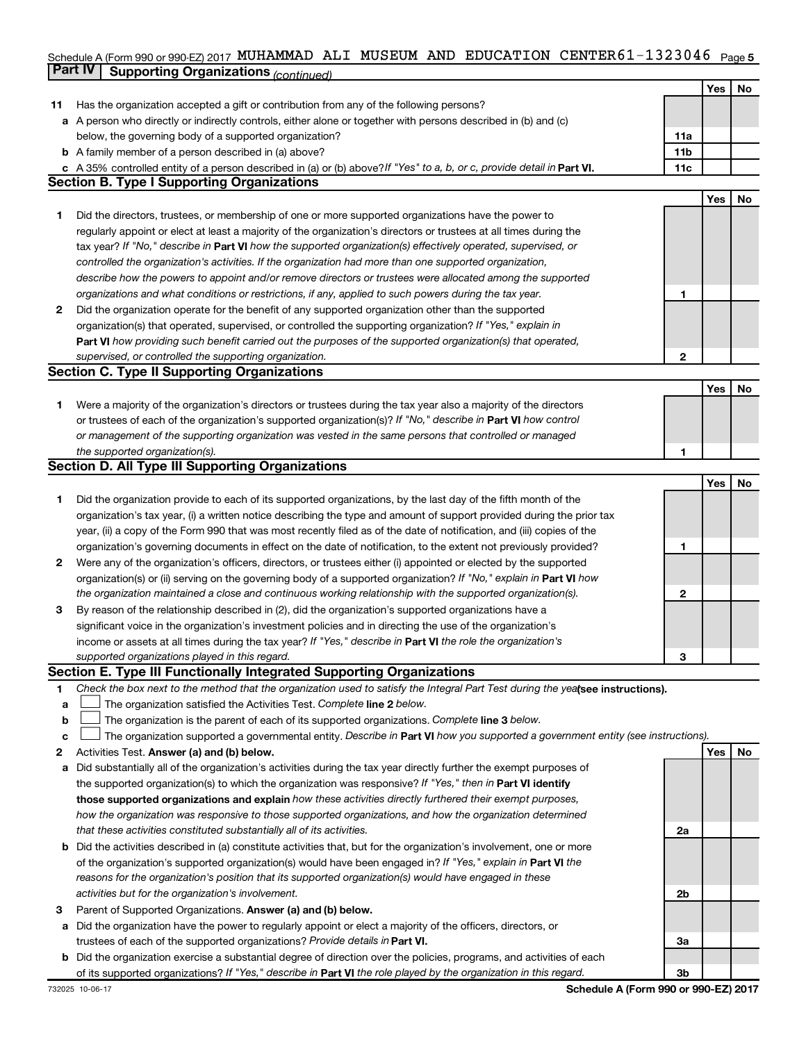Schedule A (Form 990 or 990-EZ) 2017 MUHAMMAD ALI MUSEUM AND EDUCATION CENTER 61-1323046

## Part IV Supporting Organizations *(continued)*

| | | | Yes | No |
|---|---|---|---|---|
| **11** | Has the organization accepted a gift or contribution from any of the following persons? | | | |
| **a** | A person who directly or indirectly controls, either alone or together with persons described in (b) and (c) below, the governing body of a supported organization? | **11a** | | |
| **b** | A family member of a person described in (a) above? | **11b** | | |
| **c** | A 35% controlled entity of a person described in (a) or (b) above? *If "Yes" to a, b, or c, provide detail in* **Part VI.** | **11c** | | |

### Section B. Type I Supporting Organizations

| | | | Yes | No |
|---|---|---|---|---|
| **1** | Did the directors, trustees, or membership of one or more supported organizations have the power to regularly appoint or elect at least a majority of the organization's directors or trustees at all times during the tax year? *If "No," describe in* **Part VI** *how the supported organization(s) effectively operated, supervised, or controlled the organization's activities. If the organization had more than one supported organization, describe how the powers to appoint and/or remove directors or trustees were allocated among the supported organizations and what conditions or restrictions, if any, applied to such powers during the tax year.* | **1** | | |
| **2** | Did the organization operate for the benefit of any supported organization other than the supported organization(s) that operated, supervised, or controlled the supporting organization? *If "Yes," explain in* **Part VI** *how providing such benefit carried out the purposes of the supported organization(s) that operated, supervised, or controlled the supporting organization.* | **2** | | |

### Section C. Type II Supporting Organizations

| | | | Yes | No |
|---|---|---|---|---|
| **1** | Were a majority of the organization's directors or trustees during the tax year also a majority of the directors or trustees of each of the organization's supported organization(s)? *If "No," describe in* **Part VI** *how control or management of the supporting organization was vested in the same persons that controlled or managed the supported organization(s).* | **1** | | |

### Section D. All Type III Supporting Organizations

| | | | Yes | No |
|---|---|---|---|---|
| **1** | Did the organization provide to each of its supported organizations, by the last day of the fifth month of the organization's tax year, (i) a written notice describing the type and amount of support provided during the prior tax year, (ii) a copy of the Form 990 that was most recently filed as of the date of notification, and (iii) copies of the organization's governing documents in effect on the date of notification, to the extent not previously provided? | **1** | | |
| **2** | Were any of the organization's officers, directors, or trustees either (i) appointed or elected by the supported organization(s) or (ii) serving on the governing body of a supported organization? *If "No," explain in* **Part VI** *how the organization maintained a close and continuous working relationship with the supported organization(s).* | **2** | | |
| **3** | By reason of the relationship described in (2), did the organization's supported organizations have a significant voice in the organization's investment policies and in directing the use of the organization's income or assets at all times during the tax year? *If "Yes," describe in* **Part VI** *the role the organization's supported organizations played in this regard.* | **3** | | |

### Section E. Type III Functionally Integrated Supporting Organizations

**1** *Check the box next to the method that the organization used to satisfy the Integral Part Test during the year* **(see instructions).**

- **a** ☐ The organization satisfied the Activities Test. *Complete* **line 2** *below.*
- **b** ☐ The organization is the parent of each of its supported organizations. *Complete* **line 3** *below.*
- **c** ☐ The organization supported a governmental entity. *Describe in* **Part VI** *how you supported a government entity (see instructions).*

| | | | Yes | No |
|---|---|---|---|---|
| **2** | Activities Test. **Answer (a) and (b) below.** | | | |
| **a** | Did substantially all of the organization's activities during the tax year directly further the exempt purposes of the supported organization(s) to which the organization was responsive? *If "Yes," then in* **Part VI identify those supported organizations and explain** *how these activities directly furthered their exempt purposes, how the organization was responsive to those supported organizations, and how the organization determined that these activities constituted substantially all of its activities.* | **2a** | | |
| **b** | Did the activities described in (a) constitute activities that, but for the organization's involvement, one or more of the organization's supported organization(s) would have been engaged in? *If "Yes," explain in* **Part VI** *the reasons for the organization's position that its supported organization(s) would have engaged in these activities but for the organization's involvement.* | **2b** | | |
| **3** | Parent of Supported Organizations. **Answer (a) and (b) below.** | | | |
| **a** | Did the organization have the power to regularly appoint or elect a majority of the officers, directors, or trustees of each of the supported organizations? *Provide details in* **Part VI.** | **3a** | | |
| **b** | Did the organization exercise a substantial degree of direction over the policies, programs, and activities of each of its supported organizations? *If "Yes," describe in* **Part VI** *the role played by the organization in this regard.* | **3b** | | |

732025 10-06-17 **Schedule A (Form 990 or 990-EZ) 2017**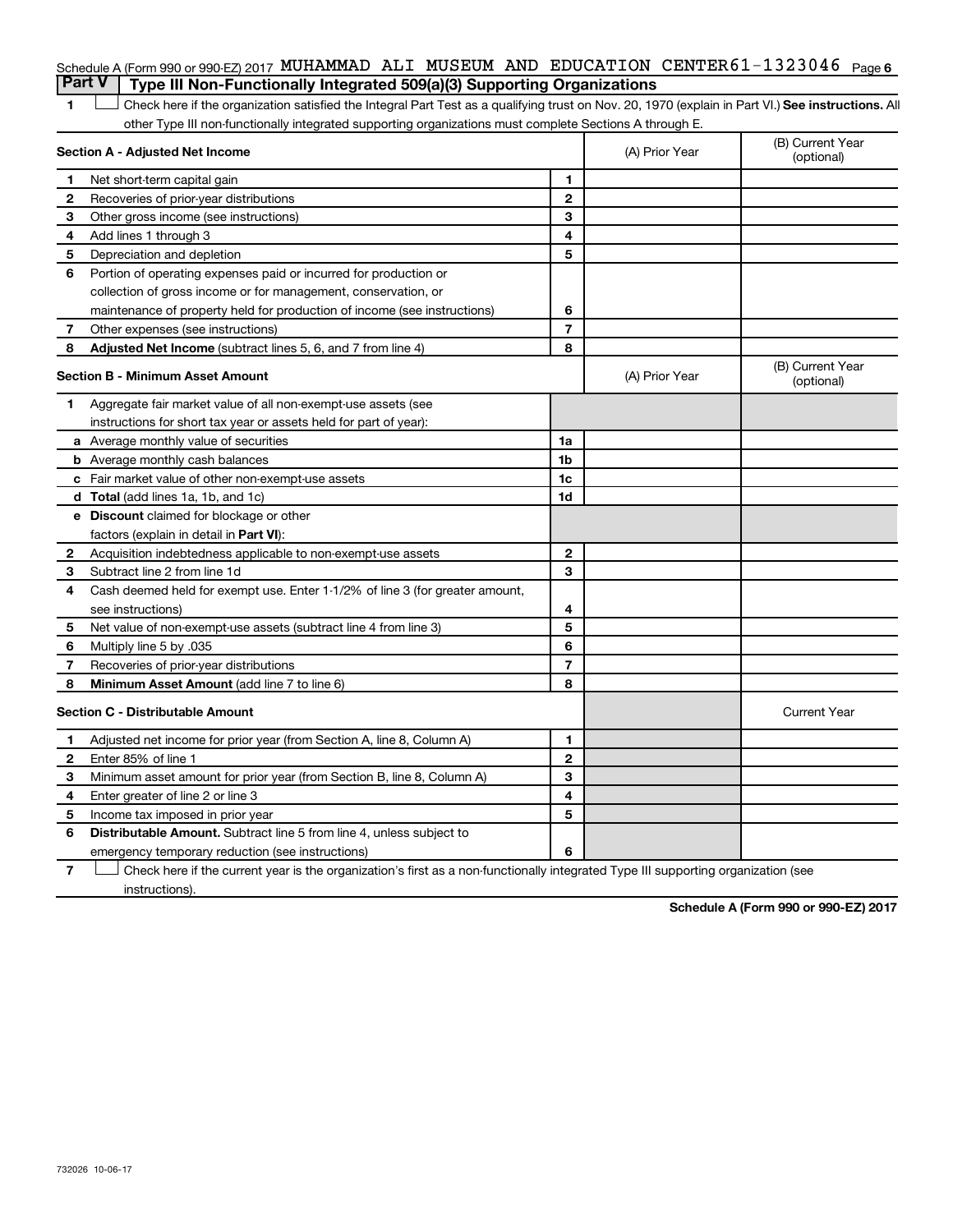Schedule A (Form 990 or 990-EZ) 2017 MUHAMMAD ALI MUSEUM AND EDUCATION CENTER 61-1323046 Page 6

## Part V Type III Non-Functionally Integrated 509(a)(3) Supporting Organizations

1 ☐ Check here if the organization satisfied the Integral Part Test as a qualifying trust on Nov. 20, 1970 (explain in Part VI.) **See instructions.** All other Type III non-functionally integrated supporting organizations must complete Sections A through E.

| **Section A - Adjusted Net Income** | | | (A) Prior Year | (B) Current Year (optional) |
|---|---|---|---|---|
| 1 | Net short-term capital gain | 1 | | |
| 2 | Recoveries of prior-year distributions | 2 | | |
| 3 | Other gross income (see instructions) | 3 | | |
| 4 | Add lines 1 through 3 | 4 | | |
| 5 | Depreciation and depletion | 5 | | |
| 6 | Portion of operating expenses paid or incurred for production or collection of gross income or for management, conservation, or maintenance of property held for production of income (see instructions) | 6 | | |
| 7 | Other expenses (see instructions) | 7 | | |
| 8 | **Adjusted Net Income** (subtract lines 5, 6, and 7 from line 4) | 8 | | |

| **Section B - Minimum Asset Amount** | | | (A) Prior Year | (B) Current Year (optional) |
|---|---|---|---|---|
| 1 | Aggregate fair market value of all non-exempt-use assets (see instructions for short tax year or assets held for part of year): | | | |
| a | Average monthly value of securities | 1a | | |
| b | Average monthly cash balances | 1b | | |
| c | Fair market value of other non-exempt-use assets | 1c | | |
| d | **Total** (add lines 1a, 1b, and 1c) | 1d | | |
| e | **Discount** claimed for blockage or other factors (explain in detail in **Part VI**): | | | |
| 2 | Acquisition indebtedness applicable to non-exempt-use assets | 2 | | |
| 3 | Subtract line 2 from line 1d | 3 | | |
| 4 | Cash deemed held for exempt use. Enter 1-1/2% of line 3 (for greater amount, see instructions) | 4 | | |
| 5 | Net value of non-exempt-use assets (subtract line 4 from line 3) | 5 | | |
| 6 | Multiply line 5 by .035 | 6 | | |
| 7 | Recoveries of prior-year distributions | 7 | | |
| 8 | **Minimum Asset Amount** (add line 7 to line 6) | 8 | | |

| **Section C - Distributable Amount** | | | | Current Year |
|---|---|---|---|---|
| 1 | Adjusted net income for prior year (from Section A, line 8, Column A) | 1 | | |
| 2 | Enter 85% of line 1 | 2 | | |
| 3 | Minimum asset amount for prior year (from Section B, line 8, Column A) | 3 | | |
| 4 | Enter greater of line 2 or line 3 | 4 | | |
| 5 | Income tax imposed in prior year | 5 | | |
| 6 | **Distributable Amount.** Subtract line 5 from line 4, unless subject to emergency temporary reduction (see instructions) | 6 | | |

7 ☐ Check here if the current year is the organization's first as a non-functionally integrated Type III supporting organization (see instructions).

**Schedule A (Form 990 or 990-EZ) 2017**

732026 10-06-17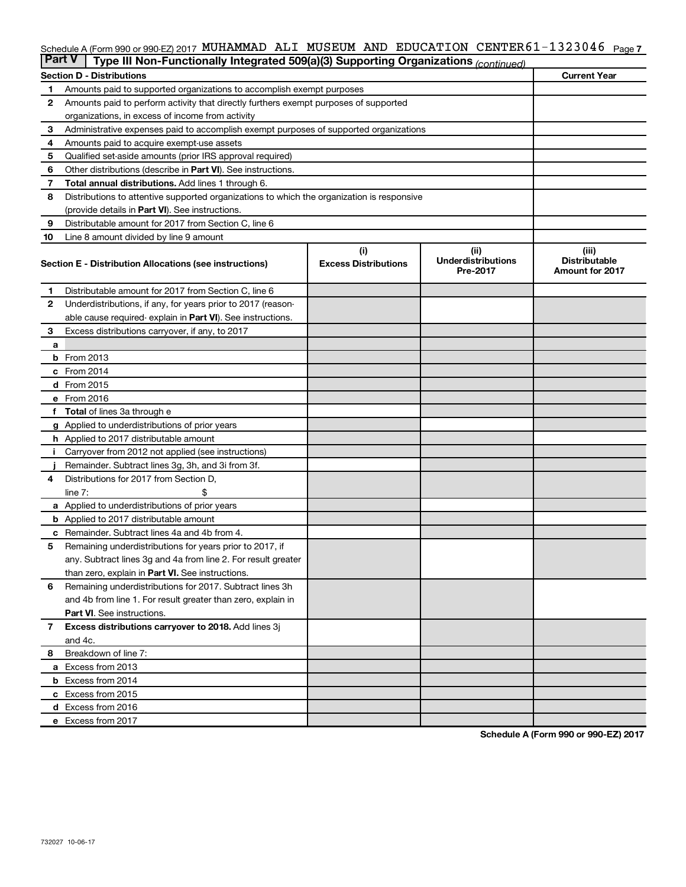Schedule A (Form 990 or 990-EZ) 2017 MUHAMMAD ALI MUSEUM AND EDUCATION CENTER 61-1323046 Page 7

**Part V** Type III Non-Functionally Integrated 509(a)(3) Supporting Organizations *(continued)*

| Section D - Distributions | | Current Year |
|---|---|---|
| 1 | Amounts paid to supported organizations to accomplish exempt purposes | |
| 2 | Amounts paid to perform activity that directly furthers exempt purposes of supported organizations, in excess of income from activity | |
| 3 | Administrative expenses paid to accomplish exempt purposes of supported organizations | |
| 4 | Amounts paid to acquire exempt-use assets | |
| 5 | Qualified set-aside amounts (prior IRS approval required) | |
| 6 | Other distributions (describe in **Part VI**). See instructions. | |
| 7 | **Total annual distributions.** Add lines 1 through 6. | |
| 8 | Distributions to attentive supported organizations to which the organization is responsive (provide details in **Part VI**). See instructions. | |
| 9 | Distributable amount for 2017 from Section C, line 6 | |
| 10 | Line 8 amount divided by line 9 amount | |

| | Section E - Distribution Allocations (see instructions) | (i) Excess Distributions | (ii) Underdistributions Pre-2017 | (iii) Distributable Amount for 2017 |
|---|---|---|---|---|
| 1 | Distributable amount for 2017 from Section C, line 6 | | | |
| 2 | Underdistributions, if any, for years prior to 2017 (reasonable cause required- explain in **Part VI**). See instructions. | | | |
| 3 | Excess distributions carryover, if any, to 2017 | | | |
| a | | | | |
| b | From 2013 | | | |
| c | From 2014 | | | |
| d | From 2015 | | | |
| e | From 2016 | | | |
| f | **Total** of lines 3a through e | | | |
| g | Applied to underdistributions of prior years | | | |
| h | Applied to 2017 distributable amount | | | |
| i | Carryover from 2012 not applied (see instructions) | | | |
| j | Remainder. Subtract lines 3g, 3h, and 3i from 3f. | | | |
| 4 | Distributions for 2017 from Section D, line 7: $ | | | |
| a | Applied to underdistributions of prior years | | | |
| b | Applied to 2017 distributable amount | | | |
| c | Remainder. Subtract lines 4a and 4b from 4. | | | |
| 5 | Remaining underdistributions for years prior to 2017, if any. Subtract lines 3g and 4a from line 2. For result greater than zero, explain in **Part VI.** See instructions. | | | |
| 6 | Remaining underdistributions for 2017. Subtract lines 3h and 4b from line 1. For result greater than zero, explain in **Part VI**. See instructions. | | | |
| 7 | **Excess distributions carryover to 2018.** Add lines 3j and 4c. | | | |
| 8 | Breakdown of line 7: | | | |
| a | Excess from 2013 | | | |
| b | Excess from 2014 | | | |
| c | Excess from 2015 | | | |
| d | Excess from 2016 | | | |
| e | Excess from 2017 | | | |

**Schedule A (Form 990 or 990-EZ) 2017**

732027 10-06-17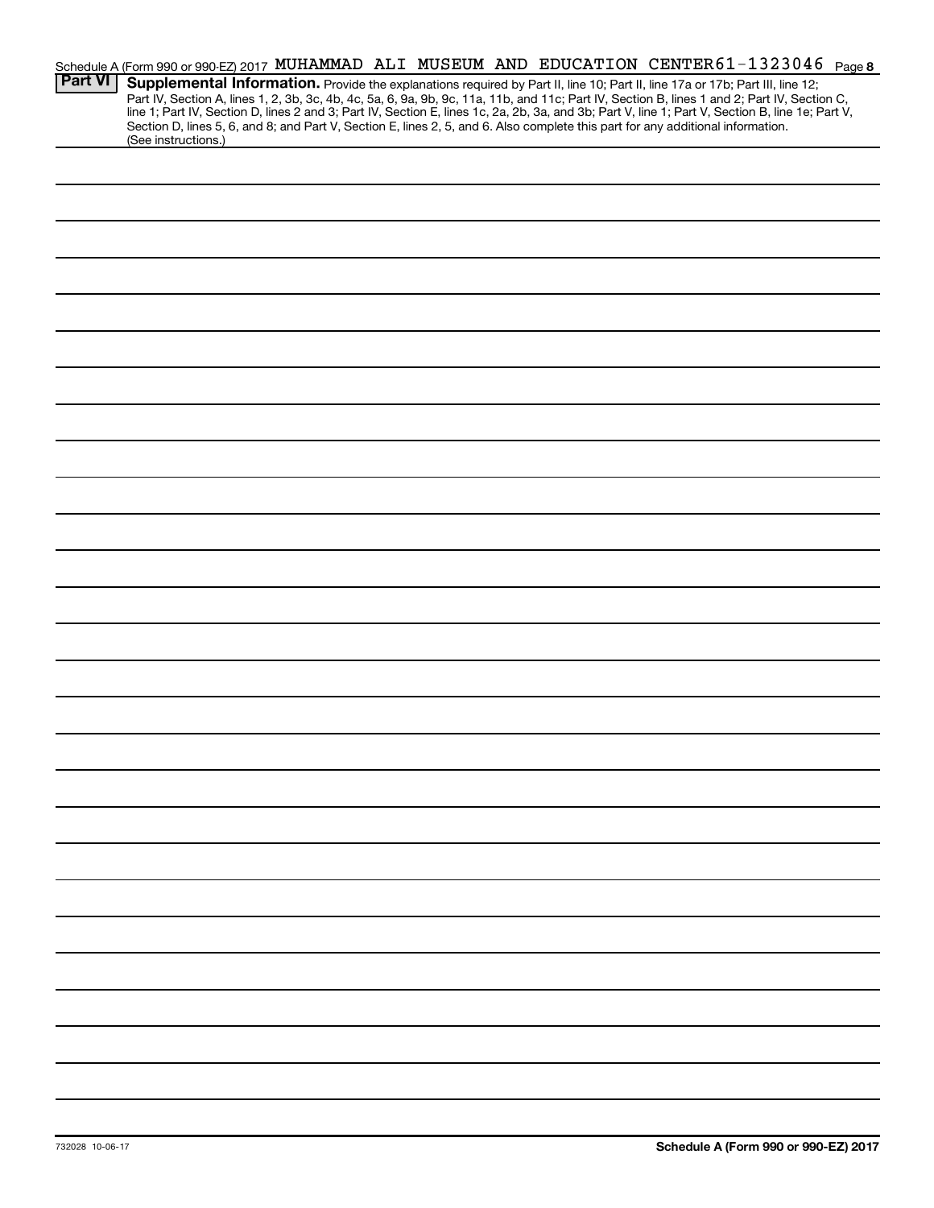Schedule A (Form 990 or 990-EZ) 2017 MUHAMMAD ALI MUSEUM AND EDUCATION CENTER 61-1323046 Page 8

**Part VI** **Supplemental Information.** Provide the explanations required by Part II, line 10; Part II, line 17a or 17b; Part III, line 12; Part IV, Section A, lines 1, 2, 3b, 3c, 4b, 4c, 5a, 6, 9a, 9b, 9c, 11a, 11b, and 11c; Part IV, Section B, lines 1 and 2; Part IV, Section C, line 1; Part IV, Section D, lines 2 and 3; Part IV, Section E, lines 1c, 2a, 2b, 3a, and 3b; Part V, line 1; Part V, Section B, line 1e; Part V, Section D, lines 5, 6, and 8; and Part V, Section E, lines 2, 5, and 6. Also complete this part for any additional information. (See instructions.)

732028 10-06-17

**Schedule A (Form 990 or 990-EZ) 2017**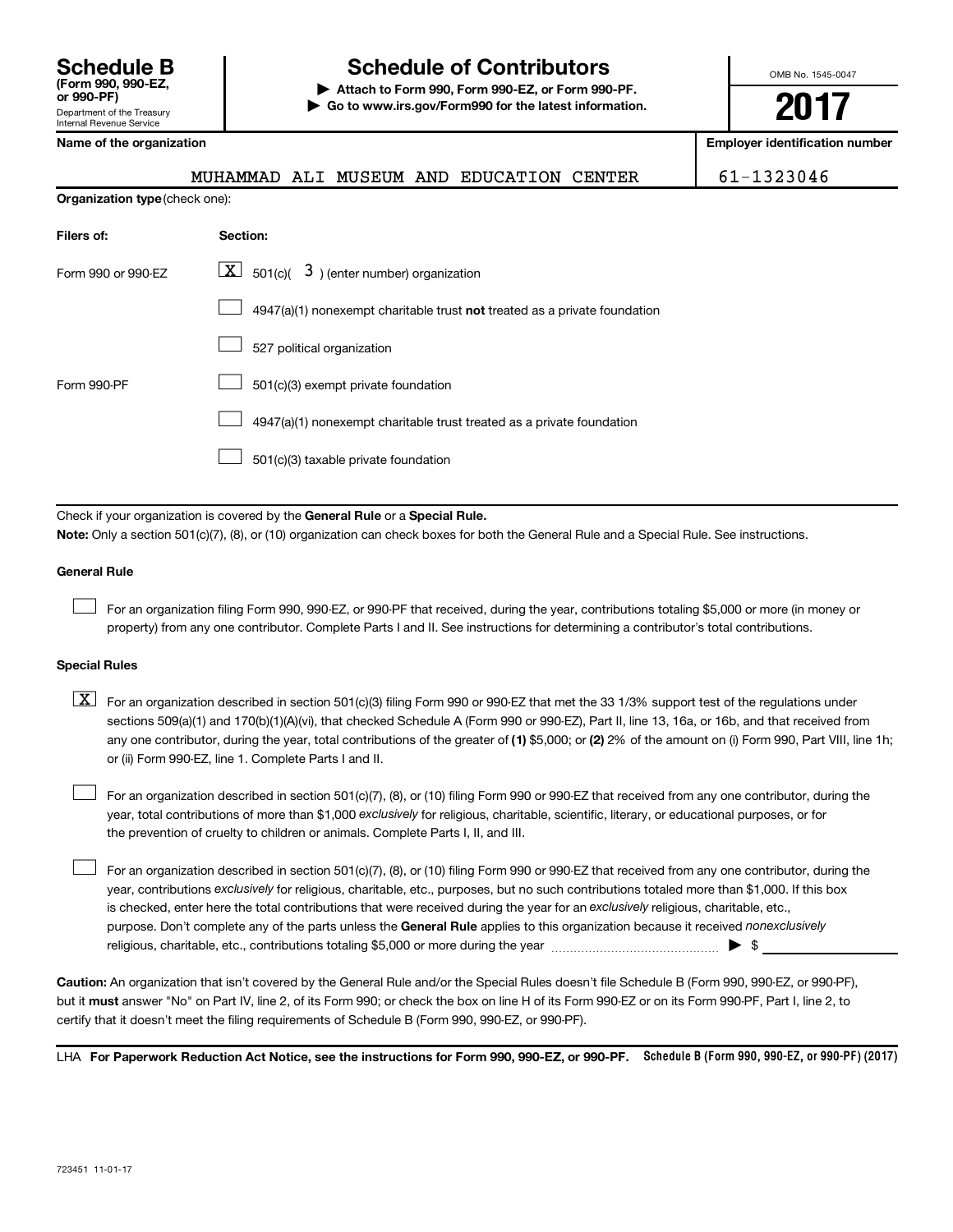# Schedule B (Form 990, 990-EZ, or 990-PF)

Department of the Treasury
Internal Revenue Service

## Schedule of Contributors

▶ **Attach to Form 990, Form 990-EZ, or Form 990-PF.**
▶ **Go to www.irs.gov/Form990 for the latest information.**

OMB No. 1545-0047

**2017**

| Name of the organization | Employer identification number |
|---|---|
| MUHAMMAD ALI MUSEUM AND EDUCATION CENTER | 61-1323046 |

**Organization type** (check one):

| Filers of: | Section: |
|---|---|
| Form 990 or 990-EZ | [X] 501(c)( 3 ) (enter number) organization |
| | [ ] 4947(a)(1) nonexempt charitable trust **not** treated as a private foundation |
| | [ ] 527 political organization |
| Form 990-PF | [ ] 501(c)(3) exempt private foundation |
| | [ ] 4947(a)(1) nonexempt charitable trust treated as a private foundation |
| | [ ] 501(c)(3) taxable private foundation |

Check if your organization is covered by the **General Rule** or a **Special Rule.**

**Note:** Only a section 501(c)(7), (8), or (10) organization can check boxes for both the General Rule and a Special Rule. See instructions.

**General Rule**

[ ] For an organization filing Form 990, 990-EZ, or 990-PF that received, during the year, contributions totaling $5,000 or more (in money or property) from any one contributor. Complete Parts I and II. See instructions for determining a contributor's total contributions.

**Special Rules**

[X] For an organization described in section 501(c)(3) filing Form 990 or 990-EZ that met the 33 1/3% support test of the regulations under sections 509(a)(1) and 170(b)(1)(A)(vi), that checked Schedule A (Form 990 or 990-EZ), Part II, line 13, 16a, or 16b, and that received from any one contributor, during the year, total contributions of the greater of **(1)** $5,000; or **(2)** 2% of the amount on (i) Form 990, Part VIII, line 1h; or (ii) Form 990-EZ, line 1. Complete Parts I and II.

[ ] For an organization described in section 501(c)(7), (8), or (10) filing Form 990 or 990-EZ that received from any one contributor, during the year, total contributions of more than $1,000 *exclusively* for religious, charitable, scientific, literary, or educational purposes, or for the prevention of cruelty to children or animals. Complete Parts I, II, and III.

[ ] For an organization described in section 501(c)(7), (8), or (10) filing Form 990 or 990-EZ that received from any one contributor, during the year, contributions *exclusively* for religious, charitable, etc., purposes, but no such contributions totaled more than $1,000. If this box is checked, enter here the total contributions that were received during the year for an *exclusively* religious, charitable, etc., purpose. Don't complete any of the parts unless the **General Rule** applies to this organization because it received *nonexclusively* religious, charitable, etc., contributions totaling $5,000 or more during the year ▶ $ ____________

**Caution:** An organization that isn't covered by the General Rule and/or the Special Rules doesn't file Schedule B (Form 990, 990-EZ, or 990-PF), but it **must** answer "No" on Part IV, line 2, of its Form 990; or check the box on line H of its Form 990-EZ or on its Form 990-PF, Part I, line 2, to certify that it doesn't meet the filing requirements of Schedule B (Form 990, 990-EZ, or 990-PF).

LHA **For Paperwork Reduction Act Notice, see the instructions for Form 990, 990-EZ, or 990-PF.** **Schedule B (Form 990, 990-EZ, or 990-PF) (2017)**

723451 11-01-17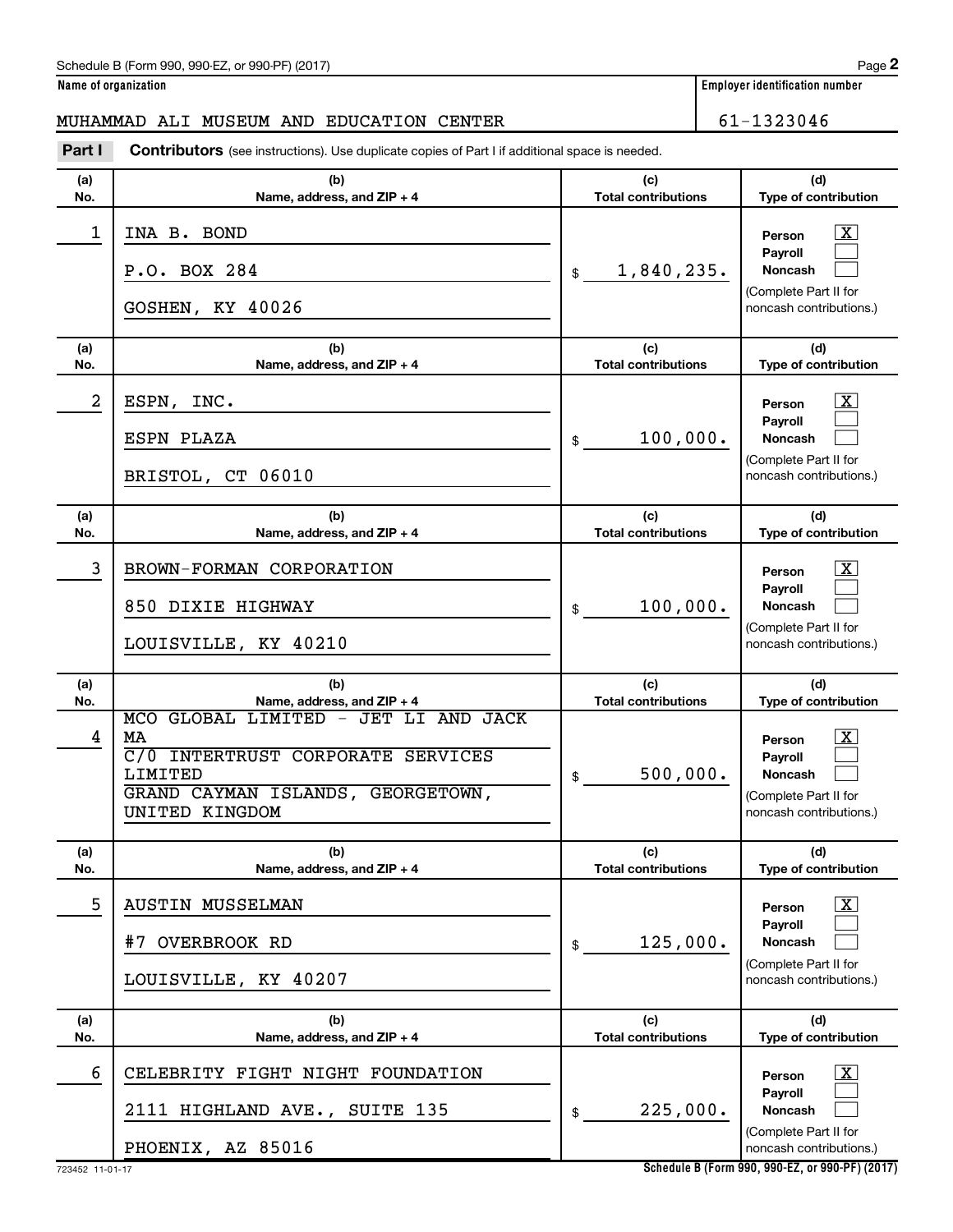Name of organization: MUHAMMAD ALI MUSEUM AND EDUCATION CENTER

Employer identification number: 61-1323046

**Part I** **Contributors** (see instructions). Use duplicate copies of Part I if additional space is needed.

| (a) No. | (b) Name, address, and ZIP + 4 | (c) Total contributions | (d) Type of contribution |
|---|---|---|---|
| 1 | INA B. BOND<br>P.O. BOX 284<br>GOSHEN, KY 40026 | $ 1,840,235. | Person [X]<br>Payroll [ ]<br>Noncash [ ]<br>(Complete Part II for noncash contributions.) |
| 2 | ESPN, INC.<br>ESPN PLAZA<br>BRISTOL, CT 06010 | $ 100,000. | Person [X]<br>Payroll [ ]<br>Noncash [ ]<br>(Complete Part II for noncash contributions.) |
| 3 | BROWN-FORMAN CORPORATION<br>850 DIXIE HIGHWAY<br>LOUISVILLE, KY 40210 | $ 100,000. | Person [X]<br>Payroll [ ]<br>Noncash [ ]<br>(Complete Part II for noncash contributions.) |
| 4 | MCO GLOBAL LIMITED - JET LI AND JACK MA<br>C/O INTERTRUST CORPORATE SERVICES LIMITED<br>GRAND CAYMAN ISLANDS, GEORGETOWN, UNITED KINGDOM | $ 500,000. | Person [X]<br>Payroll [ ]<br>Noncash [ ]<br>(Complete Part II for noncash contributions.) |
| 5 | AUSTIN MUSSELMAN<br>#7 OVERBROOK RD<br>LOUISVILLE, KY 40207 | $ 125,000. | Person [X]<br>Payroll [ ]<br>Noncash [ ]<br>(Complete Part II for noncash contributions.) |
| 6 | CELEBRITY FIGHT NIGHT FOUNDATION<br>2111 HIGHLAND AVE., SUITE 135<br>PHOENIX, AZ 85016 | $ 225,000. | Person [X]<br>Payroll [ ]<br>Noncash [ ]<br>(Complete Part II for noncash contributions.) |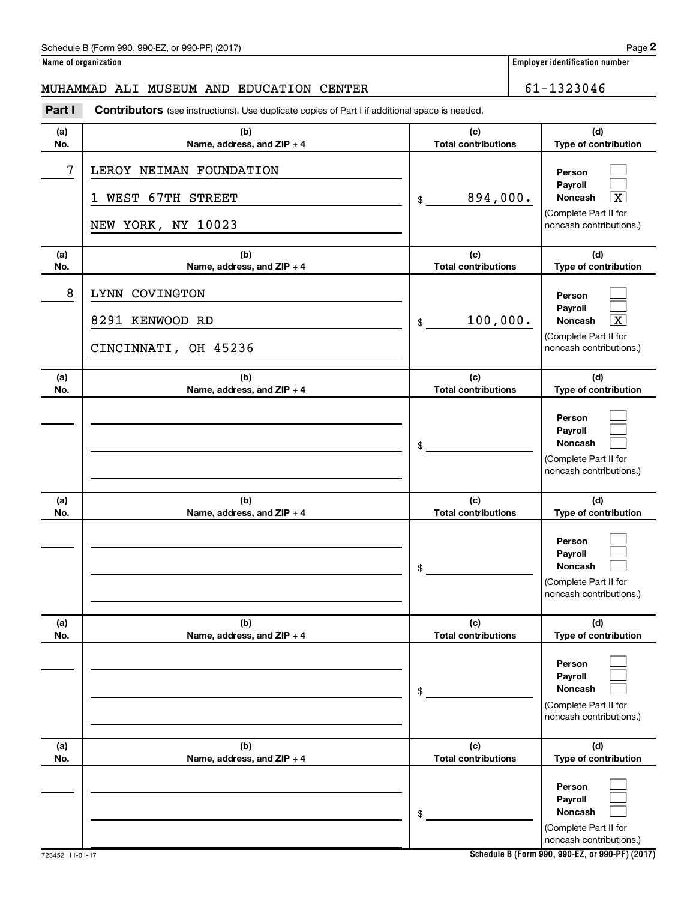**Name of organization**

MUHAMMAD ALI MUSEUM AND EDUCATION CENTER

**Employer identification number**

61-1323046

**Part I** **Contributors** (see instructions). Use duplicate copies of Part I if additional space is needed.

| (a) No. | (b) Name, address, and ZIP + 4 | (c) Total contributions | (d) Type of contribution |
|---|---|---|---|
| 7 | LEROY NEIMAN FOUNDATION<br>1 WEST 67TH STREET<br>NEW YORK, NY 10023 | $ 894,000. | Person [ ]<br>Payroll [ ]<br>Noncash [X]<br>(Complete Part II for noncash contributions.) |
| 8 | LYNN COVINGTON<br>8291 KENWOOD RD<br>CINCINNATI, OH 45236 | $ 100,000. | Person [ ]<br>Payroll [ ]<br>Noncash [X]<br>(Complete Part II for noncash contributions.) |
| | | $ | Person [ ]<br>Payroll [ ]<br>Noncash [ ]<br>(Complete Part II for noncash contributions.) |
| | | $ | Person [ ]<br>Payroll [ ]<br>Noncash [ ]<br>(Complete Part II for noncash contributions.) |
| | | $ | Person [ ]<br>Payroll [ ]<br>Noncash [ ]<br>(Complete Part II for noncash contributions.) |
| | | $ | Person [ ]<br>Payroll [ ]<br>Noncash [ ]<br>(Complete Part II for noncash contributions.) |

723452 11-01-17

**Schedule B (Form 990, 990-EZ, or 990-PF) (2017)**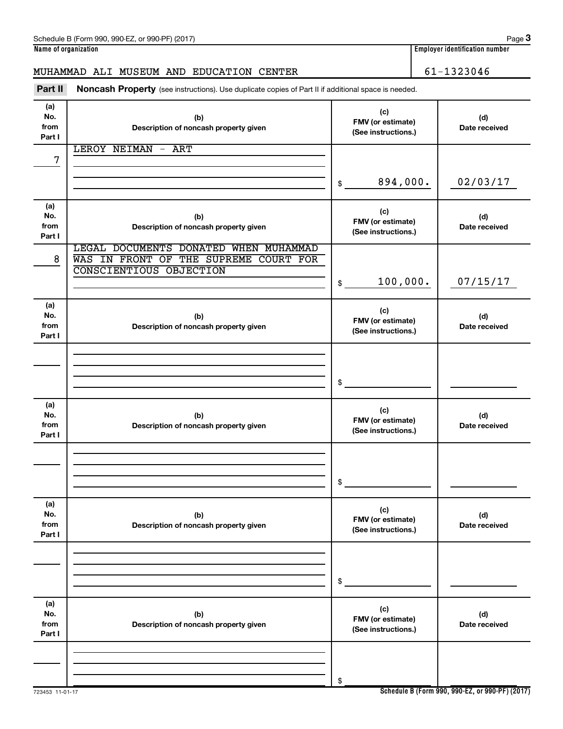Schedule B (Form 990, 990-EZ, or 990-PF) (2017)

**Name of organization**

MUHAMMAD ALI MUSEUM AND EDUCATION CENTER

**Employer identification number**

61-1323046

**Part II** **Noncash Property** (see instructions). Use duplicate copies of Part II if additional space is needed.

| (a) No. from Part I | (b) Description of noncash property given | (c) FMV (or estimate) (See instructions.) | (d) Date received |
|---|---|---|---|
| 7 | LEROY NEIMAN - ART | $ 894,000. | 02/03/17 |
| 8 | LEGAL DOCUMENTS DONATED WHEN MUHAMMAD WAS IN FRONT OF THE SUPREME COURT FOR CONSCIENTIOUS OBJECTION | $ 100,000. | 07/15/17 |
| | | $ | |
| | | $ | |
| | | $ | |
| | | $ | |

723453 11-01-17

**Schedule B (Form 990, 990-EZ, or 990-PF) (2017)**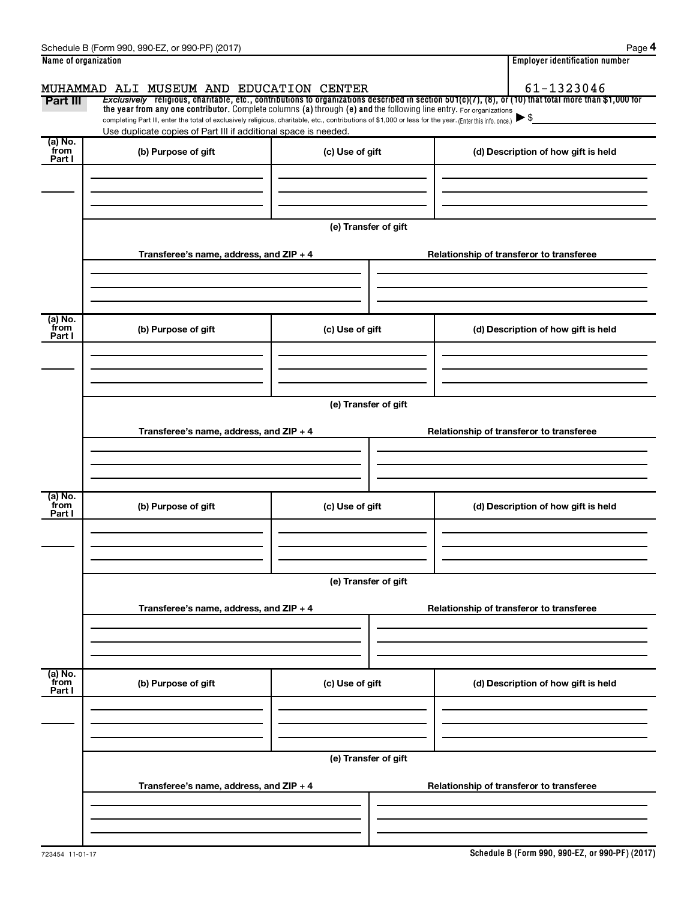Schedule B (Form 990, 990-EZ, or 990-PF) (2017)

| Name of organization | Employer identification number |
| --- | --- |
| MUHAMMAD ALI MUSEUM AND EDUCATION CENTER | 61-1323046 |

**Part III** *Exclusively* religious, charitable, etc., contributions to organizations described in section 501(c)(7), (8), or (10) that total more than $1,000 for the year from any one contributor. Complete columns (a) through (e) and the following line entry. For organizations completing Part III, enter the total of exclusively religious, charitable, etc., contributions of $1,000 or less for the year. (Enter this info. once.) ▶ $

Use duplicate copies of Part III if additional space is needed.

| (a) No. from Part I | (b) Purpose of gift | (c) Use of gift | (d) Description of how gift is held |
| --- | --- | --- | --- |
| | | | |

(e) Transfer of gift

| Transferee's name, address, and ZIP + 4 | Relationship of transferor to transferee |
| --- | --- |
| | |

| (a) No. from Part I | (b) Purpose of gift | (c) Use of gift | (d) Description of how gift is held |
| --- | --- | --- | --- |
| | | | |

(e) Transfer of gift

| Transferee's name, address, and ZIP + 4 | Relationship of transferor to transferee |
| --- | --- |
| | |

| (a) No. from Part I | (b) Purpose of gift | (c) Use of gift | (d) Description of how gift is held |
| --- | --- | --- | --- |
| | | | |

(e) Transfer of gift

| Transferee's name, address, and ZIP + 4 | Relationship of transferor to transferee |
| --- | --- |
| | |

| (a) No. from Part I | (b) Purpose of gift | (c) Use of gift | (d) Description of how gift is held |
| --- | --- | --- | --- |
| | | | |

(e) Transfer of gift

| Transferee's name, address, and ZIP + 4 | Relationship of transferor to transferee |
| --- | --- |
| | |

723454 11-01-17

Schedule B (Form 990, 990-EZ, or 990-PF) (2017)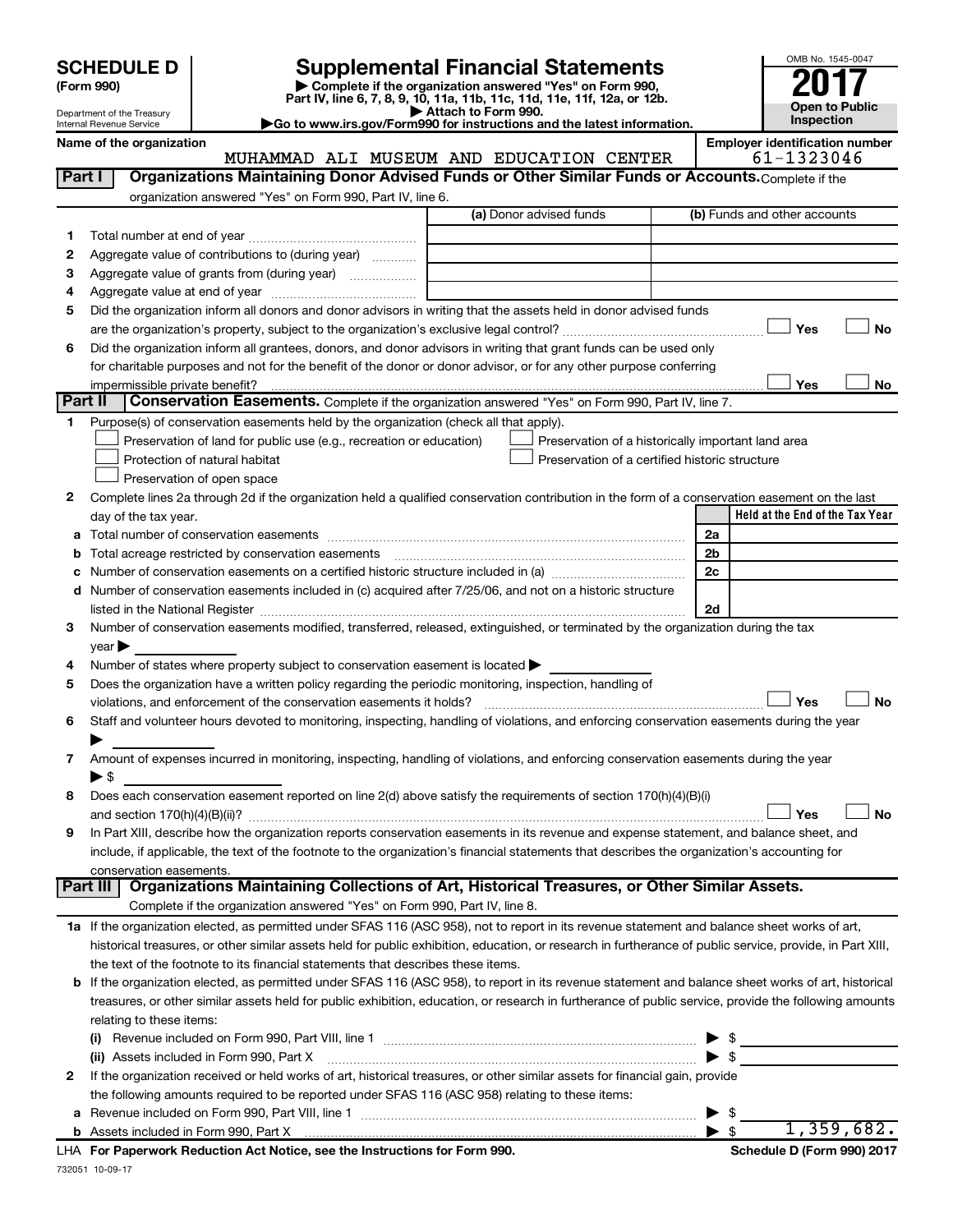# SCHEDULE D (Form 990)

Department of the Treasury
Internal Revenue Service

## Supplemental Financial Statements

▶ Complete if the organization answered "Yes" on Form 990, Part IV, line 6, 7, 8, 9, 10, 11a, 11b, 11c, 11d, 11e, 11f, 12a, or 12b.
▶ Attach to Form 990.
▶Go to www.irs.gov/Form990 for instructions and the latest information.

OMB No. 1545-0047
**2017**
Open to Public Inspection

**Name of the organization:** MUHAMMAD ALI MUSEUM AND EDUCATION CENTER
**Employer identification number:** 61-1323046

## Part I — Organizations Maintaining Donor Advised Funds or Other Similar Funds or Accounts.
Complete if the organization answered "Yes" on Form 990, Part IV, line 6.

| | | (a) Donor advised funds | (b) Funds and other accounts |
|---|---|---|---|
| 1 | Total number at end of year | | |
| 2 | Aggregate value of contributions to (during year) | | |
| 3 | Aggregate value of grants from (during year) | | |
| 4 | Aggregate value at end of year | | |

5 Did the organization inform all donors and donor advisors in writing that the assets held in donor advised funds are the organization's property, subject to the organization's exclusive legal control? ☐ Yes ☐ No

6 Did the organization inform all grantees, donors, and donor advisors in writing that grant funds can be used only for charitable purposes and not for the benefit of the donor or donor advisor, or for any other purpose conferring impermissible private benefit? ☐ Yes ☐ No

## Part II — Conservation Easements.
Complete if the organization answered "Yes" on Form 990, Part IV, line 7.

1 Purpose(s) of conservation easements held by the organization (check all that apply).
- ☐ Preservation of land for public use (e.g., recreation or education)
- ☐ Preservation of a historically important land area
- ☐ Protection of natural habitat
- ☐ Preservation of a certified historic structure
- ☐ Preservation of open space

2 Complete lines 2a through 2d if the organization held a qualified conservation contribution in the form of a conservation easement on the last day of the tax year.

| | | | Held at the End of the Tax Year |
|---|---|---|---|
| a | Total number of conservation easements | 2a | |
| b | Total acreage restricted by conservation easements | 2b | |
| c | Number of conservation easements on a certified historic structure included in (a) | 2c | |
| d | Number of conservation easements included in (c) acquired after 7/25/06, and not on a historic structure listed in the National Register | 2d | |

3 Number of conservation easements modified, transferred, released, extinguished, or terminated by the organization during the tax year ▶

4 Number of states where property subject to conservation easement is located ▶

5 Does the organization have a written policy regarding the periodic monitoring, inspection, handling of violations, and enforcement of the conservation easements it holds? ☐ Yes ☐ No

6 Staff and volunteer hours devoted to monitoring, inspecting, handling of violations, and enforcing conservation easements during the year ▶

7 Amount of expenses incurred in monitoring, inspecting, handling of violations, and enforcing conservation easements during the year ▶ $

8 Does each conservation easement reported on line 2(d) above satisfy the requirements of section 170(h)(4)(B)(i) and section 170(h)(4)(B)(ii)? ☐ Yes ☐ No

9 In Part XIII, describe how the organization reports conservation easements in its revenue and expense statement, and balance sheet, and include, if applicable, the text of the footnote to the organization's financial statements that describes the organization's accounting for conservation easements.

## Part III — Organizations Maintaining Collections of Art, Historical Treasures, or Other Similar Assets.
Complete if the organization answered "Yes" on Form 990, Part IV, line 8.

1a If the organization elected, as permitted under SFAS 116 (ASC 958), not to report in its revenue statement and balance sheet works of art, historical treasures, or other similar assets held for public exhibition, education, or research in furtherance of public service, provide, in Part XIII, the text of the footnote to its financial statements that describes these items.

b If the organization elected, as permitted under SFAS 116 (ASC 958), to report in its revenue statement and balance sheet works of art, historical treasures, or other similar assets held for public exhibition, education, or research in furtherance of public service, provide the following amounts relating to these items:

(i) Revenue included on Form 990, Part VIII, line 1 ▶ $

(ii) Assets included in Form 990, Part X ▶ $

2 If the organization received or held works of art, historical treasures, or other similar assets for financial gain, provide the following amounts required to be reported under SFAS 116 (ASC 958) relating to these items:

a Revenue included on Form 990, Part VIII, line 1 ▶ $

b Assets included in Form 990, Part X ▶ $ 1,359,682.

LHA For Paperwork Reduction Act Notice, see the Instructions for Form 990. Schedule D (Form 990) 2017

732051 10-09-17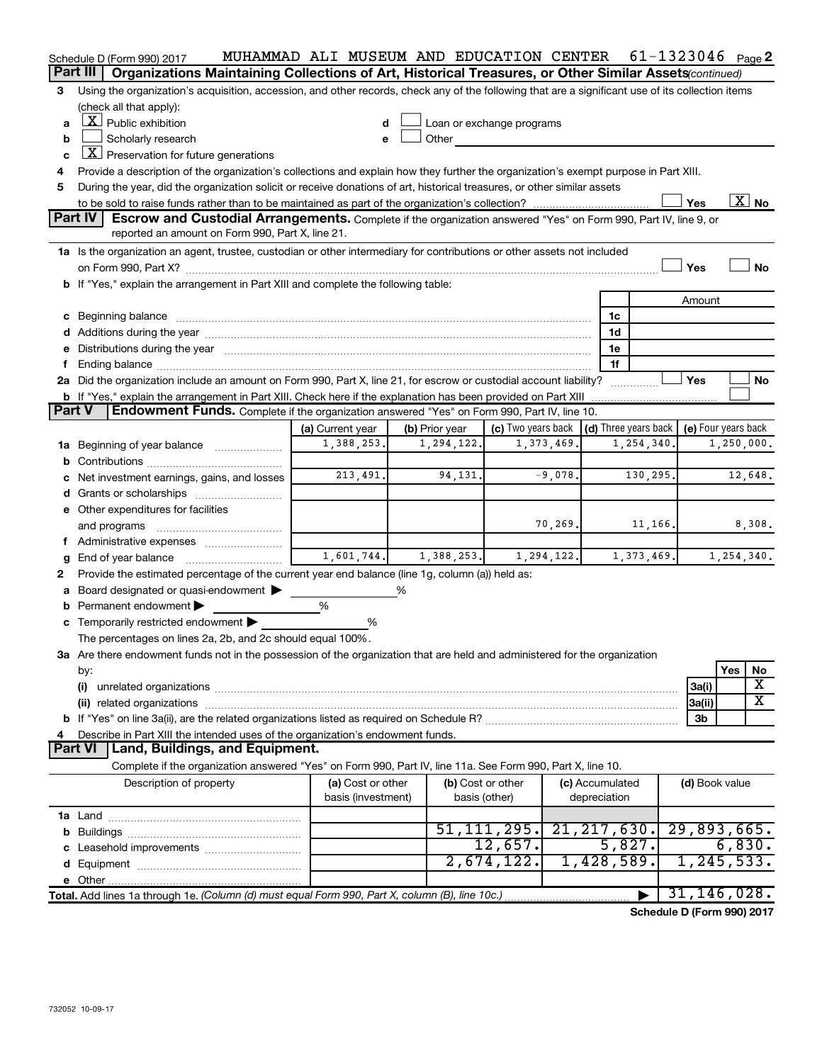Schedule D (Form 990) 2017 MUHAMMAD ALI MUSEUM AND EDUCATION CENTER 61-1323046 Page 2

## Part III Organizations Maintaining Collections of Art, Historical Treasures, or Other Similar Assets *(continued)*

3 Using the organization's acquisition, accession, and other records, check any of the following that are a significant use of its collection items (check all that apply):

- a [X] Public exhibition
- b [ ] Scholarly research
- c [X] Preservation for future generations
- d [ ] Loan or exchange programs
- e [ ] Other

4 Provide a description of the organization's collections and explain how they further the organization's exempt purpose in Part XIII.

5 During the year, did the organization solicit or receive donations of art, historical treasures, or other similar assets to be sold to raise funds rather than to be maintained as part of the organization's collection? [ ] Yes [X] No

## Part IV Escrow and Custodial Arrangements.

Complete if the organization answered "Yes" on Form 990, Part IV, line 9, or reported an amount on Form 990, Part X, line 21.

1a Is the organization an agent, trustee, custodian or other intermediary for contributions or other assets not included on Form 990, Part X? [ ] Yes [ ] No

b If "Yes," explain the arrangement in Part XIII and complete the following table:

| | | Amount |
|---|---|---|
| c Beginning balance | 1c | |
| d Additions during the year | 1d | |
| e Distributions during the year | 1e | |
| f Ending balance | 1f | |

2a Did the organization include an amount on Form 990, Part X, line 21, for escrow or custodial account liability? [ ] Yes [ ] No

b If "Yes," explain the arrangement in Part XIII. Check here if the explanation has been provided on Part XIII [ ]

## Part V Endowment Funds.

Complete if the organization answered "Yes" on Form 990, Part IV, line 10.

| | (a) Current year | (b) Prior year | (c) Two years back | (d) Three years back | (e) Four years back |
|---|---|---|---|---|---|
| 1a Beginning of year balance | 1,388,253. | 1,294,122. | 1,373,469. | 1,254,340. | 1,250,000. |
| b Contributions | | | | | |
| c Net investment earnings, gains, and losses | 213,491. | 94,131. | -9,078. | 130,295. | 12,648. |
| d Grants or scholarships | | | | | |
| e Other expenditures for facilities and programs | | | 70,269. | 11,166. | 8,308. |
| f Administrative expenses | | | | | |
| g End of year balance | 1,601,744. | 1,388,253. | 1,294,122. | 1,373,469. | 1,254,340. |

2 Provide the estimated percentage of the current year end balance (line 1g, column (a)) held as:

- a Board designated or quasi-endowment ▶ %
- b Permanent endowment ▶ %
- c Temporarily restricted endowment ▶ %

The percentages on lines 2a, 2b, and 2c should equal 100%.

3a Are there endowment funds not in the possession of the organization that are held and administered for the organization by:

| | | Yes | No |
|---|---|---|---|
| (i) unrelated organizations | 3a(i) | | X |
| (ii) related organizations | 3a(ii) | | X |
| b If "Yes" on line 3a(ii), are the related organizations listed as required on Schedule R? | 3b | | |

4 Describe in Part XIII the intended uses of the organization's endowment funds.

## Part VI Land, Buildings, and Equipment.

Complete if the organization answered "Yes" on Form 990, Part IV, line 11a. See Form 990, Part X, line 10.

| Description of property | (a) Cost or other basis (investment) | (b) Cost or other basis (other) | (c) Accumulated depreciation | (d) Book value |
|---|---|---|---|---|
| 1a Land | | | | |
| b Buildings | | 51,111,295. | 21,217,630. | 29,893,665. |
| c Leasehold improvements | | 12,657. | 5,827. | 6,830. |
| d Equipment | | 2,674,122. | 1,428,589. | 1,245,533. |
| e Other | | | | |
| Total. Add lines 1a through 1e. *(Column (d) must equal Form 990, Part X, column (B), line 10c.)* ▶ | | | | 31,146,028. |

Schedule D (Form 990) 2017

732052 10-09-17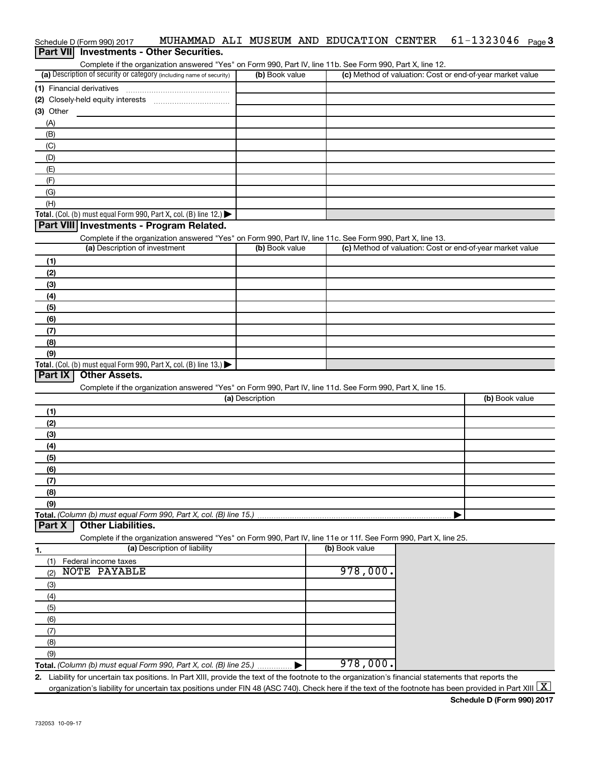Schedule D (Form 990) 2017 MUHAMMAD ALI MUSEUM AND EDUCATION CENTER 61-1323046 Page 3

## Part VII Investments - Other Securities.

Complete if the organization answered "Yes" on Form 990, Part IV, line 11b. See Form 990, Part X, line 12.

| (a) Description of security or category (including name of security) | (b) Book value | (c) Method of valuation: Cost or end-of-year market value |
|---|---|---|
| (1) Financial derivatives | | |
| (2) Closely-held equity interests | | |
| (3) Other | | |
| (A) | | |
| (B) | | |
| (C) | | |
| (D) | | |
| (E) | | |
| (F) | | |
| (G) | | |
| (H) | | |
| **Total.** (Col. (b) must equal Form 990, Part X, col. (B) line 12.) ▶ | | |

## Part VIII Investments - Program Related.

Complete if the organization answered "Yes" on Form 990, Part IV, line 11c. See Form 990, Part X, line 13.

| (a) Description of investment | (b) Book value | (c) Method of valuation: Cost or end-of-year market value |
|---|---|---|
| (1) | | |
| (2) | | |
| (3) | | |
| (4) | | |
| (5) | | |
| (6) | | |
| (7) | | |
| (8) | | |
| (9) | | |
| **Total.** (Col. (b) must equal Form 990, Part X, col. (B) line 13.) ▶ | | |

## Part IX Other Assets.

Complete if the organization answered "Yes" on Form 990, Part IV, line 11d. See Form 990, Part X, line 15.

| (a) Description | (b) Book value |
|---|---|
| (1) | |
| (2) | |
| (3) | |
| (4) | |
| (5) | |
| (6) | |
| (7) | |
| (8) | |
| (9) | |
| **Total.** *(Column (b) must equal Form 990, Part X, col. (B) line 15.)* ▶ | |

## Part X Other Liabilities.

Complete if the organization answered "Yes" on Form 990, Part IV, line 11e or 11f. See Form 990, Part X, line 25.

| 1. (a) Description of liability | (b) Book value |
|---|---|
| (1) Federal income taxes | |
| (2) NOTE PAYABLE | 978,000. |
| (3) | |
| (4) | |
| (5) | |
| (6) | |
| (7) | |
| (8) | |
| (9) | |
| **Total.** *(Column (b) must equal Form 990, Part X, col. (B) line 25.)* ▶ | 978,000. |

2. Liability for uncertain tax positions. In Part XIII, provide the text of the footnote to the organization's financial statements that reports the organization's liability for uncertain tax positions under FIN 48 (ASC 740). Check here if the text of the footnote has been provided in Part XIII [X]

**Schedule D (Form 990) 2017**

732053 10-09-17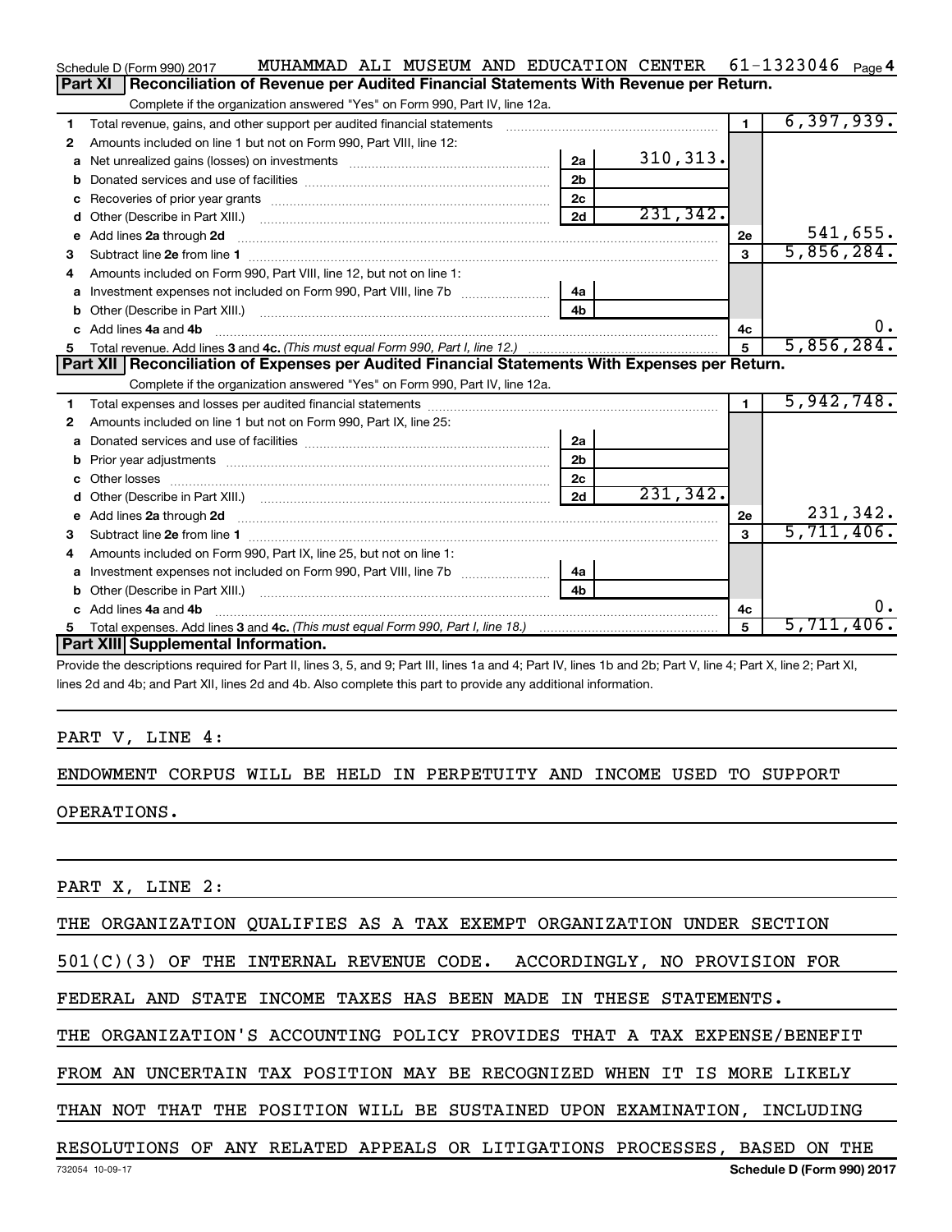Schedule D (Form 990) 2017 MUHAMMAD ALI MUSEUM AND EDUCATION CENTER 61-1323046 Page 4

## Part XI Reconciliation of Revenue per Audited Financial Statements With Revenue per Return.

Complete if the organization answered "Yes" on Form 990, Part IV, line 12a.

| | | | | | |
|---|---|---|---|---|---|
| 1 | Total revenue, gains, and other support per audited financial statements | | | 1 | 6,397,939. |
| 2 | Amounts included on line 1 but not on Form 990, Part VIII, line 12: | | | | |
| a | Net unrealized gains (losses) on investments | 2a | 310,313. | | |
| b | Donated services and use of facilities | 2b | | | |
| c | Recoveries of prior year grants | 2c | | | |
| d | Other (Describe in Part XIII.) | 2d | 231,342. | | |
| e | Add lines 2a through 2d | | | 2e | 541,655. |
| 3 | Subtract line 2e from line 1 | | | 3 | 5,856,284. |
| 4 | Amounts included on Form 990, Part VIII, line 12, but not on line 1: | | | | |
| a | Investment expenses not included on Form 990, Part VIII, line 7b | 4a | | | |
| b | Other (Describe in Part XIII.) | 4b | | | |
| c | Add lines 4a and 4b | | | 4c | 0. |
| 5 | Total revenue. Add lines 3 and 4c. *(This must equal Form 990, Part I, line 12.)* | | | 5 | 5,856,284. |

## Part XII Reconciliation of Expenses per Audited Financial Statements With Expenses per Return.

Complete if the organization answered "Yes" on Form 990, Part IV, line 12a.

| | | | | | |
|---|---|---|---|---|---|
| 1 | Total expenses and losses per audited financial statements | | | 1 | 5,942,748. |
| 2 | Amounts included on line 1 but not on Form 990, Part IX, line 25: | | | | |
| a | Donated services and use of facilities | 2a | | | |
| b | Prior year adjustments | 2b | | | |
| c | Other losses | 2c | | | |
| d | Other (Describe in Part XIII.) | 2d | 231,342. | | |
| e | Add lines 2a through 2d | | | 2e | 231,342. |
| 3 | Subtract line 2e from line 1 | | | 3 | 5,711,406. |
| 4 | Amounts included on Form 990, Part IX, line 25, but not on line 1: | | | | |
| a | Investment expenses not included on Form 990, Part VIII, line 7b | 4a | | | |
| b | Other (Describe in Part XIII.) | 4b | | | |
| c | Add lines 4a and 4b | | | 4c | 0. |
| 5 | Total expenses. Add lines 3 and 4c. *(This must equal Form 990, Part I, line 18.)* | | | 5 | 5,711,406. |

## Part XIII Supplemental Information.

Provide the descriptions required for Part II, lines 3, 5, and 9; Part III, lines 1a and 4; Part IV, lines 1b and 2b; Part V, line 4; Part X, line 2; Part XI, lines 2d and 4b; and Part XII, lines 2d and 4b. Also complete this part to provide any additional information.

PART V, LINE 4:

ENDOWMENT CORPUS WILL BE HELD IN PERPETUITY AND INCOME USED TO SUPPORT OPERATIONS.

PART X, LINE 2:

THE ORGANIZATION QUALIFIES AS A TAX EXEMPT ORGANIZATION UNDER SECTION 501(C)(3) OF THE INTERNAL REVENUE CODE. ACCORDINGLY, NO PROVISION FOR FEDERAL AND STATE INCOME TAXES HAS BEEN MADE IN THESE STATEMENTS. THE ORGANIZATION'S ACCOUNTING POLICY PROVIDES THAT A TAX EXPENSE/BENEFIT FROM AN UNCERTAIN TAX POSITION MAY BE RECOGNIZED WHEN IT IS MORE LIKELY THAN NOT THAT THE POSITION WILL BE SUSTAINED UPON EXAMINATION, INCLUDING RESOLUTIONS OF ANY RELATED APPEALS OR LITIGATIONS PROCESSES, BASED ON THE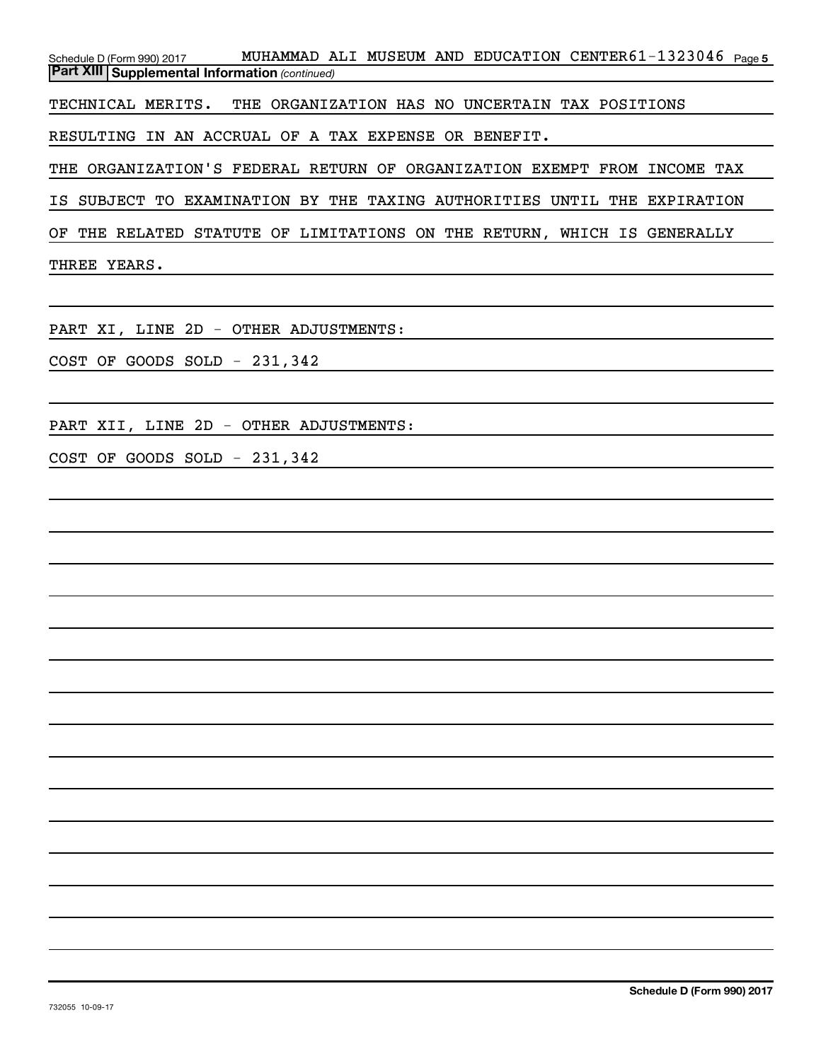Schedule D (Form 990) 2017 MUHAMMAD ALI MUSEUM AND EDUCATION CENTER 61-1323046 Page 5

**Part XIII Supplemental Information** *(continued)*

TECHNICAL MERITS. THE ORGANIZATION HAS NO UNCERTAIN TAX POSITIONS RESULTING IN AN ACCRUAL OF A TAX EXPENSE OR BENEFIT. THE ORGANIZATION'S FEDERAL RETURN OF ORGANIZATION EXEMPT FROM INCOME TAX IS SUBJECT TO EXAMINATION BY THE TAXING AUTHORITIES UNTIL THE EXPIRATION OF THE RELATED STATUTE OF LIMITATIONS ON THE RETURN, WHICH IS GENERALLY THREE YEARS.

PART XI, LINE 2D - OTHER ADJUSTMENTS:

COST OF GOODS SOLD - 231,342

PART XII, LINE 2D - OTHER ADJUSTMENTS:

COST OF GOODS SOLD - 231,342

Schedule D (Form 990) 2017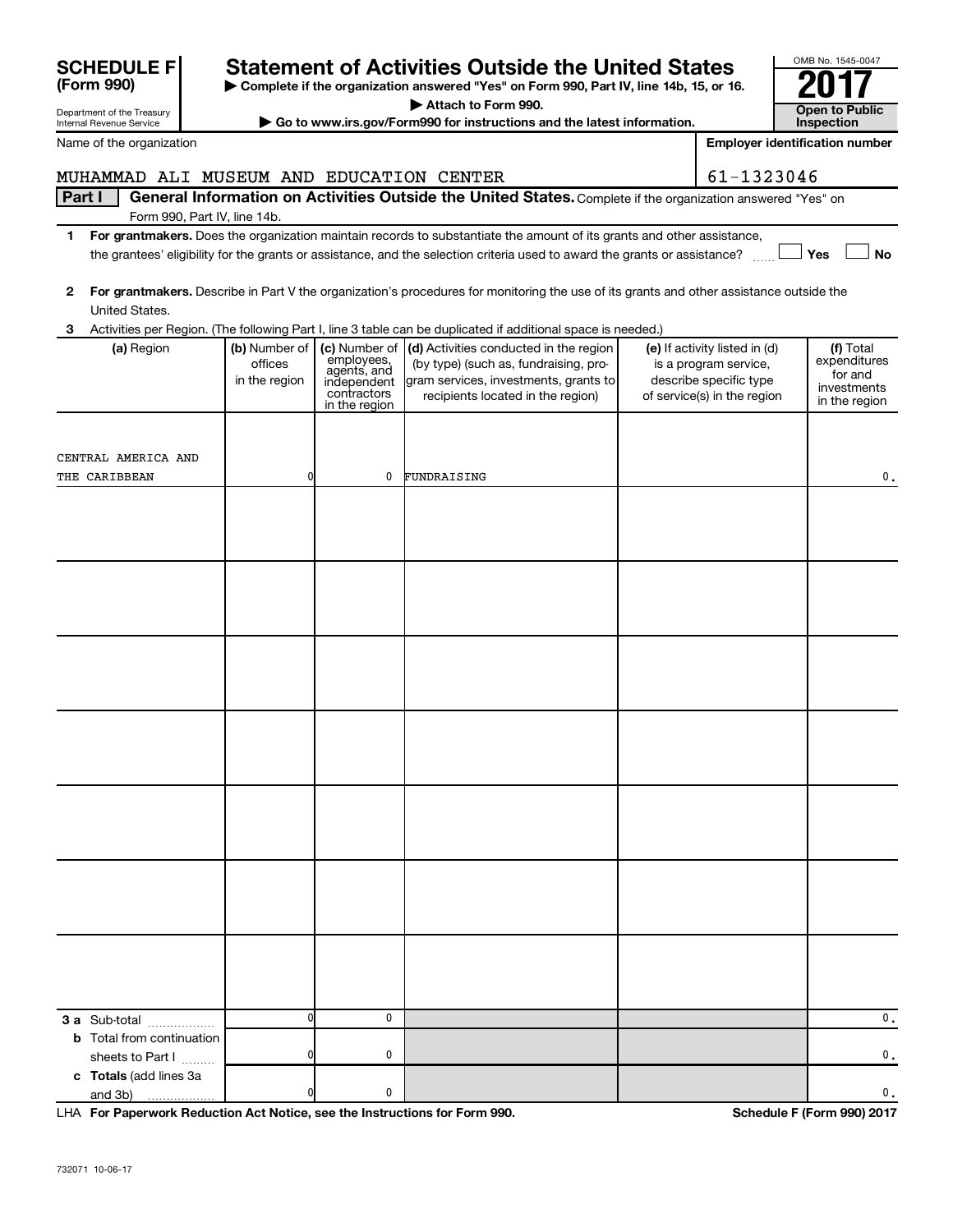# SCHEDULE F (Form 990)

Department of the Treasury
Internal Revenue Service

## Statement of Activities Outside the United States

▶ Complete if the organization answered "Yes" on Form 990, Part IV, line 14b, 15, or 16.
▶ Attach to Form 990.
▶ Go to www.irs.gov/Form990 for instructions and the latest information.

OMB No. 1545-0047

2017

Open to Public Inspection

Name of the organization: MUHAMMAD ALI MUSEUM AND EDUCATION CENTER

Employer identification number: 61-1323046

**Part I** **General Information on Activities Outside the United States.** Complete if the organization answered "Yes" on Form 990, Part IV, line 14b.

1 **For grantmakers.** Does the organization maintain records to substantiate the amount of its grants and other assistance, the grantees' eligibility for the grants or assistance, and the selection criteria used to award the grants or assistance? ☐ Yes ☐ No

2 **For grantmakers.** Describe in Part V the organization's procedures for monitoring the use of its grants and other assistance outside the United States.

3 Activities per Region. (The following Part I, line 3 table can be duplicated if additional space is needed.)

| (a) Region | (b) Number of offices in the region | (c) Number of employees, agents, and independent contractors in the region | (d) Activities conducted in the region (by type) (such as, fundraising, program services, investments, grants to recipients located in the region) | (e) If activity listed in (d) is a program service, describe specific type of service(s) in the region | (f) Total expenditures for and investments in the region |
|---|---|---|---|---|---|
| CENTRAL AMERICA AND THE CARIBBEAN | 0 | 0 | FUNDRAISING | | 0. |
| | | | | | |
| | | | | | |
| | | | | | |
| | | | | | |
| | | | | | |
| | | | | | |
| | | | | | |
| **3 a** Sub-total | 0 | 0 | | | 0. |
| **b** Total from continuation sheets to Part I | 0 | 0 | | | 0. |
| **c Totals** (add lines 3a and 3b) | 0 | 0 | | | 0. |

LHA **For Paperwork Reduction Act Notice, see the Instructions for Form 990.** **Schedule F (Form 990) 2017**

732071 10-06-17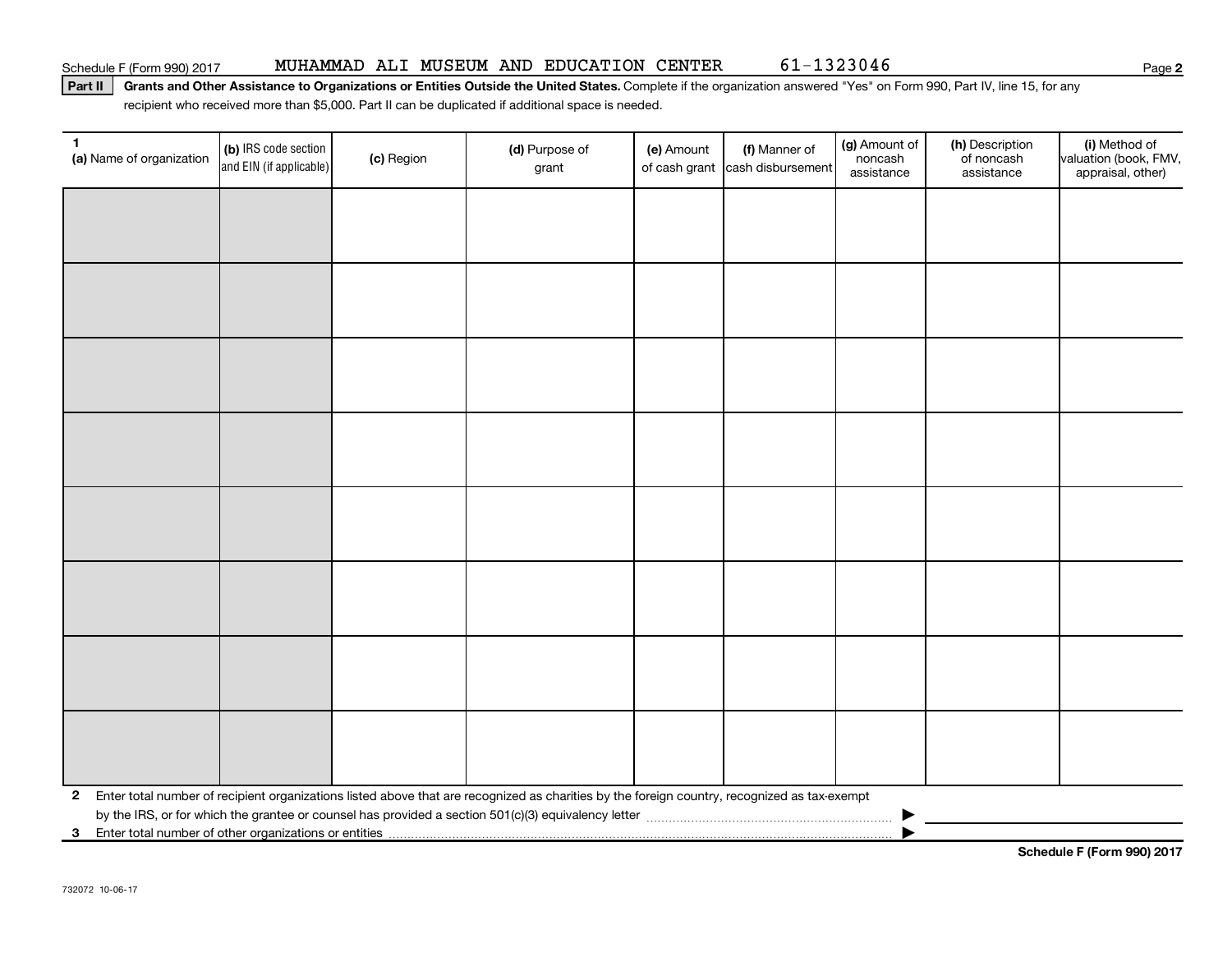Schedule F (Form 990) 2017 MUHAMMAD ALI MUSEUM AND EDUCATION CENTER 61-1323046

**Part II** **Grants and Other Assistance to Organizations or Entities Outside the United States.** Complete if the organization answered "Yes" on Form 990, Part IV, line 15, for any recipient who received more than $5,000. Part II can be duplicated if additional space is needed.

| 1 (a) Name of organization | (b) IRS code section and EIN (if applicable) | (c) Region | (d) Purpose of grant | (e) Amount of cash grant | (f) Manner of cash disbursement | (g) Amount of noncash assistance | (h) Description of noncash assistance | (i) Method of valuation (book, FMV, appraisal, other) |
|---|---|---|---|---|---|---|---|---|
| | | | | | | | | |
| | | | | | | | | |
| | | | | | | | | |
| | | | | | | | | |
| | | | | | | | | |
| | | | | | | | | |
| | | | | | | | | |
| | | | | | | | | |

**2** Enter total number of recipient organizations listed above that are recognized as charities by the foreign country, recognized as tax-exempt by the IRS, or for which the grantee or counsel has provided a section 501(c)(3) equivalency letter ▶

**3** Enter total number of other organizations or entities ▶

**Schedule F (Form 990) 2017**

732072 10-06-17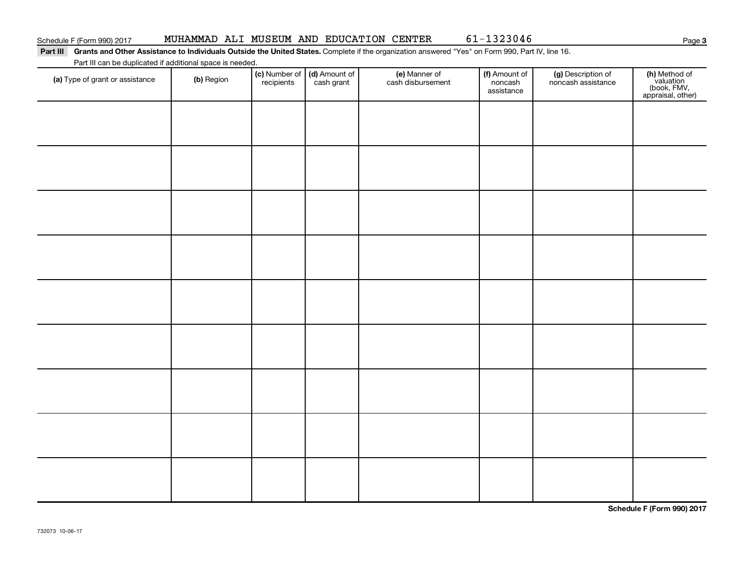Schedule F (Form 990) 2017 MUHAMMAD ALI MUSEUM AND EDUCATION CENTER 61-1323046

**Part III Grants and Other Assistance to Individuals Outside the United States.** Complete if the organization answered "Yes" on Form 990, Part IV, line 16.

Part III can be duplicated if additional space is needed.

| (a) Type of grant or assistance | (b) Region | (c) Number of recipients | (d) Amount of cash grant | (e) Manner of cash disbursement | (f) Amount of noncash assistance | (g) Description of noncash assistance | (h) Method of valuation (book, FMV, appraisal, other) |
|---|---|---|---|---|---|---|---|
| | | | | | | | |
| | | | | | | | |
| | | | | | | | |
| | | | | | | | |
| | | | | | | | |
| | | | | | | | |
| | | | | | | | |
| | | | | | | | |
| | | | | | | | |

**Schedule F (Form 990) 2017**

732073 10-06-17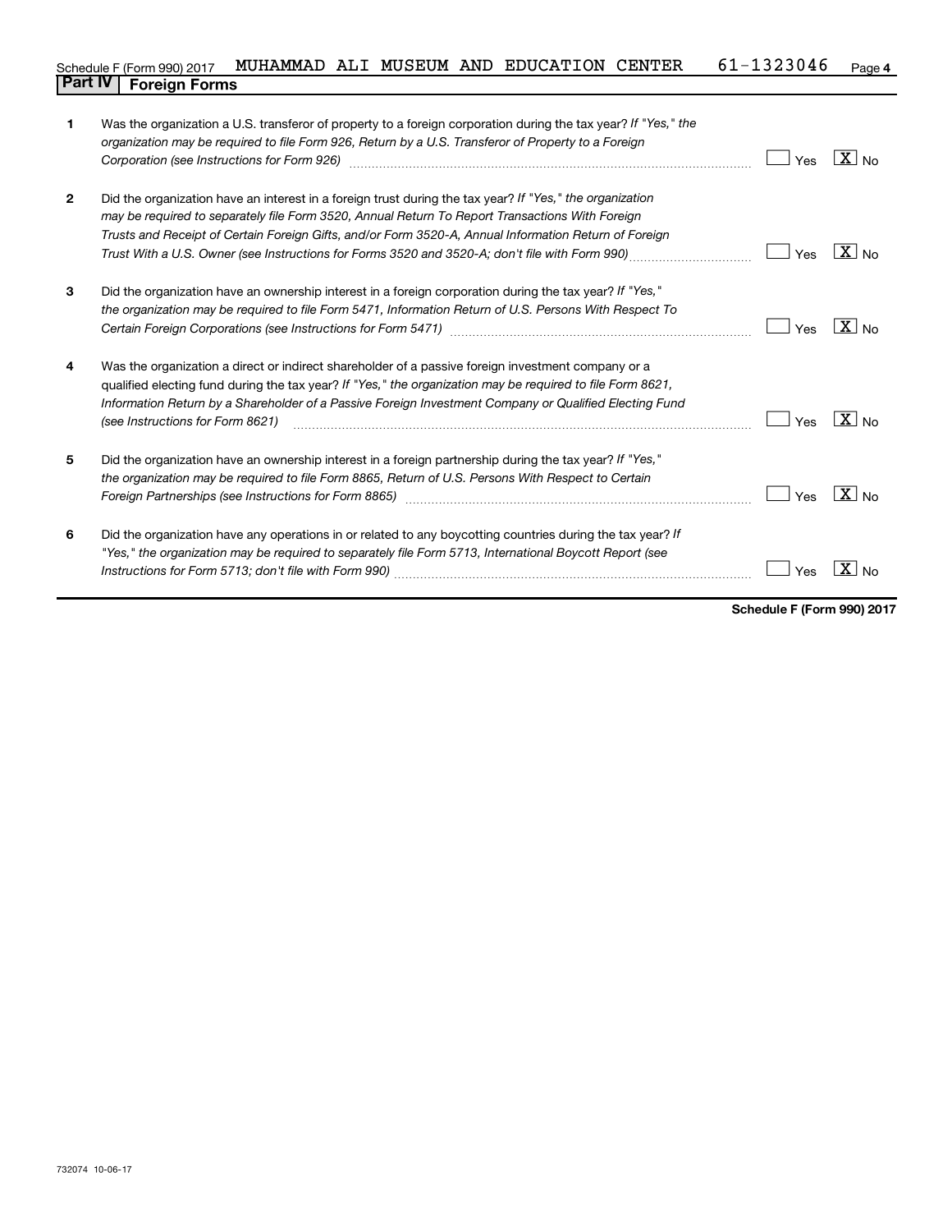Schedule F (Form 990) 2017 MUHAMMAD ALI MUSEUM AND EDUCATION CENTER 61-1323046

## Part IV | Foreign Forms

| | | Yes | No |
|---|---|---|---|
| 1 | Was the organization a U.S. transferor of property to a foreign corporation during the tax year? *If "Yes," the organization may be required to file Form 926, Return by a U.S. Transferor of Property to a Foreign Corporation (see Instructions for Form 926)* | | X |
| 2 | Did the organization have an interest in a foreign trust during the tax year? *If "Yes," the organization may be required to separately file Form 3520, Annual Return To Report Transactions With Foreign Trusts and Receipt of Certain Foreign Gifts, and/or Form 3520-A, Annual Information Return of Foreign Trust With a U.S. Owner (see Instructions for Forms 3520 and 3520-A; don't file with Form 990)* | | X |
| 3 | Did the organization have an ownership interest in a foreign corporation during the tax year? *If "Yes," the organization may be required to file Form 5471, Information Return of U.S. Persons With Respect To Certain Foreign Corporations (see Instructions for Form 5471)* | | X |
| 4 | Was the organization a direct or indirect shareholder of a passive foreign investment company or a qualified electing fund during the tax year? *If "Yes," the organization may be required to file Form 8621, Information Return by a Shareholder of a Passive Foreign Investment Company or Qualified Electing Fund (see Instructions for Form 8621)* | | X |
| 5 | Did the organization have an ownership interest in a foreign partnership during the tax year? *If "Yes," the organization may be required to file Form 8865, Return of U.S. Persons With Respect to Certain Foreign Partnerships (see Instructions for Form 8865)* | | X |
| 6 | Did the organization have any operations in or related to any boycotting countries during the tax year? *If "Yes," the organization may be required to separately file Form 5713, International Boycott Report (see Instructions for Form 5713; don't file with Form 990)* | | X |

**Schedule F (Form 990) 2017**

732074 10-06-17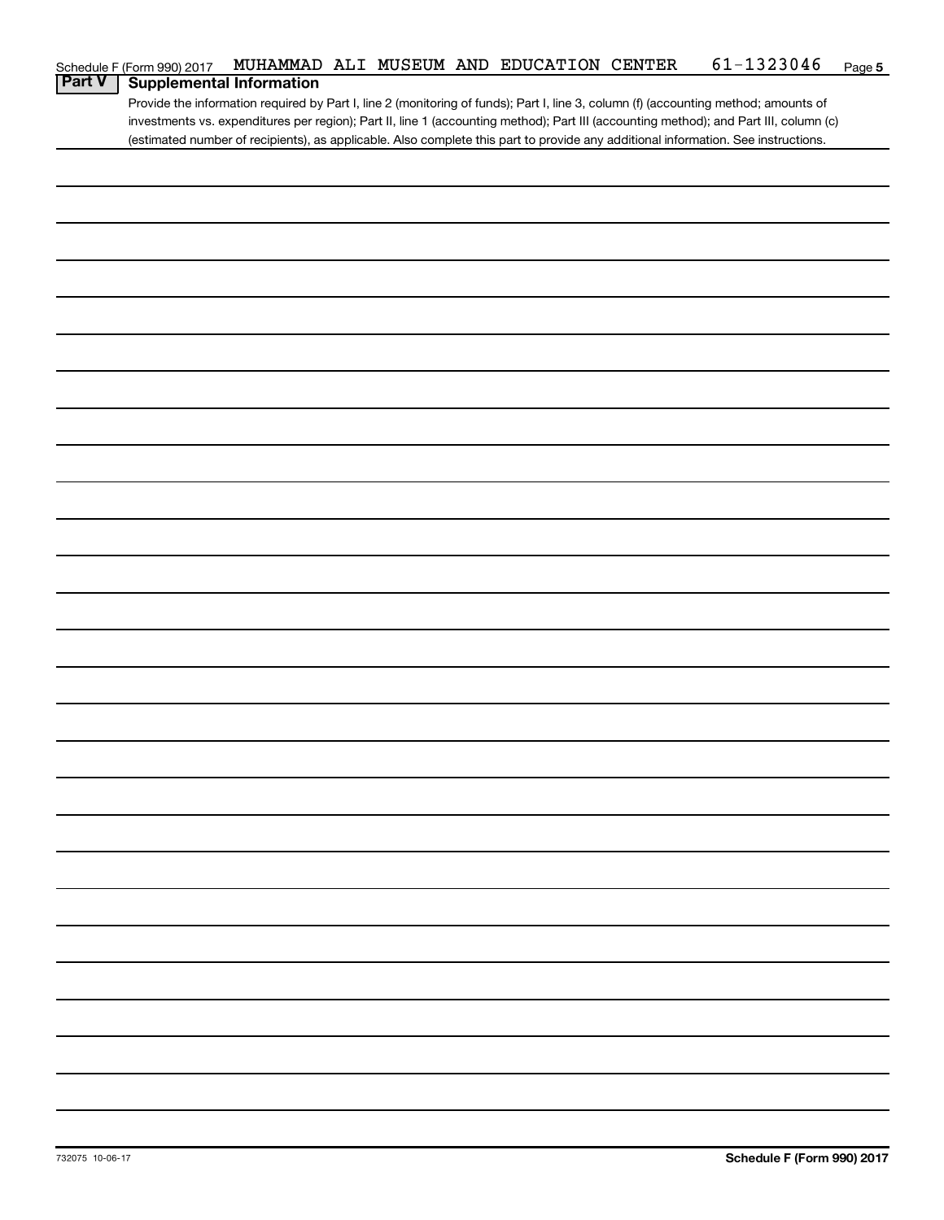Schedule F (Form 990) 2017 MUHAMMAD ALI MUSEUM AND EDUCATION CENTER 61-1323046 Page 5

## Part V Supplemental Information

Provide the information required by Part I, line 2 (monitoring of funds); Part I, line 3, column (f) (accounting method; amounts of investments vs. expenditures per region); Part II, line 1 (accounting method); Part III (accounting method); and Part III, column (c) (estimated number of recipients), as applicable. Also complete this part to provide any additional information. See instructions.

732075 10-06-17

Schedule F (Form 990) 2017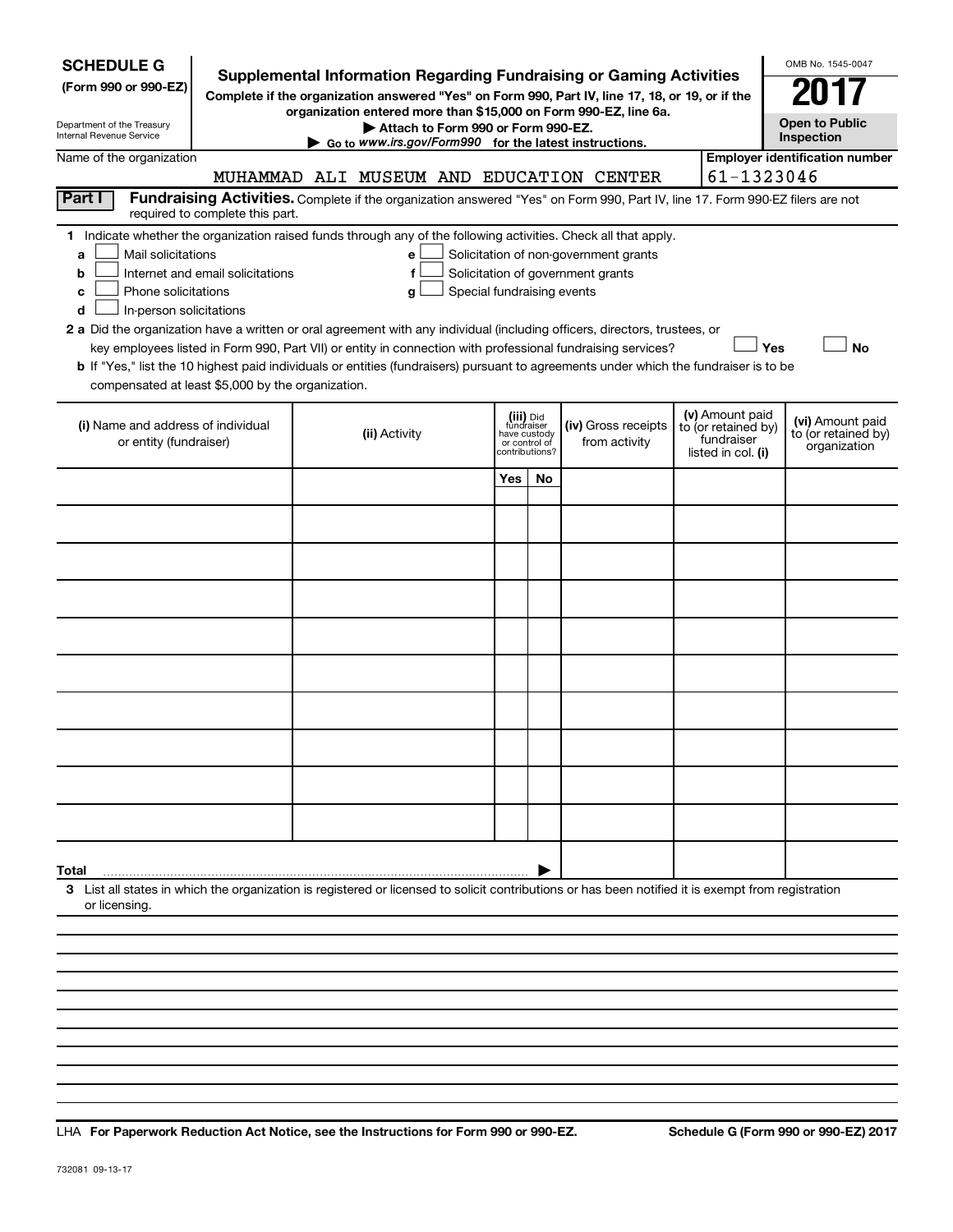**SCHEDULE G**
**(Form 990 or 990-EZ)**

Department of the Treasury
Internal Revenue Service

# Supplemental Information Regarding Fundraising or Gaming Activities

**Complete if the organization answered "Yes" on Form 990, Part IV, line 17, 18, or 19, or if the organization entered more than $15,000 on Form 990-EZ, line 6a.**

**▶ Attach to Form 990 or Form 990-EZ.**

**▶ Go to www.irs.gov/Form990 for the latest instructions.**

OMB No. 1545-0047

**2017**

**Open to Public Inspection**

Name of the organization: MUHAMMAD ALI MUSEUM AND EDUCATION CENTER

**Employer identification number**: 61-1323046

**Part I** **Fundraising Activities.** Complete if the organization answered "Yes" on Form 990, Part IV, line 17. Form 990-EZ filers are not required to complete this part.

**1** Indicate whether the organization raised funds through any of the following activities. Check all that apply.

- **a** ☐ Mail solicitations
- **b** ☐ Internet and email solicitations
- **c** ☐ Phone solicitations
- **d** ☐ In-person solicitations
- **e** ☐ Solicitation of non-government grants
- **f** ☐ Solicitation of government grants
- **g** ☐ Special fundraising events

**2 a** Did the organization have a written or oral agreement with any individual (including officers, directors, trustees, or key employees listed in Form 990, Part VII) or entity in connection with professional fundraising services? ☐ **Yes** ☐ **No**

**b** If "Yes," list the 10 highest paid individuals or entities (fundraisers) pursuant to agreements under which the fundraiser is to be compensated at least $5,000 by the organization.

| (i) Name and address of individual or entity (fundraiser) | (ii) Activity | (iii) Did fundraiser have custody or control of contributions? | | (iv) Gross receipts from activity | (v) Amount paid to (or retained by) fundraiser listed in col. (i) | (vi) Amount paid to (or retained by) organization |
|---|---|---|---|---|---|---|
| | | Yes | No | | | |
| | | | | | | |
| | | | | | | |
| | | | | | | |
| | | | | | | |
| | | | | | | |
| | | | | | | |
| | | | | | | |
| | | | | | | |
| | | | | | | |
| | | | | | | |
| **Total** ▶ | | | | | | |

**3** List all states in which the organization is registered or licensed to solicit contributions or has been notified it is exempt from registration or licensing.

LHA **For Paperwork Reduction Act Notice, see the Instructions for Form 990 or 990-EZ.** **Schedule G (Form 990 or 990-EZ) 2017**

732081 09-13-17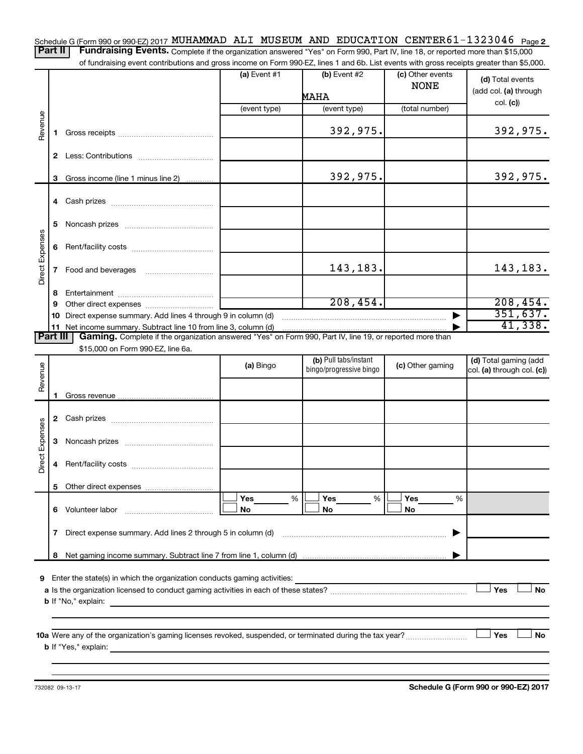Schedule G (Form 990 or 990-EZ) 2017 MUHAMMAD ALI MUSEUM AND EDUCATION CENTER 61-1323046 Page 2

**Part II** **Fundraising Events.** Complete if the organization answered "Yes" on Form 990, Part IV, line 18, or reported more than $15,000 of fundraising event contributions and gross income on Form 990-EZ, lines 1 and 6b. List events with gross receipts greater than $5,000.

| | | (a) Event #1 | (b) Event #2 | (c) Other events | (d) Total events (add col. (a) through col. (c)) |
|---|---|---|---|---|---|
| | | | MAHA | NONE | |
| | | (event type) | (event type) | (total number) | |
| Revenue | 1 Gross receipts | | 392,975. | | 392,975. |
| | 2 Less: Contributions | | | | |
| | 3 Gross income (line 1 minus line 2) | | 392,975. | | 392,975. |
| Direct Expenses | 4 Cash prizes | | | | |
| | 5 Noncash prizes | | | | |
| | 6 Rent/facility costs | | | | |
| | 7 Food and beverages | | 143,183. | | 143,183. |
| | 8 Entertainment | | | | |
| | 9 Other direct expenses | | 208,454. | | 208,454. |
| | 10 Direct expense summary. Add lines 4 through 9 in column (d) | | | | 351,637. |
| | 11 Net income summary. Subtract line 10 from line 3, column (d) | | | | 41,338. |

**Part III** **Gaming.** Complete if the organization answered "Yes" on Form 990, Part IV, line 19, or reported more than $15,000 on Form 990-EZ, line 6a.

| | | (a) Bingo | (b) Pull tabs/instant bingo/progressive bingo | (c) Other gaming | (d) Total gaming (add col. (a) through col. (c)) |
|---|---|---|---|---|---|
| Revenue | 1 Gross revenue | | | | |
| Direct Expenses | 2 Cash prizes | | | | |
| | 3 Noncash prizes | | | | |
| | 4 Rent/facility costs | | | | |
| | 5 Other direct expenses | | | | |
| | 6 Volunteer labor | Yes ___ % / No | Yes ___ % / No | Yes ___ % / No | |
| | 7 Direct expense summary. Add lines 2 through 5 in column (d) | | | | |
| | 8 Net gaming income summary. Subtract line 7 from line 1, column (d) | | | | |

**9** Enter the state(s) in which the organization conducts gaming activities:

**a** Is the organization licensed to conduct gaming activities in each of these states? Yes No

**b** If "No," explain:

**10a** Were any of the organization's gaming licenses revoked, suspended, or terminated during the tax year? Yes No

**b** If "Yes," explain:

732082 09-13-17

**Schedule G (Form 990 or 990-EZ) 2017**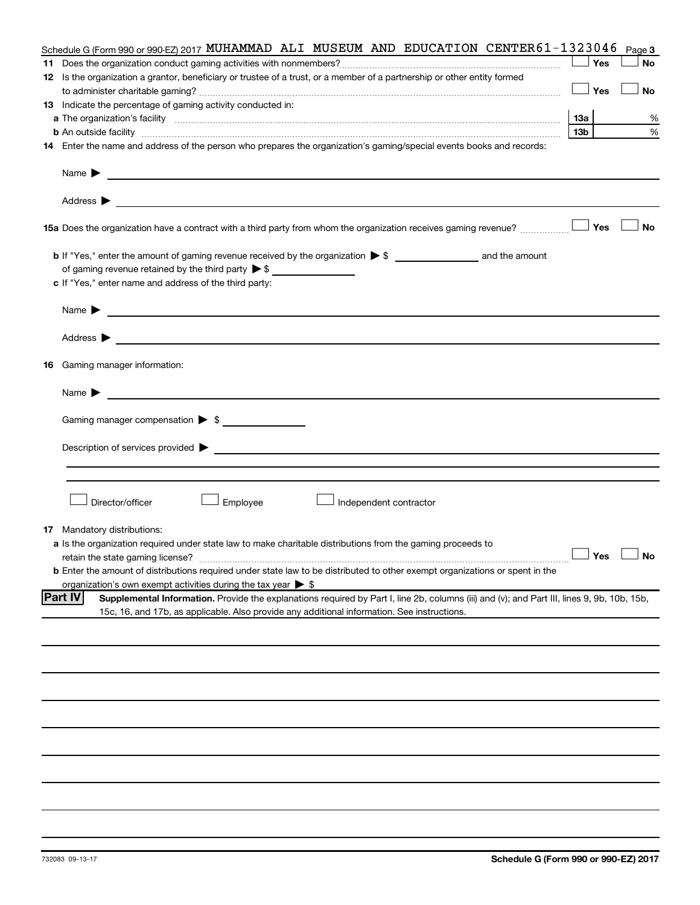Schedule G (Form 990 or 990-EZ) 2017 MUHAMMAD ALI MUSEUM AND EDUCATION CENTER 61-1323046 Page 3

**11** Does the organization conduct gaming activities with nonmembers? ☐ Yes ☐ No

**12** Is the organization a grantor, beneficiary or trustee of a trust, or a member of a partnership or other entity formed to administer charitable gaming? ☐ Yes ☐ No

**13** Indicate the percentage of gaming activity conducted in:

**a** The organization's facility **13a** %

**b** An outside facility **13b** %

**14** Enter the name and address of the person who prepares the organization's gaming/special events books and records:

Name ▶

Address ▶

**15a** Does the organization have a contract with a third party from whom the organization receives gaming revenue? ☐ Yes ☐ No

**b** If "Yes," enter the amount of gaming revenue received by the organization ▶ $ ______ and the amount of gaming revenue retained by the third party ▶ $ ______

**c** If "Yes," enter name and address of the third party:

Name ▶

Address ▶

**16** Gaming manager information:

Name ▶

Gaming manager compensation ▶ $ ______

Description of services provided ▶

☐ Director/officer ☐ Employee ☐ Independent contractor

**17** Mandatory distributions:

**a** Is the organization required under state law to make charitable distributions from the gaming proceeds to retain the state gaming license? ☐ Yes ☐ No

**b** Enter the amount of distributions required under state law to be distributed to other exempt organizations or spent in the organization's own exempt activities during the tax year ▶ $

**Part IV** **Supplemental Information.** Provide the explanations required by Part I, line 2b, columns (iii) and (v); and Part III, lines 9, 9b, 10b, 15b, 15c, 16, and 17b, as applicable. Also provide any additional information. See instructions.

732083 09-13-17 **Schedule G (Form 990 or 990-EZ) 2017**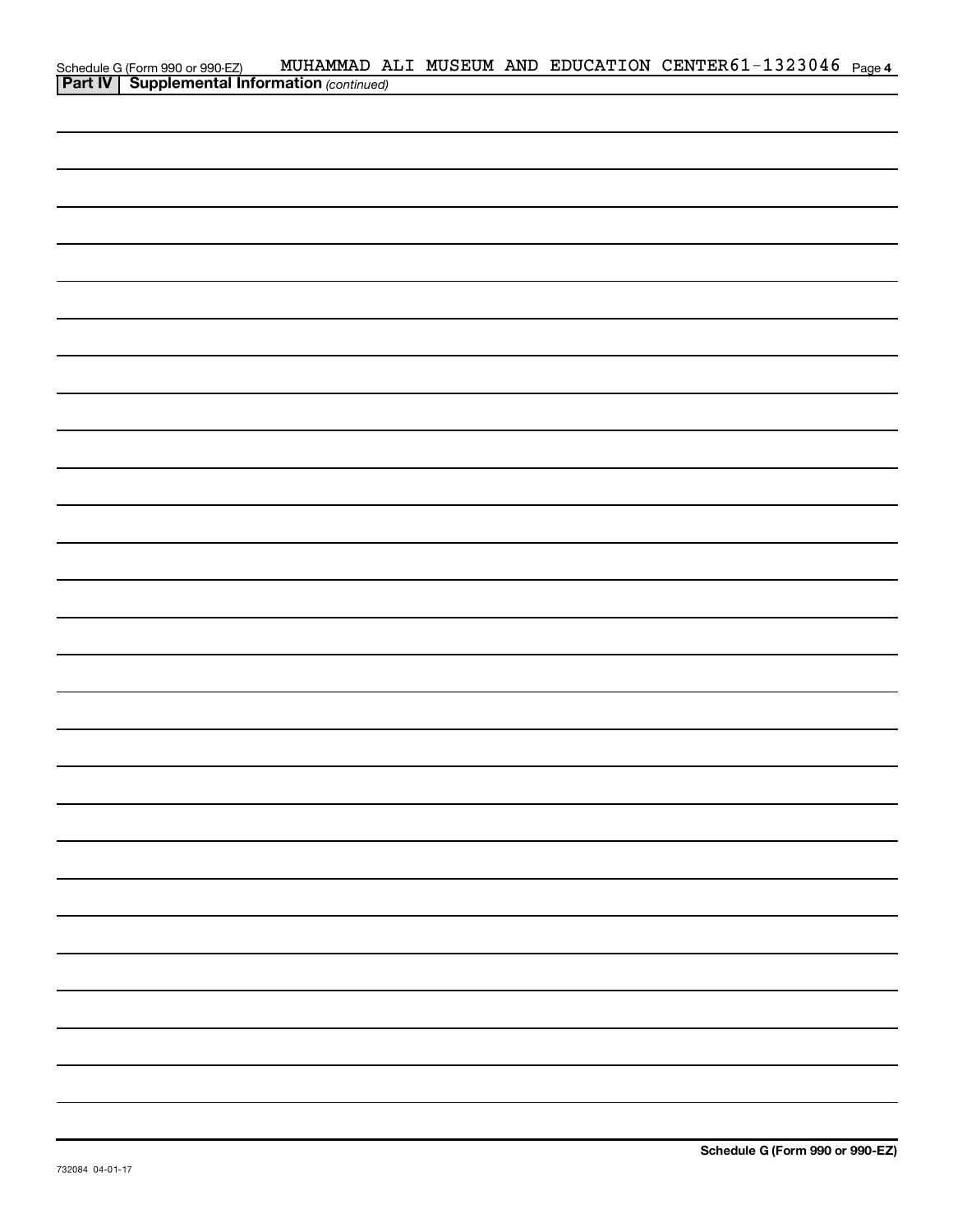Schedule G (Form 990 or 990-EZ) MUHAMMAD ALI MUSEUM AND EDUCATION CENTER 61-1323046 Page 4

**Part IV | Supplemental Information** *(continued)*

**Schedule G (Form 990 or 990-EZ)**

732084 04-01-17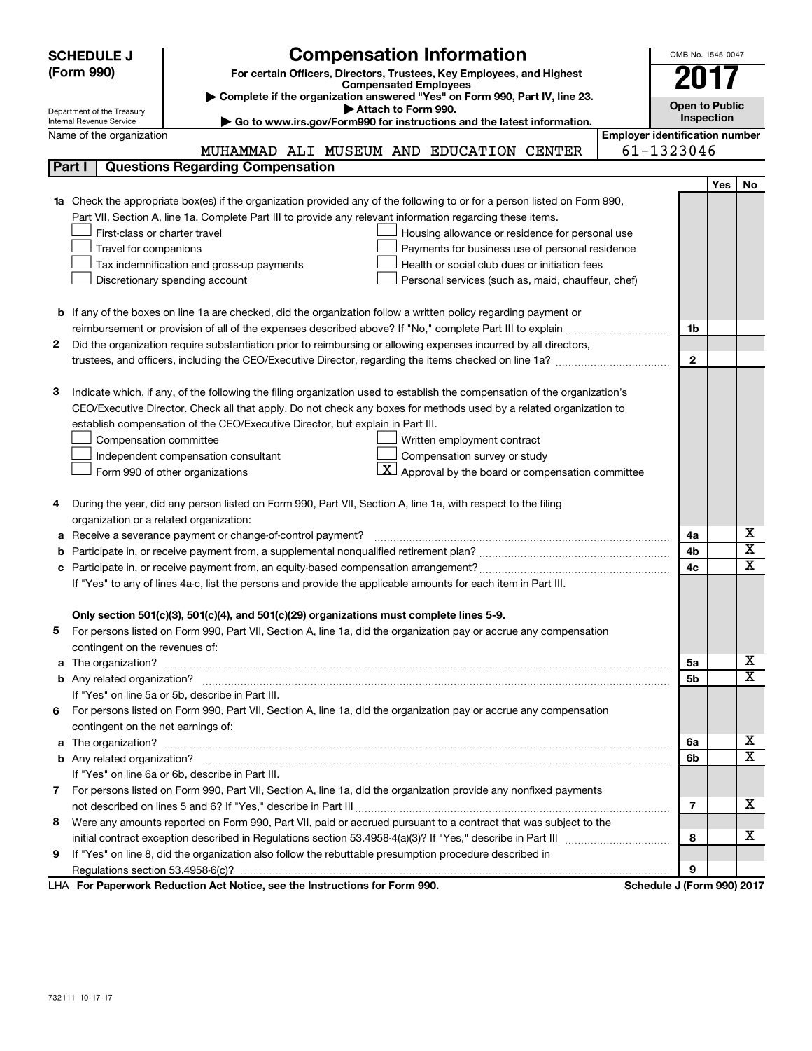# SCHEDULE J (Form 990)

## Compensation Information

**For certain Officers, Directors, Trustees, Key Employees, and Highest Compensated Employees**

▶ Complete if the organization answered "Yes" on Form 990, Part IV, line 23.

▶ Attach to Form 990.

▶ Go to www.irs.gov/Form990 for instructions and the latest information.

OMB No. 1545-0047

**2017**

**Open to Public Inspection**

Department of the Treasury
Internal Revenue Service

Name of the organization: MUHAMMAD ALI MUSEUM AND EDUCATION CENTER

Employer identification number: 61-1323046

## Part I — Questions Regarding Compensation

| | | | Yes | No |
|---|---|---|---|---|
| **1a** | Check the appropriate box(es) if the organization provided any of the following to or for a person listed on Form 990, Part VII, Section A, line 1a. Complete Part III to provide any relevant information regarding these items.<br>☐ First-class or charter travel ☐ Housing allowance or residence for personal use<br>☐ Travel for companions ☐ Payments for business use of personal residence<br>☐ Tax indemnification and gross-up payments ☐ Health or social club dues or initiation fees<br>☐ Discretionary spending account ☐ Personal services (such as, maid, chauffeur, chef) | | | |
| **b** | If any of the boxes on line 1a are checked, did the organization follow a written policy regarding payment or reimbursement or provision of all of the expenses described above? If "No," complete Part III to explain | 1b | | |
| **2** | Did the organization require substantiation prior to reimbursing or allowing expenses incurred by all directors, trustees, and officers, including the CEO/Executive Director, regarding the items checked on line 1a? | 2 | | |
| **3** | Indicate which, if any, of the following the filing organization used to establish the compensation of the organization's CEO/Executive Director. Check all that apply. Do not check any boxes for methods used by a related organization to establish compensation of the CEO/Executive Director, but explain in Part III.<br>☐ Compensation committee ☐ Written employment contract<br>☐ Independent compensation consultant ☐ Compensation survey or study<br>☐ Form 990 of other organizations ☒ Approval by the board or compensation committee | | | |
| **4** | During the year, did any person listed on Form 990, Part VII, Section A, line 1a, with respect to the filing organization or a related organization: | | | |
| **a** | Receive a severance payment or change-of-control payment? | 4a | | X |
| **b** | Participate in, or receive payment from, a supplemental nonqualified retirement plan? | 4b | | X |
| **c** | Participate in, or receive payment from, an equity-based compensation arrangement? | 4c | | X |
| | If "Yes" to any of lines 4a-c, list the persons and provide the applicable amounts for each item in Part III. | | | |
| | **Only section 501(c)(3), 501(c)(4), and 501(c)(29) organizations must complete lines 5-9.** | | | |
| **5** | For persons listed on Form 990, Part VII, Section A, line 1a, did the organization pay or accrue any compensation contingent on the revenues of: | | | |
| **a** | The organization? | 5a | | X |
| **b** | Any related organization? | 5b | | X |
| | If "Yes" on line 5a or 5b, describe in Part III. | | | |
| **6** | For persons listed on Form 990, Part VII, Section A, line 1a, did the organization pay or accrue any compensation contingent on the net earnings of: | | | |
| **a** | The organization? | 6a | | X |
| **b** | Any related organization? | 6b | | X |
| | If "Yes" on line 6a or 6b, describe in Part III. | | | |
| **7** | For persons listed on Form 990, Part VII, Section A, line 1a, did the organization provide any nonfixed payments not described on lines 5 and 6? If "Yes," describe in Part III | 7 | | X |
| **8** | Were any amounts reported on Form 990, Part VII, paid or accrued pursuant to a contract that was subject to the initial contract exception described in Regulations section 53.4958-4(a)(3)? If "Yes," describe in Part III | 8 | | X |
| **9** | If "Yes" on line 8, did the organization also follow the rebuttable presumption procedure described in Regulations section 53.4958-6(c)? | 9 | | |

LHA **For Paperwork Reduction Act Notice, see the Instructions for Form 990.** **Schedule J (Form 990) 2017**

732111 10-17-17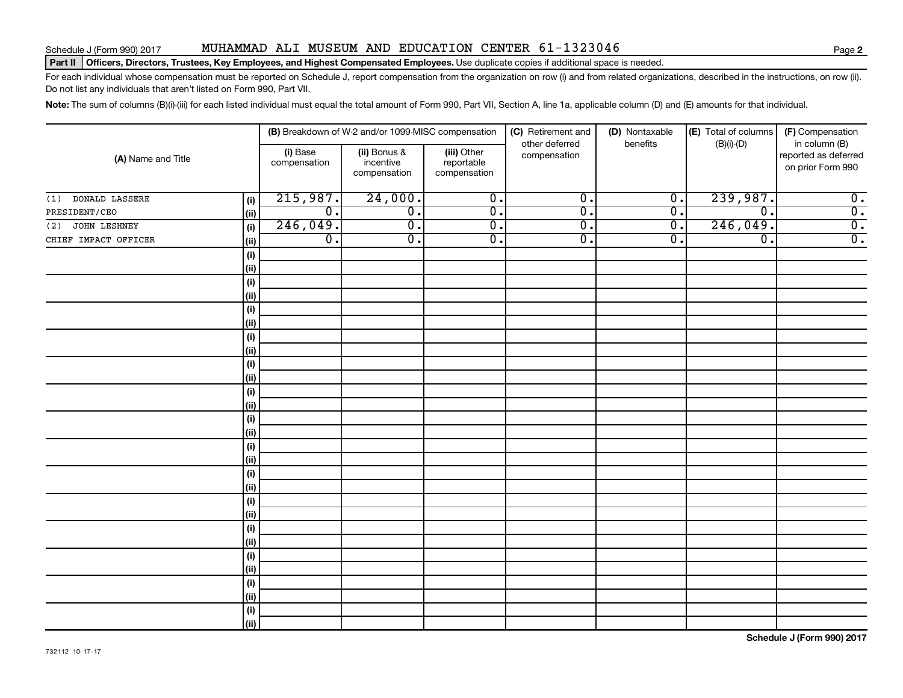Schedule J (Form 990) 2017 MUHAMMAD ALI MUSEUM AND EDUCATION CENTER 61-1323046 Page **2**

**Part II** **Officers, Directors, Trustees, Key Employees, and Highest Compensated Employees.** Use duplicate copies if additional space is needed.

For each individual whose compensation must be reported on Schedule J, report compensation from the organization on row (i) and from related organizations, described in the instructions, on row (ii). Do not list any individuals that aren't listed on Form 990, Part VII.

**Note:** The sum of columns (B)(i)-(iii) for each listed individual must equal the total amount of Form 990, Part VII, Section A, line 1a, applicable column (D) and (E) amounts for that individual.

| (A) Name and Title | | (B) Breakdown of W-2 and/or 1099-MISC compensation | | | (C) Retirement and other deferred compensation | (D) Nontaxable benefits | (E) Total of columns (B)(i)-(D) | (F) Compensation in column (B) reported as deferred on prior Form 990 |
|---|---|---|---|---|---|---|---|---|
| | | (i) Base compensation | (ii) Bonus & incentive compensation | (iii) Other reportable compensation | | | | |
| (1) DONALD LASSERE | (i) | 215,987. | 24,000. | 0. | 0. | 0. | 239,987. | 0. |
| PRESIDENT/CEO | (ii) | 0. | 0. | 0. | 0. | 0. | 0. | 0. |
| (2) JOHN LESHNEY | (i) | 246,049. | 0. | 0. | 0. | 0. | 246,049. | 0. |
| CHIEF IMPACT OFFICER | (ii) | 0. | 0. | 0. | 0. | 0. | 0. | 0. |

**Schedule J (Form 990) 2017**

732112 10-17-17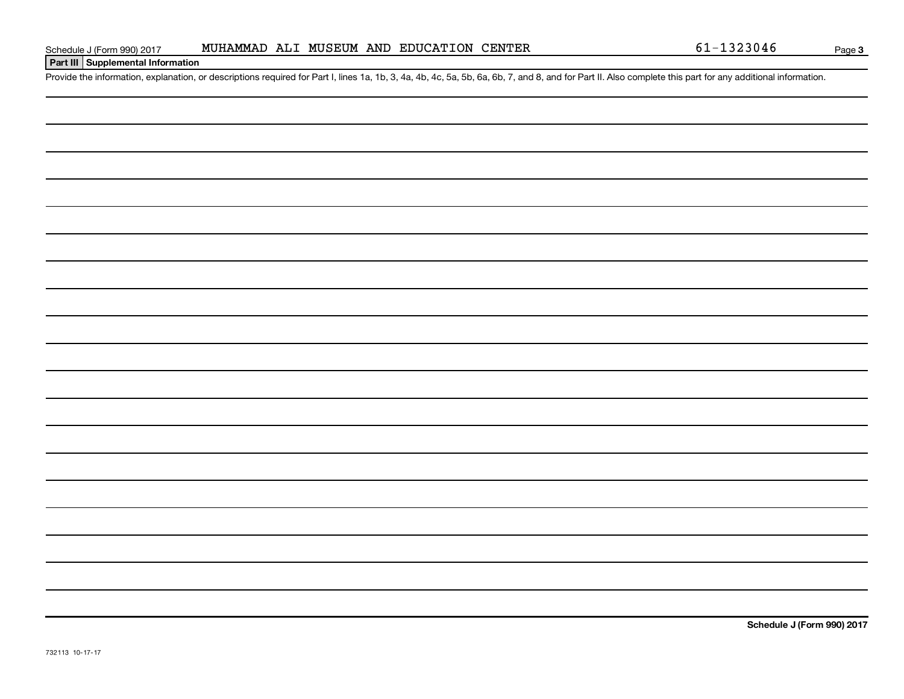Schedule J (Form 990) 2017 MUHAMMAD ALI MUSEUM AND EDUCATION CENTER 61-1323046

**Part III Supplemental Information**

Provide the information, explanation, or descriptions required for Part I, lines 1a, 1b, 3, 4a, 4b, 4c, 5a, 5b, 6a, 6b, 7, and 8, and for Part II. Also complete this part for any additional information.

**Schedule J (Form 990) 2017**

732113 10-17-17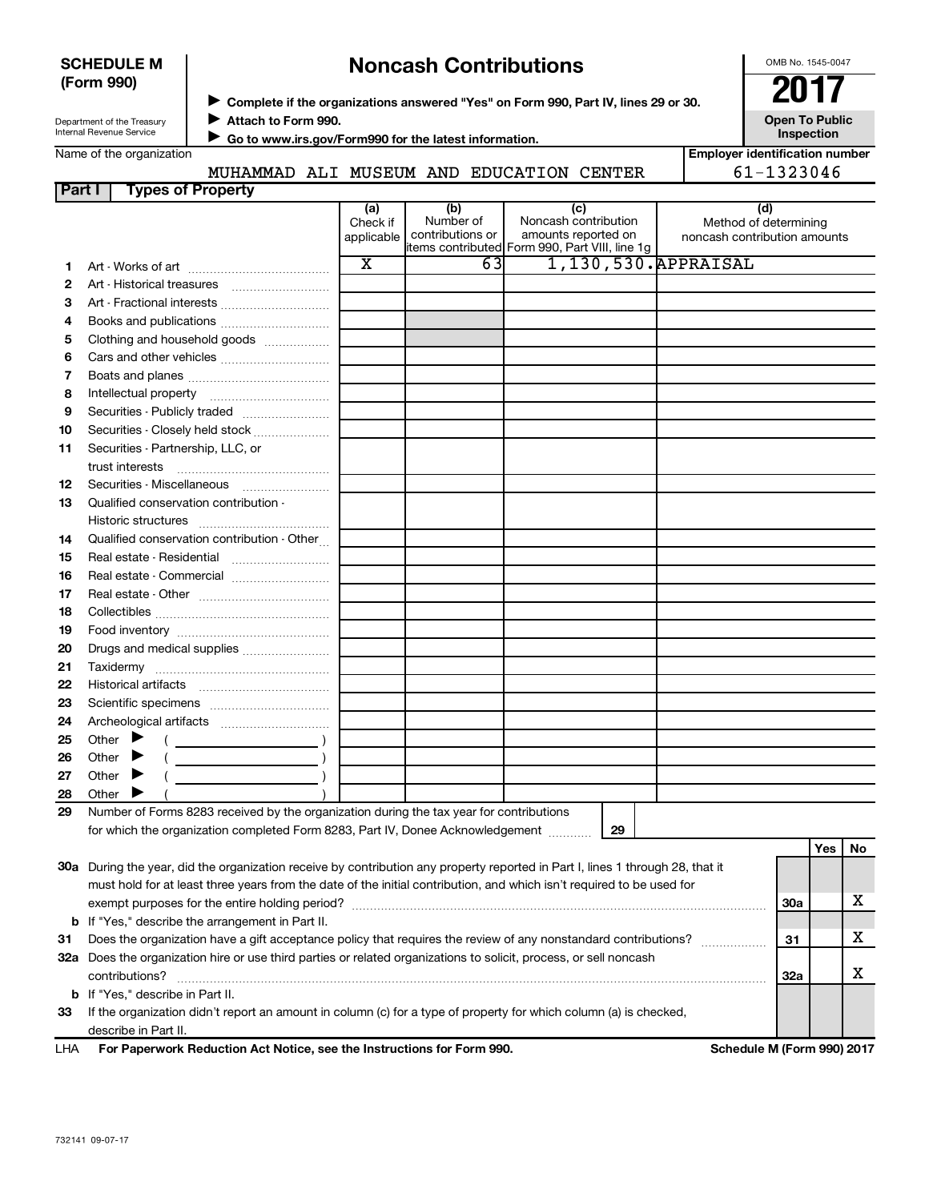**SCHEDULE M (Form 990)**

Department of the Treasury
Internal Revenue Service

# Noncash Contributions

▶ **Complete if the organizations answered "Yes" on Form 990, Part IV, lines 29 or 30.**
▶ **Attach to Form 990.**
▶ **Go to www.irs.gov/Form990 for the latest information.**

OMB No. 1545-0047

**2017**

**Open To Public Inspection**

Name of the organization: MUHAMMAD ALI MUSEUM AND EDUCATION CENTER

**Employer identification number:** 61-1323046

## Part I Types of Property

| | | (a) Check if applicable | (b) Number of contributions or items contributed | (c) Noncash contribution amounts reported on Form 990, Part VIII, line 1g | (d) Method of determining noncash contribution amounts |
|---|---|---|---|---|---|
| 1 | Art - Works of art | X | 63 | 1,130,530. | APPRAISAL |
| 2 | Art - Historical treasures | | | | |
| 3 | Art - Fractional interests | | | | |
| 4 | Books and publications | | | | |
| 5 | Clothing and household goods | | | | |
| 6 | Cars and other vehicles | | | | |
| 7 | Boats and planes | | | | |
| 8 | Intellectual property | | | | |
| 9 | Securities - Publicly traded | | | | |
| 10 | Securities - Closely held stock | | | | |
| 11 | Securities - Partnership, LLC, or trust interests | | | | |
| 12 | Securities - Miscellaneous | | | | |
| 13 | Qualified conservation contribution - Historic structures | | | | |
| 14 | Qualified conservation contribution - Other | | | | |
| 15 | Real estate - Residential | | | | |
| 16 | Real estate - Commercial | | | | |
| 17 | Real estate - Other | | | | |
| 18 | Collectibles | | | | |
| 19 | Food inventory | | | | |
| 20 | Drugs and medical supplies | | | | |
| 21 | Taxidermy | | | | |
| 22 | Historical artifacts | | | | |
| 23 | Scientific specimens | | | | |
| 24 | Archeological artifacts | | | | |
| 25 | Other ▶ ( ) | | | | |
| 26 | Other ▶ ( ) | | | | |
| 27 | Other ▶ ( ) | | | | |
| 28 | Other ▶ ( ) | | | | |

29 Number of Forms 8283 received by the organization during the tax year for contributions for which the organization completed Form 8283, Part IV, Donee Acknowledgement ..... **29**

| | | | Yes | No |
|---|---|---|---|---|
| 30a | During the year, did the organization receive by contribution any property reported in Part I, lines 1 through 28, that it must hold for at least three years from the date of the initial contribution, and which isn't required to be used for exempt purposes for the entire holding period? | 30a | | X |
| b | If "Yes," describe the arrangement in Part II. | | | |
| 31 | Does the organization have a gift acceptance policy that requires the review of any nonstandard contributions? | 31 | | X |
| 32a | Does the organization hire or use third parties or related organizations to solicit, process, or sell noncash contributions? | 32a | | X |
| b | If "Yes," describe in Part II. | | | |
| 33 | If the organization didn't report an amount in column (c) for a type of property for which column (a) is checked, describe in Part II. | | | |

LHA **For Paperwork Reduction Act Notice, see the Instructions for Form 990.** **Schedule M (Form 990) 2017**

732141 09-07-17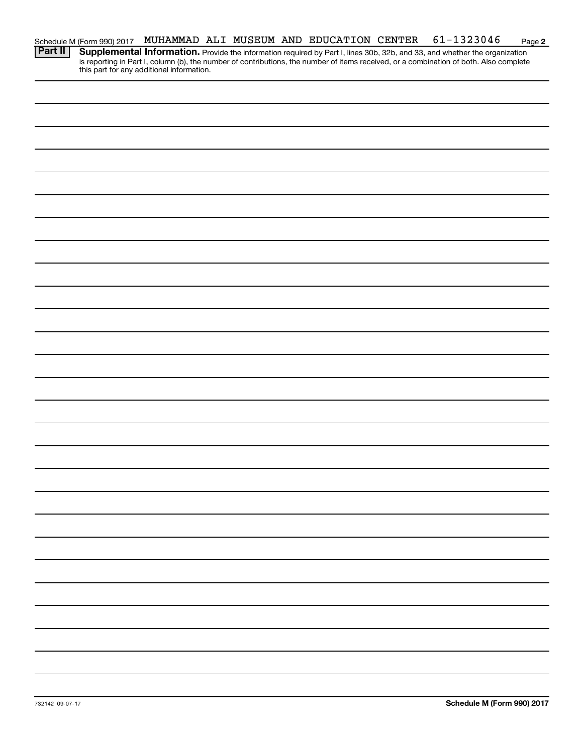Schedule M (Form 990) 2017 MUHAMMAD ALI MUSEUM AND EDUCATION CENTER 61-1323046

**Part II** **Supplemental Information.** Provide the information required by Part I, lines 30b, 32b, and 33, and whether the organization is reporting in Part I, column (b), the number of contributions, the number of items received, or a combination of both. Also complete this part for any additional information.

732142 09-07-17

**Schedule M (Form 990) 2017**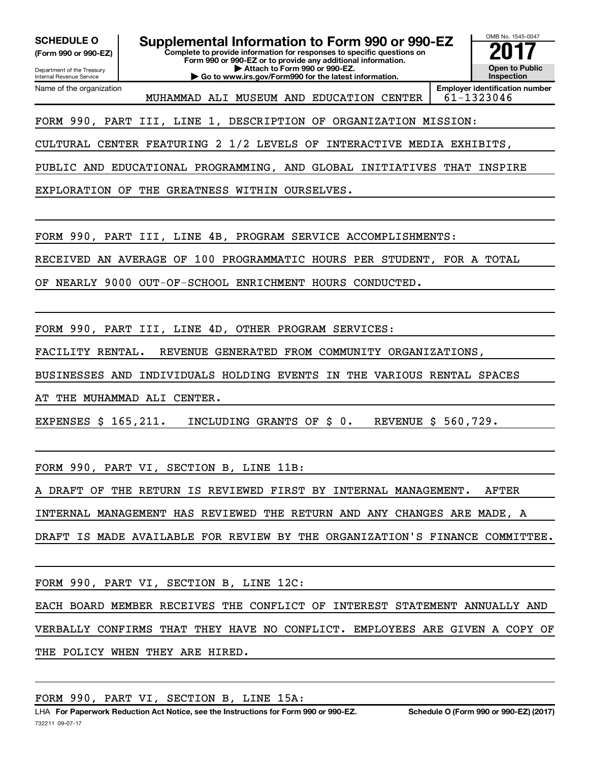**SCHEDULE O (Form 990 or 990-EZ)**

Department of the Treasury
Internal Revenue Service

# Supplemental Information to Form 990 or 990-EZ

**Complete to provide information for responses to specific questions on Form 990 or 990-EZ or to provide any additional information.**
**▶ Attach to Form 990 or 990-EZ.**
**▶ Go to www.irs.gov/Form990 for the latest information.**

OMB No. 1545-0047

**2017**

**Open to Public Inspection**

Name of the organization: MUHAMMAD ALI MUSEUM AND EDUCATION CENTER

**Employer identification number** 61-1323046

FORM 990, PART III, LINE 1, DESCRIPTION OF ORGANIZATION MISSION:

CULTURAL CENTER FEATURING 2 1/2 LEVELS OF INTERACTIVE MEDIA EXHIBITS, PUBLIC AND EDUCATIONAL PROGRAMMING, AND GLOBAL INITIATIVES THAT INSPIRE EXPLORATION OF THE GREATNESS WITHIN OURSELVES.

FORM 990, PART III, LINE 4B, PROGRAM SERVICE ACCOMPLISHMENTS:

RECEIVED AN AVERAGE OF 100 PROGRAMMATIC HOURS PER STUDENT, FOR A TOTAL OF NEARLY 9000 OUT-OF-SCHOOL ENRICHMENT HOURS CONDUCTED.

FORM 990, PART III, LINE 4D, OTHER PROGRAM SERVICES:

FACILITY RENTAL. REVENUE GENERATED FROM COMMUNITY ORGANIZATIONS, BUSINESSES AND INDIVIDUALS HOLDING EVENTS IN THE VARIOUS RENTAL SPACES AT THE MUHAMMAD ALI CENTER.

EXPENSES $ 165,211. INCLUDING GRANTS OF $ 0. REVENUE $ 560,729.

FORM 990, PART VI, SECTION B, LINE 11B:

A DRAFT OF THE RETURN IS REVIEWED FIRST BY INTERNAL MANAGEMENT. AFTER INTERNAL MANAGEMENT HAS REVIEWED THE RETURN AND ANY CHANGES ARE MADE, A DRAFT IS MADE AVAILABLE FOR REVIEW BY THE ORGANIZATION'S FINANCE COMMITTEE.

FORM 990, PART VI, SECTION B, LINE 12C:

EACH BOARD MEMBER RECEIVES THE CONFLICT OF INTEREST STATEMENT ANNUALLY AND VERBALLY CONFIRMS THAT THEY HAVE NO CONFLICT. EMPLOYEES ARE GIVEN A COPY OF THE POLICY WHEN THEY ARE HIRED.

FORM 990, PART VI, SECTION B, LINE 15A:

LHA **For Paperwork Reduction Act Notice, see the Instructions for Form 990 or 990-EZ.** **Schedule O (Form 990 or 990-EZ) (2017)**

732211 09-07-17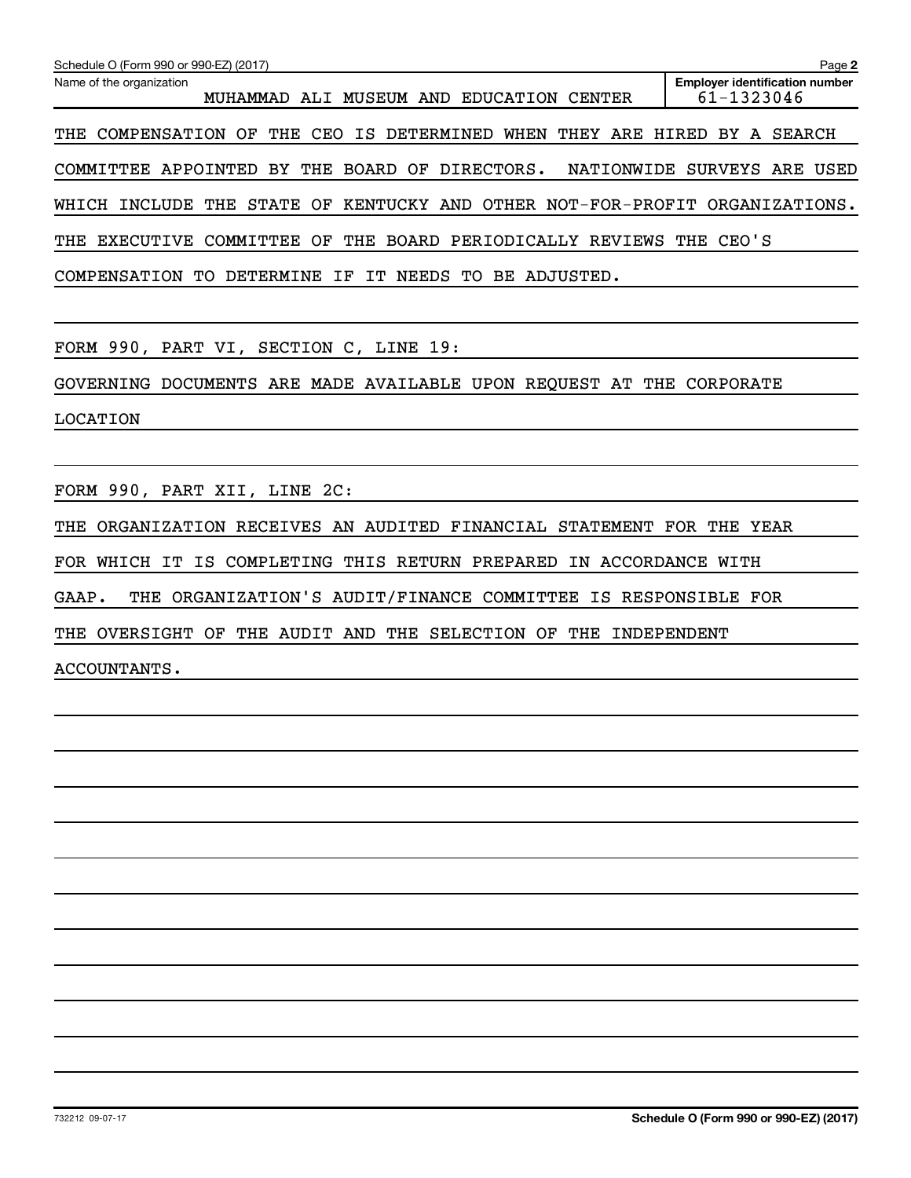Name of the organization: MUHAMMAD ALI MUSEUM AND EDUCATION CENTER

**Employer identification number** 61-1323046

THE COMPENSATION OF THE CEO IS DETERMINED WHEN THEY ARE HIRED BY A SEARCH COMMITTEE APPOINTED BY THE BOARD OF DIRECTORS. NATIONWIDE SURVEYS ARE USED WHICH INCLUDE THE STATE OF KENTUCKY AND OTHER NOT-FOR-PROFIT ORGANIZATIONS. THE EXECUTIVE COMMITTEE OF THE BOARD PERIODICALLY REVIEWS THE CEO'S COMPENSATION TO DETERMINE IF IT NEEDS TO BE ADJUSTED.

FORM 990, PART VI, SECTION C, LINE 19:

GOVERNING DOCUMENTS ARE MADE AVAILABLE UPON REQUEST AT THE CORPORATE LOCATION

FORM 990, PART XII, LINE 2C:

THE ORGANIZATION RECEIVES AN AUDITED FINANCIAL STATEMENT FOR THE YEAR FOR WHICH IT IS COMPLETING THIS RETURN PREPARED IN ACCORDANCE WITH GAAP. THE ORGANIZATION'S AUDIT/FINANCE COMMITTEE IS RESPONSIBLE FOR THE OVERSIGHT OF THE AUDIT AND THE SELECTION OF THE INDEPENDENT ACCOUNTANTS.

732212 09-07-17 **Schedule O (Form 990 or 990-EZ) (2017)**